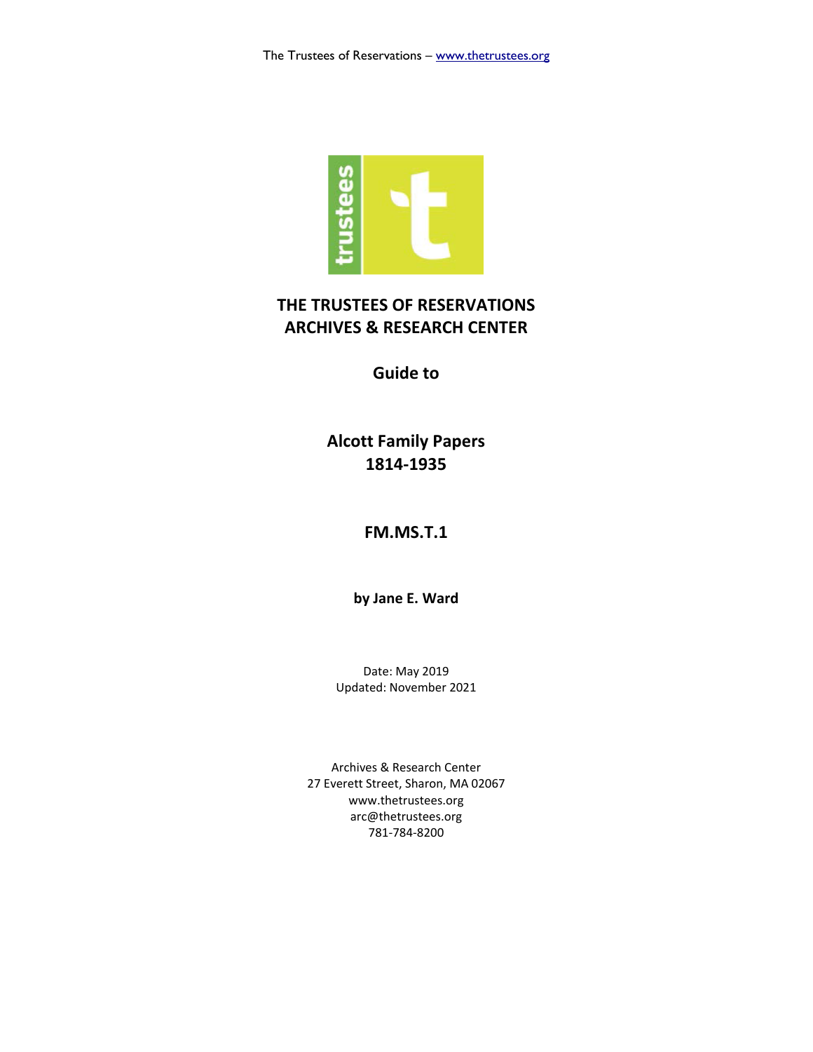# THE TRUSTEES OF RESERVATIONS
# ARCHIVES & RESEARCH CENTER

## Guide to

## Alcott Family Papers
## 1814-1935

## FM.MS.T.1

**by Jane E. Ward**

Date: May 2019
Updated: November 2021

Archives & Research Center
27 Everett Street, Sharon, MA 02067
www.thetrustees.org
arc@thetrustees.org
781-784-8200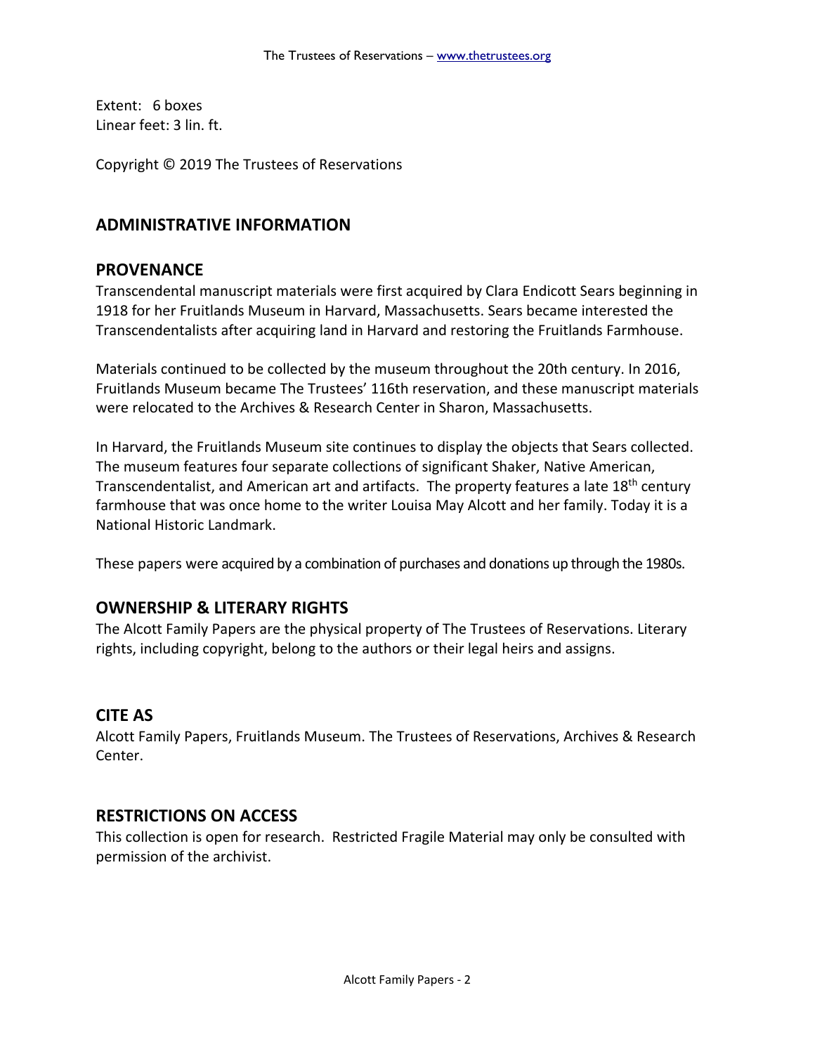Extent: 6 boxes
Linear feet: 3 lin. ft.

Copyright © 2019 The Trustees of Reservations

## ADMINISTRATIVE INFORMATION

### PROVENANCE

Transcendental manuscript materials were first acquired by Clara Endicott Sears beginning in 1918 for her Fruitlands Museum in Harvard, Massachusetts. Sears became interested the Transcendentalists after acquiring land in Harvard and restoring the Fruitlands Farmhouse.

Materials continued to be collected by the museum throughout the 20th century. In 2016, Fruitlands Museum became The Trustees' 116th reservation, and these manuscript materials were relocated to the Archives & Research Center in Sharon, Massachusetts.

In Harvard, the Fruitlands Museum site continues to display the objects that Sears collected. The museum features four separate collections of significant Shaker, Native American, Transcendentalist, and American art and artifacts. The property features a late 18th century farmhouse that was once home to the writer Louisa May Alcott and her family. Today it is a National Historic Landmark.

These papers were acquired by a combination of purchases and donations up through the 1980s.

### OWNERSHIP & LITERARY RIGHTS

The Alcott Family Papers are the physical property of The Trustees of Reservations. Literary rights, including copyright, belong to the authors or their legal heirs and assigns.

### CITE AS

Alcott Family Papers, Fruitlands Museum. The Trustees of Reservations, Archives & Research Center.

### RESTRICTIONS ON ACCESS

This collection is open for research. Restricted Fragile Material may only be consulted with permission of the archivist.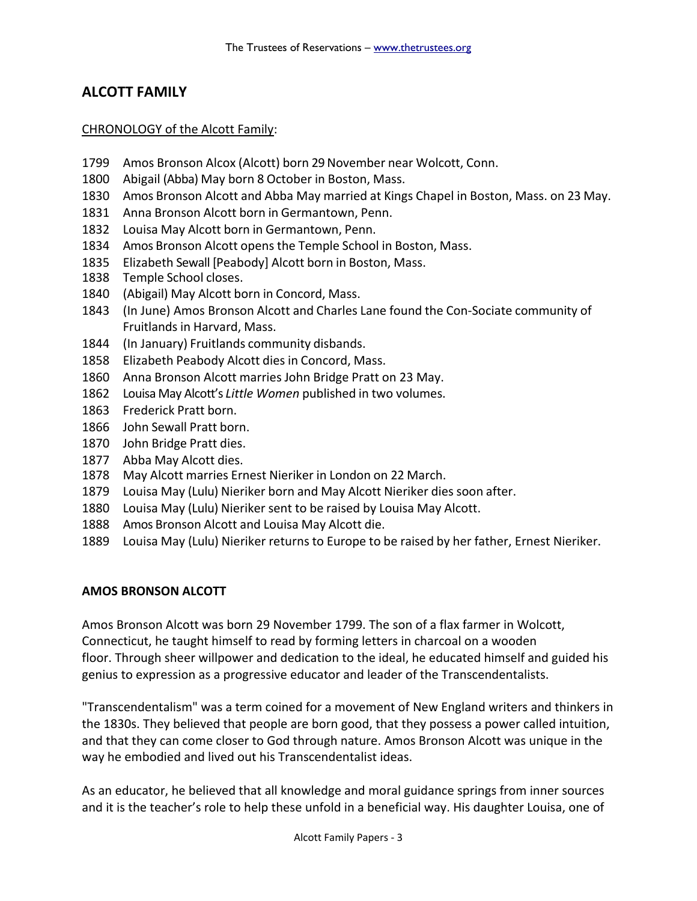## ALCOTT FAMILY

CHRONOLOGY of the Alcott Family:

1799 Amos Bronson Alcox (Alcott) born 29 November near Wolcott, Conn.
1800 Abigail (Abba) May born 8 October in Boston, Mass.
1830 Amos Bronson Alcott and Abba May married at Kings Chapel in Boston, Mass. on 23 May.
1831 Anna Bronson Alcott born in Germantown, Penn.
1832 Louisa May Alcott born in Germantown, Penn.
1834 Amos Bronson Alcott opens the Temple School in Boston, Mass.
1835 Elizabeth Sewall [Peabody] Alcott born in Boston, Mass.
1838 Temple School closes.
1840 (Abigail) May Alcott born in Concord, Mass.
1843 (In June) Amos Bronson Alcott and Charles Lane found the Con-Sociate community of Fruitlands in Harvard, Mass.
1844 (In January) Fruitlands community disbands.
1858 Elizabeth Peabody Alcott dies in Concord, Mass.
1860 Anna Bronson Alcott marries John Bridge Pratt on 23 May.
1862 Louisa May Alcott's *Little Women* published in two volumes.
1863 Frederick Pratt born.
1866 John Sewall Pratt born.
1870 John Bridge Pratt dies.
1877 Abba May Alcott dies.
1878 May Alcott marries Ernest Nieriker in London on 22 March.
1879 Louisa May (Lulu) Nieriker born and May Alcott Nieriker dies soon after.
1880 Louisa May (Lulu) Nieriker sent to be raised by Louisa May Alcott.
1888 Amos Bronson Alcott and Louisa May Alcott die.
1889 Louisa May (Lulu) Nieriker returns to Europe to be raised by her father, Ernest Nieriker.

### AMOS BRONSON ALCOTT

Amos Bronson Alcott was born 29 November 1799. The son of a flax farmer in Wolcott, Connecticut, he taught himself to read by forming letters in charcoal on a wooden floor. Through sheer willpower and dedication to the ideal, he educated himself and guided his genius to expression as a progressive educator and leader of the Transcendentalists.

"Transcendentalism" was a term coined for a movement of New England writers and thinkers in the 1830s. They believed that people are born good, that they possess a power called intuition, and that they can come closer to God through nature. Amos Bronson Alcott was unique in the way he embodied and lived out his Transcendentalist ideas.

As an educator, he believed that all knowledge and moral guidance springs from inner sources and it is the teacher's role to help these unfold in a beneficial way. His daughter Louisa, one of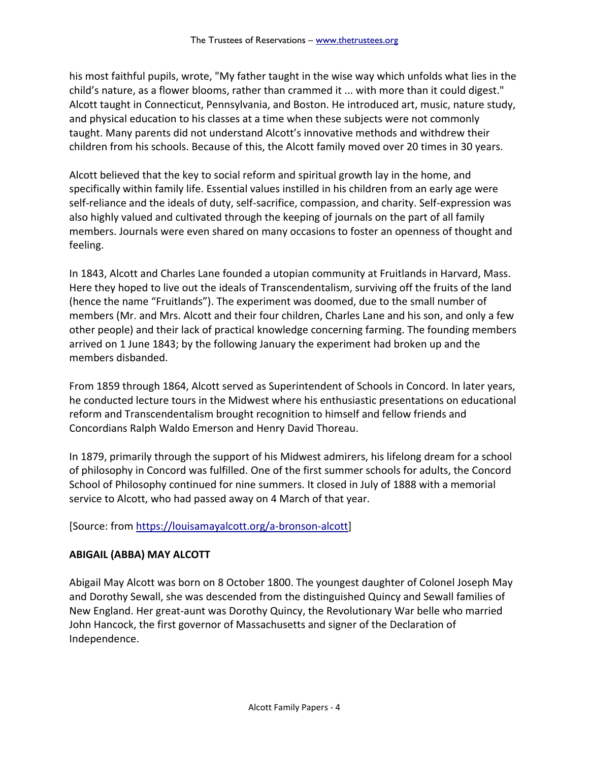his most faithful pupils, wrote, "My father taught in the wise way which unfolds what lies in the child's nature, as a flower blooms, rather than crammed it ... with more than it could digest." Alcott taught in Connecticut, Pennsylvania, and Boston. He introduced art, music, nature study, and physical education to his classes at a time when these subjects were not commonly taught. Many parents did not understand Alcott's innovative methods and withdrew their children from his schools. Because of this, the Alcott family moved over 20 times in 30 years.

Alcott believed that the key to social reform and spiritual growth lay in the home, and specifically within family life. Essential values instilled in his children from an early age were self-reliance and the ideals of duty, self-sacrifice, compassion, and charity. Self-expression was also highly valued and cultivated through the keeping of journals on the part of all family members. Journals were even shared on many occasions to foster an openness of thought and feeling.

In 1843, Alcott and Charles Lane founded a utopian community at Fruitlands in Harvard, Mass. Here they hoped to live out the ideals of Transcendentalism, surviving off the fruits of the land (hence the name "Fruitlands"). The experiment was doomed, due to the small number of members (Mr. and Mrs. Alcott and their four children, Charles Lane and his son, and only a few other people) and their lack of practical knowledge concerning farming. The founding members arrived on 1 June 1843; by the following January the experiment had broken up and the members disbanded.

From 1859 through 1864, Alcott served as Superintendent of Schools in Concord. In later years, he conducted lecture tours in the Midwest where his enthusiastic presentations on educational reform and Transcendentalism brought recognition to himself and fellow friends and Concordians Ralph Waldo Emerson and Henry David Thoreau.

In 1879, primarily through the support of his Midwest admirers, his lifelong dream for a school of philosophy in Concord was fulfilled. One of the first summer schools for adults, the Concord School of Philosophy continued for nine summers. It closed in July of 1888 with a memorial service to Alcott, who had passed away on 4 March of that year.

[Source: from https://louisamayalcott.org/a-bronson-alcott]

**ABIGAIL (ABBA) MAY ALCOTT**

Abigail May Alcott was born on 8 October 1800. The youngest daughter of Colonel Joseph May and Dorothy Sewall, she was descended from the distinguished Quincy and Sewall families of New England. Her great-aunt was Dorothy Quincy, the Revolutionary War belle who married John Hancock, the first governor of Massachusetts and signer of the Declaration of Independence.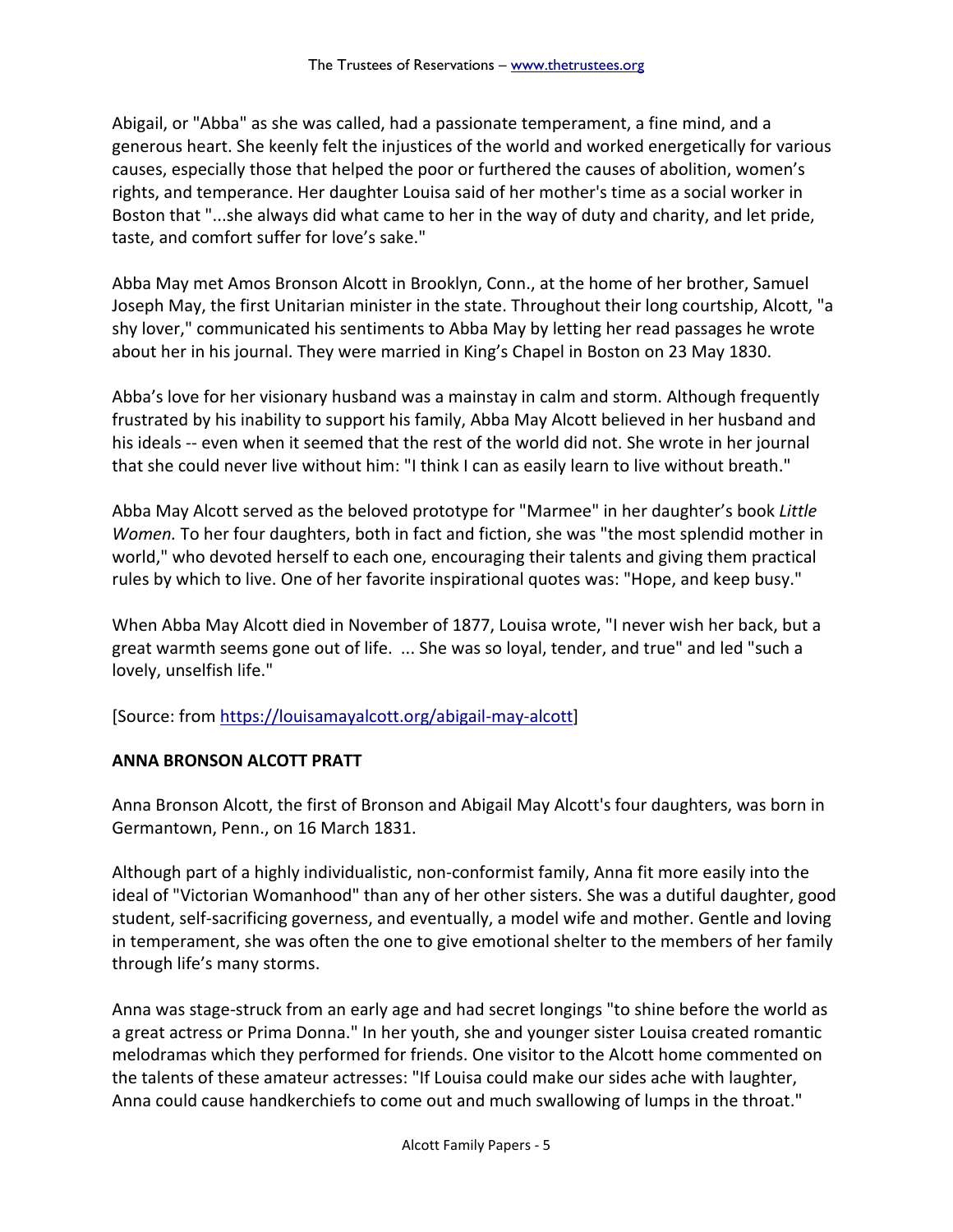Abigail, or "Abba" as she was called, had a passionate temperament, a fine mind, and a generous heart. She keenly felt the injustices of the world and worked energetically for various causes, especially those that helped the poor or furthered the causes of abolition, women's rights, and temperance. Her daughter Louisa said of her mother's time as a social worker in Boston that "...she always did what came to her in the way of duty and charity, and let pride, taste, and comfort suffer for love's sake."

Abba May met Amos Bronson Alcott in Brooklyn, Conn., at the home of her brother, Samuel Joseph May, the first Unitarian minister in the state. Throughout their long courtship, Alcott, "a shy lover," communicated his sentiments to Abba May by letting her read passages he wrote about her in his journal. They were married in King's Chapel in Boston on 23 May 1830.

Abba's love for her visionary husband was a mainstay in calm and storm. Although frequently frustrated by his inability to support his family, Abba May Alcott believed in her husband and his ideals -- even when it seemed that the rest of the world did not. She wrote in her journal that she could never live without him: "I think I can as easily learn to live without breath."

Abba May Alcott served as the beloved prototype for "Marmee" in her daughter's book *Little Women.* To her four daughters, both in fact and fiction, she was "the most splendid mother in world," who devoted herself to each one, encouraging their talents and giving them practical rules by which to live. One of her favorite inspirational quotes was: "Hope, and keep busy."

When Abba May Alcott died in November of 1877, Louisa wrote, "I never wish her back, but a great warmth seems gone out of life. ... She was so loyal, tender, and true" and led "such a lovely, unselfish life."

[Source: from https://louisamayalcott.org/abigail-may-alcott]

**ANNA BRONSON ALCOTT PRATT**

Anna Bronson Alcott, the first of Bronson and Abigail May Alcott's four daughters, was born in Germantown, Penn., on 16 March 1831.

Although part of a highly individualistic, non-conformist family, Anna fit more easily into the ideal of "Victorian Womanhood" than any of her other sisters. She was a dutiful daughter, good student, self-sacrificing governess, and eventually, a model wife and mother. Gentle and loving in temperament, she was often the one to give emotional shelter to the members of her family through life's many storms.

Anna was stage-struck from an early age and had secret longings "to shine before the world as a great actress or Prima Donna." In her youth, she and younger sister Louisa created romantic melodramas which they performed for friends. One visitor to the Alcott home commented on the talents of these amateur actresses: "If Louisa could make our sides ache with laughter, Anna could cause handkerchiefs to come out and much swallowing of lumps in the throat."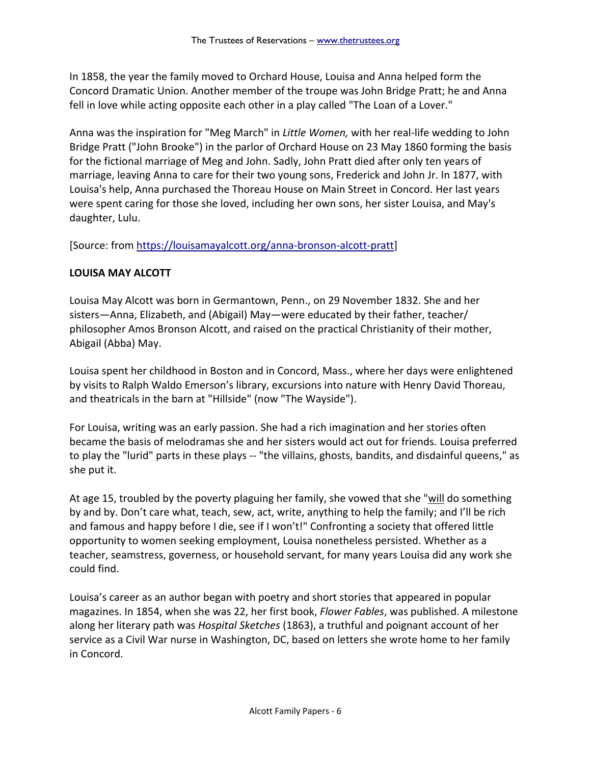In 1858, the year the family moved to Orchard House, Louisa and Anna helped form the Concord Dramatic Union. Another member of the troupe was John Bridge Pratt; he and Anna fell in love while acting opposite each other in a play called "The Loan of a Lover."

Anna was the inspiration for "Meg March" in *Little Women,* with her real-life wedding to John Bridge Pratt ("John Brooke") in the parlor of Orchard House on 23 May 1860 forming the basis for the fictional marriage of Meg and John. Sadly, John Pratt died after only ten years of marriage, leaving Anna to care for their two young sons, Frederick and John Jr. In 1877, with Louisa's help, Anna purchased the Thoreau House on Main Street in Concord. Her last years were spent caring for those she loved, including her own sons, her sister Louisa, and May's daughter, Lulu.

[Source: from https://louisamayalcott.org/anna-bronson-alcott-pratt]

**LOUISA MAY ALCOTT**

Louisa May Alcott was born in Germantown, Penn., on 29 November 1832. She and her sisters—Anna, Elizabeth, and (Abigail) May—were educated by their father, teacher/ philosopher Amos Bronson Alcott, and raised on the practical Christianity of their mother, Abigail (Abba) May.

Louisa spent her childhood in Boston and in Concord, Mass., where her days were enlightened by visits to Ralph Waldo Emerson's library, excursions into nature with Henry David Thoreau, and theatricals in the barn at "Hillside" (now "The Wayside").

For Louisa, writing was an early passion. She had a rich imagination and her stories often became the basis of melodramas she and her sisters would act out for friends. Louisa preferred to play the "lurid" parts in these plays -- "the villains, ghosts, bandits, and disdainful queens," as she put it.

At age 15, troubled by the poverty plaguing her family, she vowed that she "<u>will</u> do something by and by. Don't care what, teach, sew, act, write, anything to help the family; and I'll be rich and famous and happy before I die, see if I won't!" Confronting a society that offered little opportunity to women seeking employment, Louisa nonetheless persisted. Whether as a teacher, seamstress, governess, or household servant, for many years Louisa did any work she could find.

Louisa's career as an author began with poetry and short stories that appeared in popular magazines. In 1854, when she was 22, her first book, *Flower Fables*, was published. A milestone along her literary path was *Hospital Sketches* (1863), a truthful and poignant account of her service as a Civil War nurse in Washington, DC, based on letters she wrote home to her family in Concord.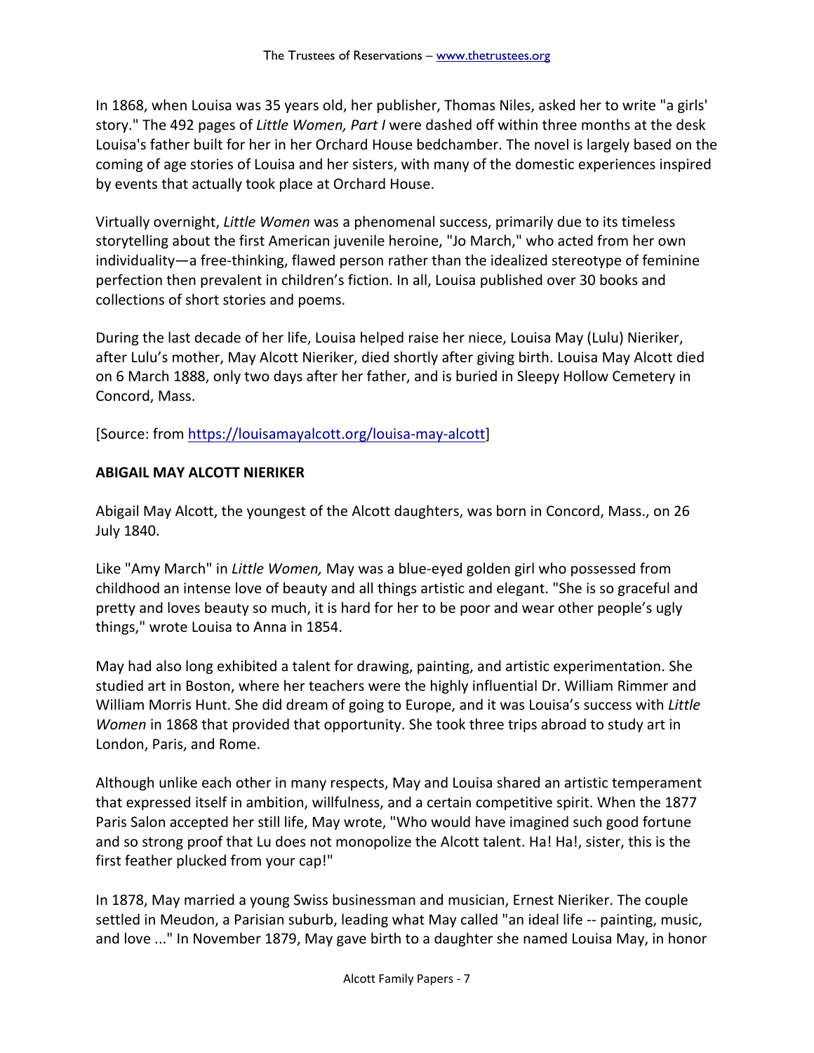In 1868, when Louisa was 35 years old, her publisher, Thomas Niles, asked her to write "a girls' story." The 492 pages of *Little Women, Part I* were dashed off within three months at the desk Louisa's father built for her in her Orchard House bedchamber. The novel is largely based on the coming of age stories of Louisa and her sisters, with many of the domestic experiences inspired by events that actually took place at Orchard House.

Virtually overnight, *Little Women* was a phenomenal success, primarily due to its timeless storytelling about the first American juvenile heroine, "Jo March," who acted from her own individuality—a free-thinking, flawed person rather than the idealized stereotype of feminine perfection then prevalent in children's fiction. In all, Louisa published over 30 books and collections of short stories and poems.

During the last decade of her life, Louisa helped raise her niece, Louisa May (Lulu) Nieriker, after Lulu's mother, May Alcott Nieriker, died shortly after giving birth. Louisa May Alcott died on 6 March 1888, only two days after her father, and is buried in Sleepy Hollow Cemetery in Concord, Mass.

[Source: from https://louisamayalcott.org/louisa-may-alcott]

**ABIGAIL MAY ALCOTT NIERIKER**

Abigail May Alcott, the youngest of the Alcott daughters, was born in Concord, Mass., on 26 July 1840.

Like "Amy March" in *Little Women,* May was a blue-eyed golden girl who possessed from childhood an intense love of beauty and all things artistic and elegant. "She is so graceful and pretty and loves beauty so much, it is hard for her to be poor and wear other people's ugly things," wrote Louisa to Anna in 1854.

May had also long exhibited a talent for drawing, painting, and artistic experimentation. She studied art in Boston, where her teachers were the highly influential Dr. William Rimmer and William Morris Hunt. She did dream of going to Europe, and it was Louisa's success with *Little Women* in 1868 that provided that opportunity. She took three trips abroad to study art in London, Paris, and Rome.

Although unlike each other in many respects, May and Louisa shared an artistic temperament that expressed itself in ambition, willfulness, and a certain competitive spirit. When the 1877 Paris Salon accepted her still life, May wrote, "Who would have imagined such good fortune and so strong proof that Lu does not monopolize the Alcott talent. Ha! Ha!, sister, this is the first feather plucked from your cap!"

In 1878, May married a young Swiss businessman and musician, Ernest Nieriker. The couple settled in Meudon, a Parisian suburb, leading what May called "an ideal life -- painting, music, and love ..." In November 1879, May gave birth to a daughter she named Louisa May, in honor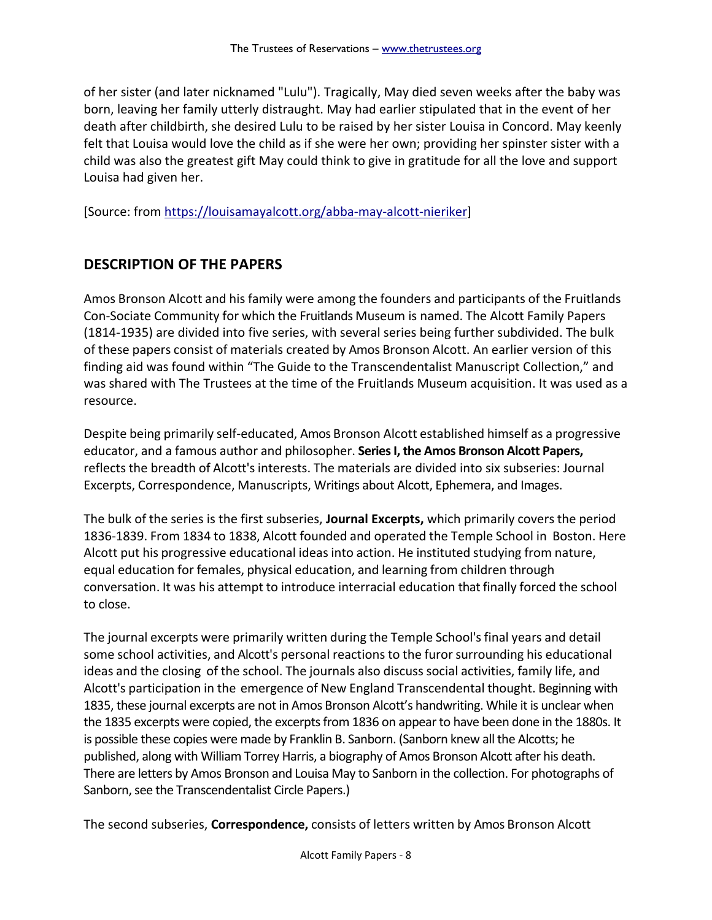of her sister (and later nicknamed "Lulu"). Tragically, May died seven weeks after the baby was born, leaving her family utterly distraught. May had earlier stipulated that in the event of her death after childbirth, she desired Lulu to be raised by her sister Louisa in Concord. May keenly felt that Louisa would love the child as if she were her own; providing her spinster sister with a child was also the greatest gift May could think to give in gratitude for all the love and support Louisa had given her.

[Source: from https://louisamayalcott.org/abba-may-alcott-nieriker]

## DESCRIPTION OF THE PAPERS

Amos Bronson Alcott and his family were among the founders and participants of the Fruitlands Con-Sociate Community for which the Fruitlands Museum is named. The Alcott Family Papers (1814-1935) are divided into five series, with several series being further subdivided. The bulk of these papers consist of materials created by Amos Bronson Alcott. An earlier version of this finding aid was found within "The Guide to the Transcendentalist Manuscript Collection," and was shared with The Trustees at the time of the Fruitlands Museum acquisition. It was used as a resource.

Despite being primarily self-educated, Amos Bronson Alcott established himself as a progressive educator, and a famous author and philosopher. **Series I, the Amos Bronson Alcott Papers,** reflects the breadth of Alcott's interests. The materials are divided into six subseries: Journal Excerpts, Correspondence, Manuscripts, Writings about Alcott, Ephemera, and Images.

The bulk of the series is the first subseries, **Journal Excerpts,** which primarily covers the period 1836-1839. From 1834 to 1838, Alcott founded and operated the Temple School in Boston. Here Alcott put his progressive educational ideas into action. He instituted studying from nature, equal education for females, physical education, and learning from children through conversation. It was his attempt to introduce interracial education that finally forced the school to close.

The journal excerpts were primarily written during the Temple School's final years and detail some school activities, and Alcott's personal reactions to the furor surrounding his educational ideas and the closing of the school. The journals also discuss social activities, family life, and Alcott's participation in the emergence of New England Transcendental thought. Beginning with 1835, these journal excerpts are not in Amos Bronson Alcott's handwriting. While it is unclear when the 1835 excerpts were copied, the excerpts from 1836 on appear to have been done in the 1880s. It is possible these copies were made by Franklin B. Sanborn. (Sanborn knew all the Alcotts; he published, along with William Torrey Harris, a biography of Amos Bronson Alcott after his death. There are letters by Amos Bronson and Louisa May to Sanborn in the collection. For photographs of Sanborn, see the Transcendentalist Circle Papers.)

The second subseries, **Correspondence,** consists of letters written by Amos Bronson Alcott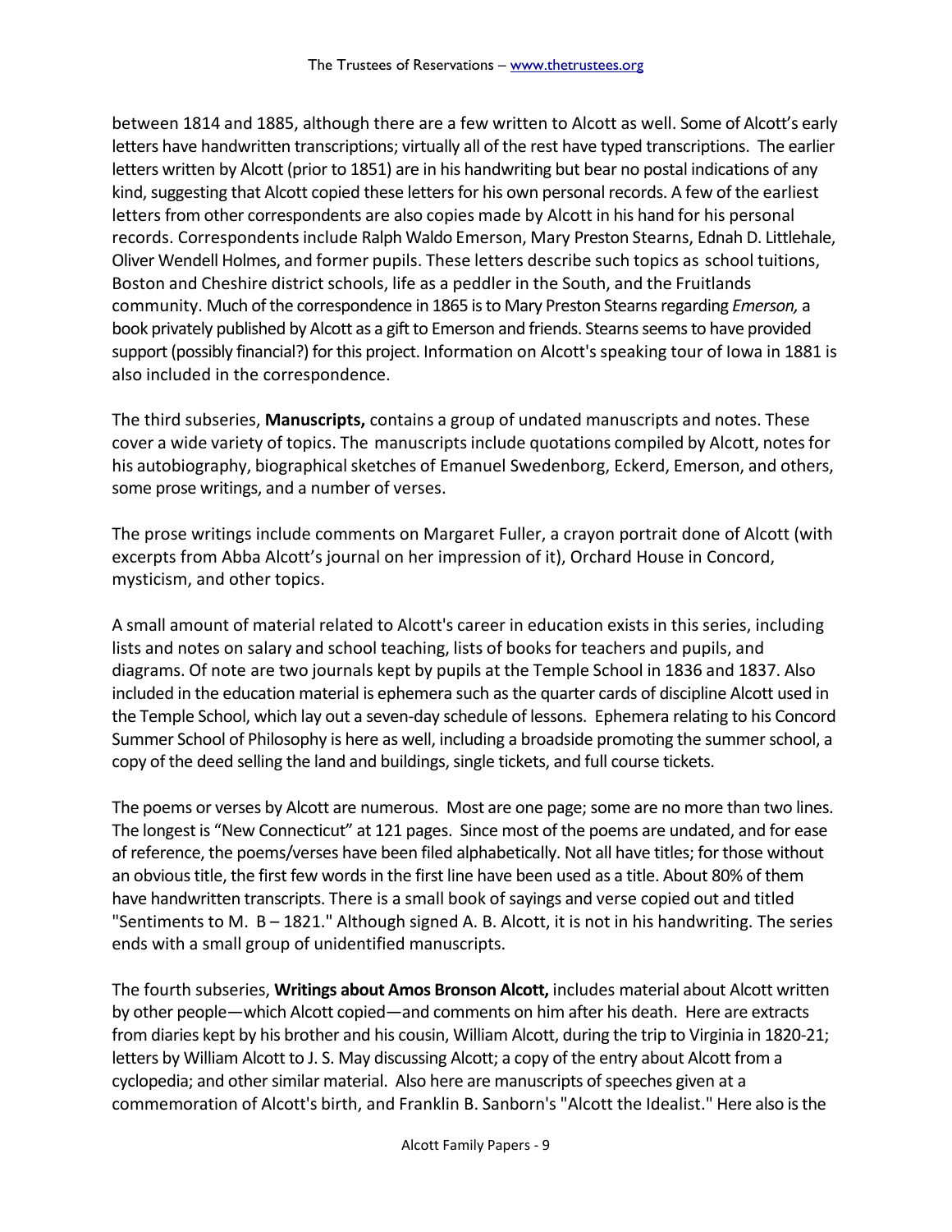between 1814 and 1885, although there are a few written to Alcott as well. Some of Alcott's early letters have handwritten transcriptions; virtually all of the rest have typed transcriptions. The earlier letters written by Alcott (prior to 1851) are in his handwriting but bear no postal indications of any kind, suggesting that Alcott copied these letters for his own personal records. A few of the earliest letters from other correspondents are also copies made by Alcott in his hand for his personal records. Correspondents include Ralph Waldo Emerson, Mary Preston Stearns, Ednah D. Littlehale, Oliver Wendell Holmes, and former pupils. These letters describe such topics as school tuitions, Boston and Cheshire district schools, life as a peddler in the South, and the Fruitlands community. Much of the correspondence in 1865 is to Mary Preston Stearns regarding *Emerson,* a book privately published by Alcott as a gift to Emerson and friends. Stearns seems to have provided support (possibly financial?) for this project. Information on Alcott's speaking tour of Iowa in 1881 is also included in the correspondence.

The third subseries, **Manuscripts,** contains a group of undated manuscripts and notes. These cover a wide variety of topics. The manuscripts include quotations compiled by Alcott, notes for his autobiography, biographical sketches of Emanuel Swedenborg, Eckerd, Emerson, and others, some prose writings, and a number of verses.

The prose writings include comments on Margaret Fuller, a crayon portrait done of Alcott (with excerpts from Abba Alcott's journal on her impression of it), Orchard House in Concord, mysticism, and other topics.

A small amount of material related to Alcott's career in education exists in this series, including lists and notes on salary and school teaching, lists of books for teachers and pupils, and diagrams. Of note are two journals kept by pupils at the Temple School in 1836 and 1837. Also included in the education material is ephemera such as the quarter cards of discipline Alcott used in the Temple School, which lay out a seven-day schedule of lessons. Ephemera relating to his Concord Summer School of Philosophy is here as well, including a broadside promoting the summer school, a copy of the deed selling the land and buildings, single tickets, and full course tickets.

The poems or verses by Alcott are numerous. Most are one page; some are no more than two lines. The longest is "New Connecticut" at 121 pages. Since most of the poems are undated, and for ease of reference, the poems/verses have been filed alphabetically. Not all have titles; for those without an obvious title, the first few words in the first line have been used as a title. About 80% of them have handwritten transcripts. There is a small book of sayings and verse copied out and titled "Sentiments to M. B – 1821." Although signed A. B. Alcott, it is not in his handwriting. The series ends with a small group of unidentified manuscripts.

The fourth subseries, **Writings about Amos Bronson Alcott,** includes material about Alcott written by other people—which Alcott copied—and comments on him after his death. Here are extracts from diaries kept by his brother and his cousin, William Alcott, during the trip to Virginia in 1820-21; letters by William Alcott to J. S. May discussing Alcott; a copy of the entry about Alcott from a cyclopedia; and other similar material. Also here are manuscripts of speeches given at a commemoration of Alcott's birth, and Franklin B. Sanborn's "Alcott the Idealist." Here also is the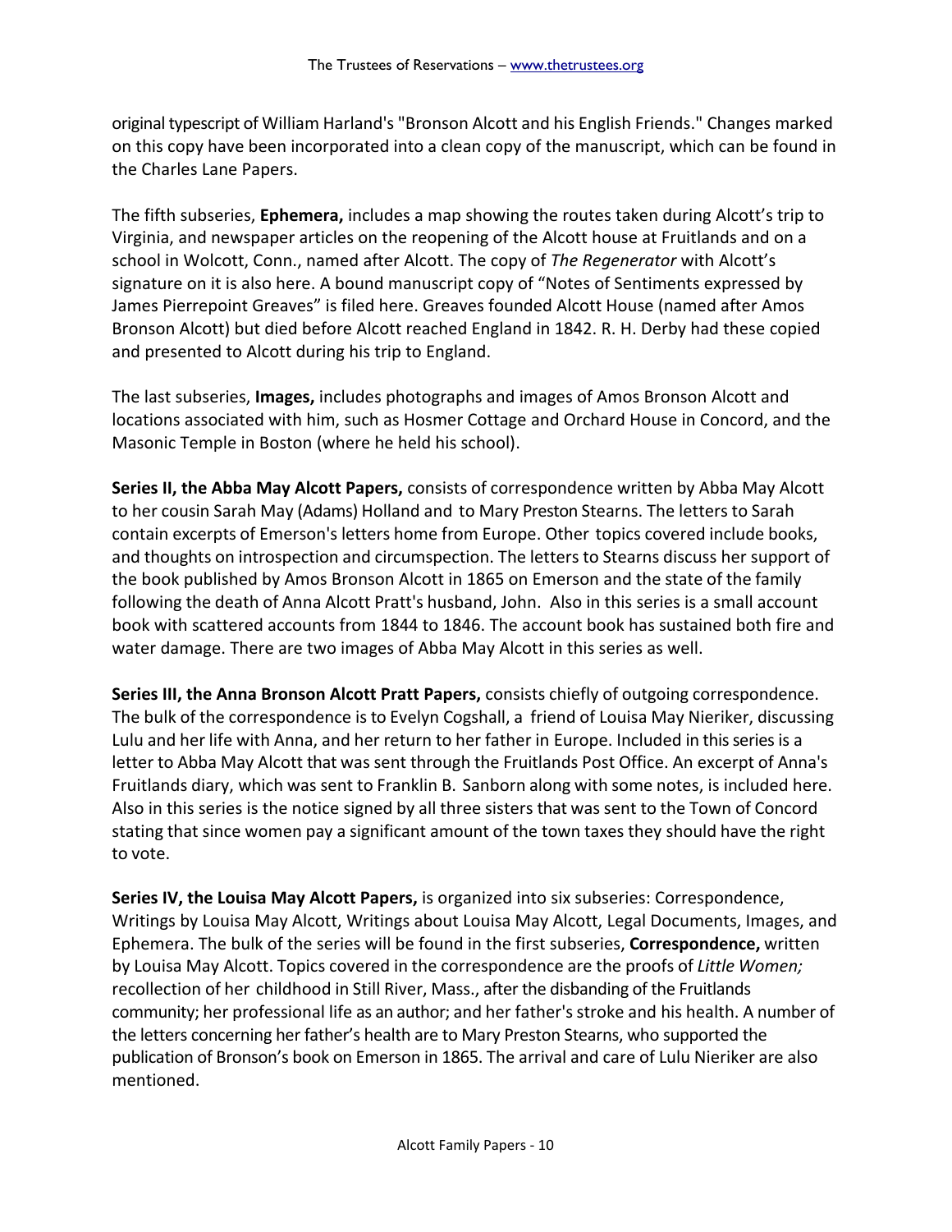original typescript of William Harland's "Bronson Alcott and his English Friends." Changes marked on this copy have been incorporated into a clean copy of the manuscript, which can be found in the Charles Lane Papers.

The fifth subseries, **Ephemera,** includes a map showing the routes taken during Alcott's trip to Virginia, and newspaper articles on the reopening of the Alcott house at Fruitlands and on a school in Wolcott, Conn., named after Alcott. The copy of *The Regenerator* with Alcott's signature on it is also here. A bound manuscript copy of "Notes of Sentiments expressed by James Pierrepoint Greaves" is filed here. Greaves founded Alcott House (named after Amos Bronson Alcott) but died before Alcott reached England in 1842. R. H. Derby had these copied and presented to Alcott during his trip to England.

The last subseries, **Images,** includes photographs and images of Amos Bronson Alcott and locations associated with him, such as Hosmer Cottage and Orchard House in Concord, and the Masonic Temple in Boston (where he held his school).

**Series II, the Abba May Alcott Papers,** consists of correspondence written by Abba May Alcott to her cousin Sarah May (Adams) Holland and to Mary Preston Stearns. The letters to Sarah contain excerpts of Emerson's letters home from Europe. Other topics covered include books, and thoughts on introspection and circumspection. The letters to Stearns discuss her support of the book published by Amos Bronson Alcott in 1865 on Emerson and the state of the family following the death of Anna Alcott Pratt's husband, John. Also in this series is a small account book with scattered accounts from 1844 to 1846. The account book has sustained both fire and water damage. There are two images of Abba May Alcott in this series as well.

**Series III, the Anna Bronson Alcott Pratt Papers,** consists chiefly of outgoing correspondence. The bulk of the correspondence is to Evelyn Cogshall, a friend of Louisa May Nieriker, discussing Lulu and her life with Anna, and her return to her father in Europe. Included in this series is a letter to Abba May Alcott that was sent through the Fruitlands Post Office. An excerpt of Anna's Fruitlands diary, which was sent to Franklin B. Sanborn along with some notes, is included here. Also in this series is the notice signed by all three sisters that was sent to the Town of Concord stating that since women pay a significant amount of the town taxes they should have the right to vote.

**Series IV, the Louisa May Alcott Papers,** is organized into six subseries: Correspondence, Writings by Louisa May Alcott, Writings about Louisa May Alcott, Legal Documents, Images, and Ephemera. The bulk of the series will be found in the first subseries, **Correspondence,** written by Louisa May Alcott. Topics covered in the correspondence are the proofs of *Little Women;* recollection of her childhood in Still River, Mass., after the disbanding of the Fruitlands community; her professional life as an author; and her father's stroke and his health. A number of the letters concerning her father's health are to Mary Preston Stearns, who supported the publication of Bronson's book on Emerson in 1865. The arrival and care of Lulu Nieriker are also mentioned.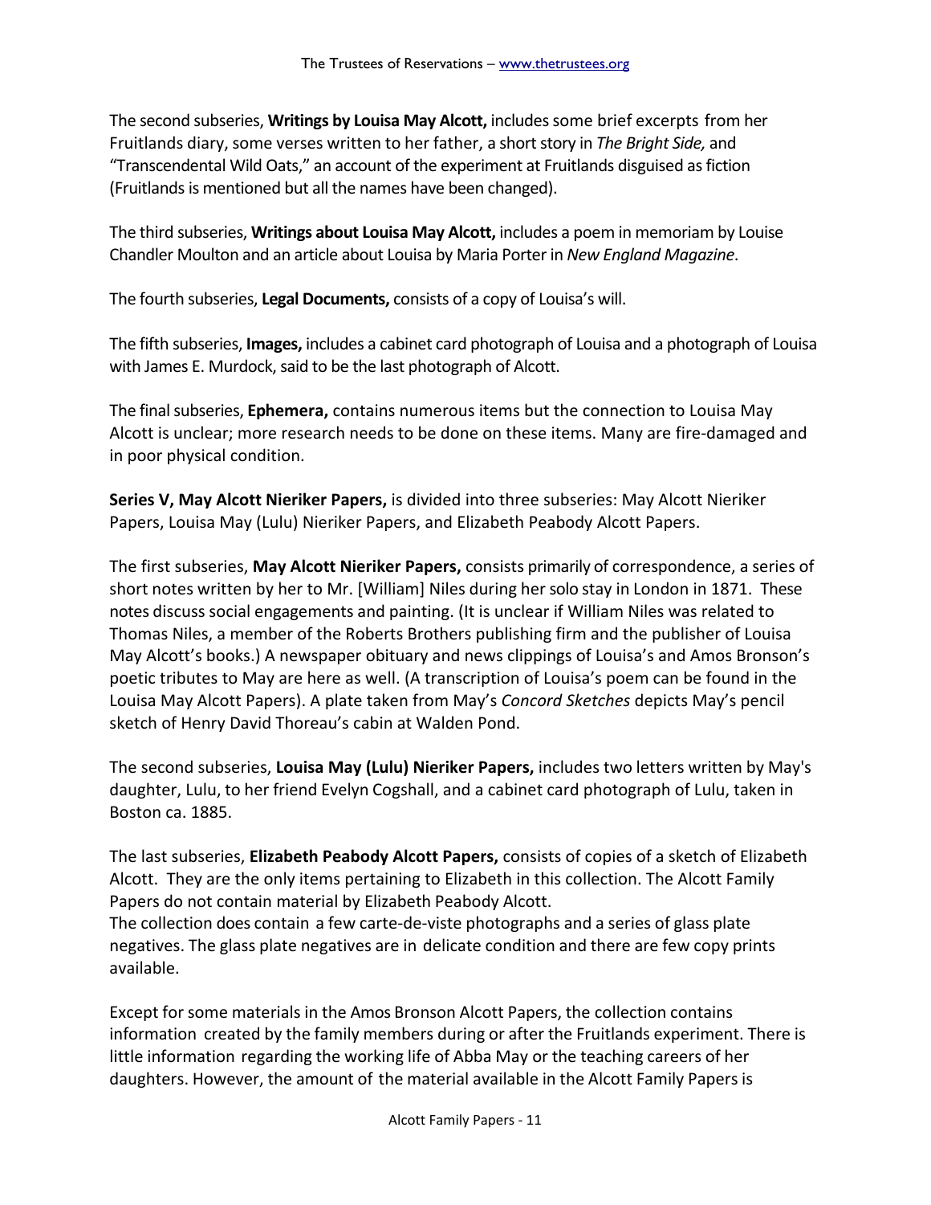The second subseries, **Writings by Louisa May Alcott,** includes some brief excerpts from her Fruitlands diary, some verses written to her father, a short story in *The Bright Side,* and "Transcendental Wild Oats," an account of the experiment at Fruitlands disguised as fiction (Fruitlands is mentioned but all the names have been changed).

The third subseries, **Writings about Louisa May Alcott,** includes a poem in memoriam by Louise Chandler Moulton and an article about Louisa by Maria Porter in *New England Magazine*.

The fourth subseries, **Legal Documents,** consists of a copy of Louisa's will.

The fifth subseries, **Images,** includes a cabinet card photograph of Louisa and a photograph of Louisa with James E. Murdock, said to be the last photograph of Alcott.

The final subseries, **Ephemera,** contains numerous items but the connection to Louisa May Alcott is unclear; more research needs to be done on these items. Many are fire-damaged and in poor physical condition.

**Series V, May Alcott Nieriker Papers,** is divided into three subseries: May Alcott Nieriker Papers, Louisa May (Lulu) Nieriker Papers, and Elizabeth Peabody Alcott Papers.

The first subseries, **May Alcott Nieriker Papers,** consists primarily of correspondence, a series of short notes written by her to Mr. [William] Niles during her solo stay in London in 1871. These notes discuss social engagements and painting. (It is unclear if William Niles was related to Thomas Niles, a member of the Roberts Brothers publishing firm and the publisher of Louisa May Alcott's books.) A newspaper obituary and news clippings of Louisa's and Amos Bronson's poetic tributes to May are here as well. (A transcription of Louisa's poem can be found in the Louisa May Alcott Papers). A plate taken from May's *Concord Sketches* depicts May's pencil sketch of Henry David Thoreau's cabin at Walden Pond.

The second subseries, **Louisa May (Lulu) Nieriker Papers,** includes two letters written by May's daughter, Lulu, to her friend Evelyn Cogshall, and a cabinet card photograph of Lulu, taken in Boston ca. 1885.

The last subseries, **Elizabeth Peabody Alcott Papers,** consists of copies of a sketch of Elizabeth Alcott. They are the only items pertaining to Elizabeth in this collection. The Alcott Family Papers do not contain material by Elizabeth Peabody Alcott.
The collection does contain a few carte-de-viste photographs and a series of glass plate negatives. The glass plate negatives are in delicate condition and there are few copy prints available.

Except for some materials in the Amos Bronson Alcott Papers, the collection contains information created by the family members during or after the Fruitlands experiment. There is little information regarding the working life of Abba May or the teaching careers of her daughters. However, the amount of the material available in the Alcott Family Papers is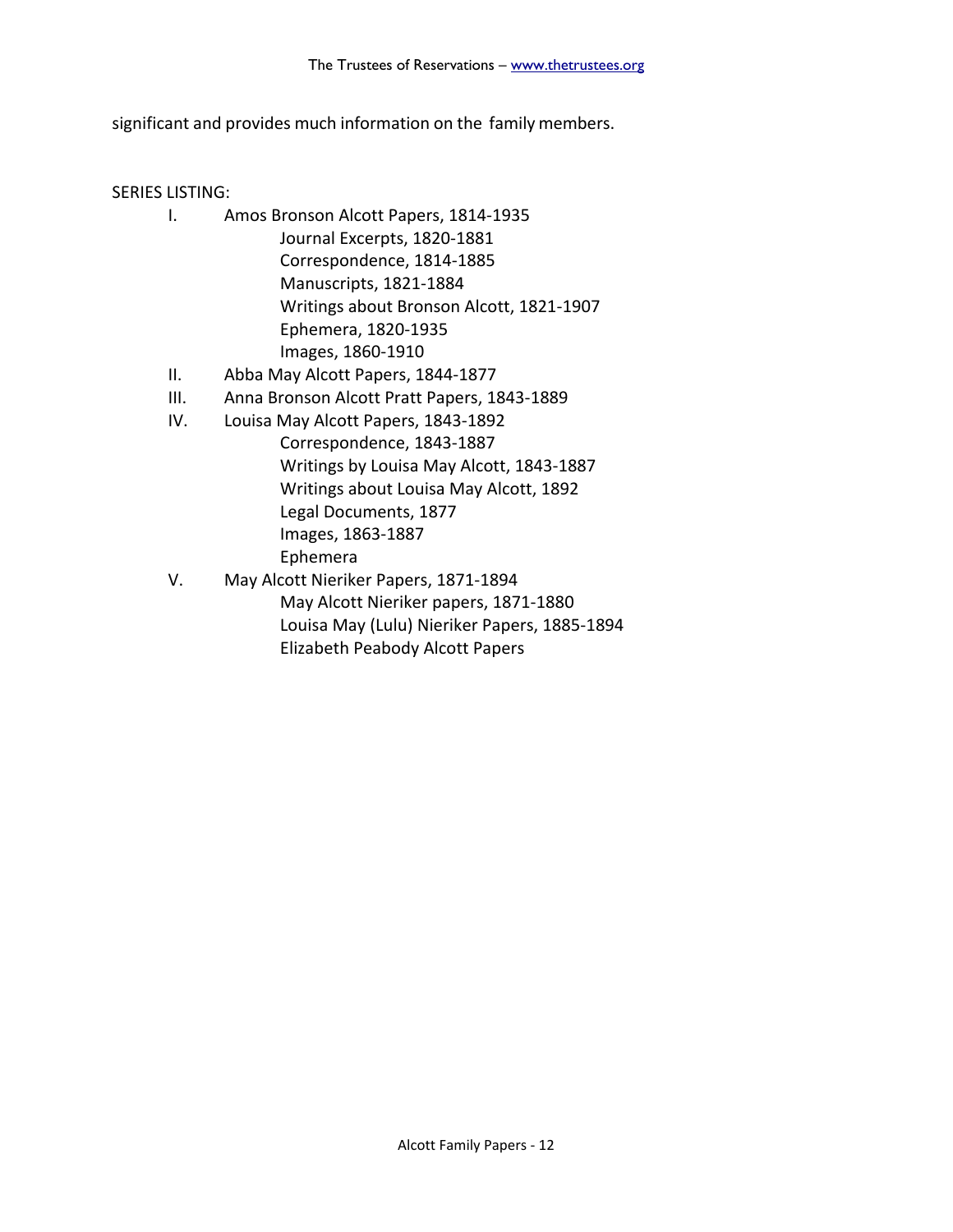significant and provides much information on the family members.

SERIES LISTING:

- I. Amos Bronson Alcott Papers, 1814-1935
  - Journal Excerpts, 1820-1881
  - Correspondence, 1814-1885
  - Manuscripts, 1821-1884
  - Writings about Bronson Alcott, 1821-1907
  - Ephemera, 1820-1935
  - Images, 1860-1910
- II. Abba May Alcott Papers, 1844-1877
- III. Anna Bronson Alcott Pratt Papers, 1843-1889
- IV. Louisa May Alcott Papers, 1843-1892
  - Correspondence, 1843-1887
  - Writings by Louisa May Alcott, 1843-1887
  - Writings about Louisa May Alcott, 1892
  - Legal Documents, 1877
  - Images, 1863-1887
  - Ephemera
- V. May Alcott Nieriker Papers, 1871-1894
  - May Alcott Nieriker papers, 1871-1880
  - Louisa May (Lulu) Nieriker Papers, 1885-1894
  - Elizabeth Peabody Alcott Papers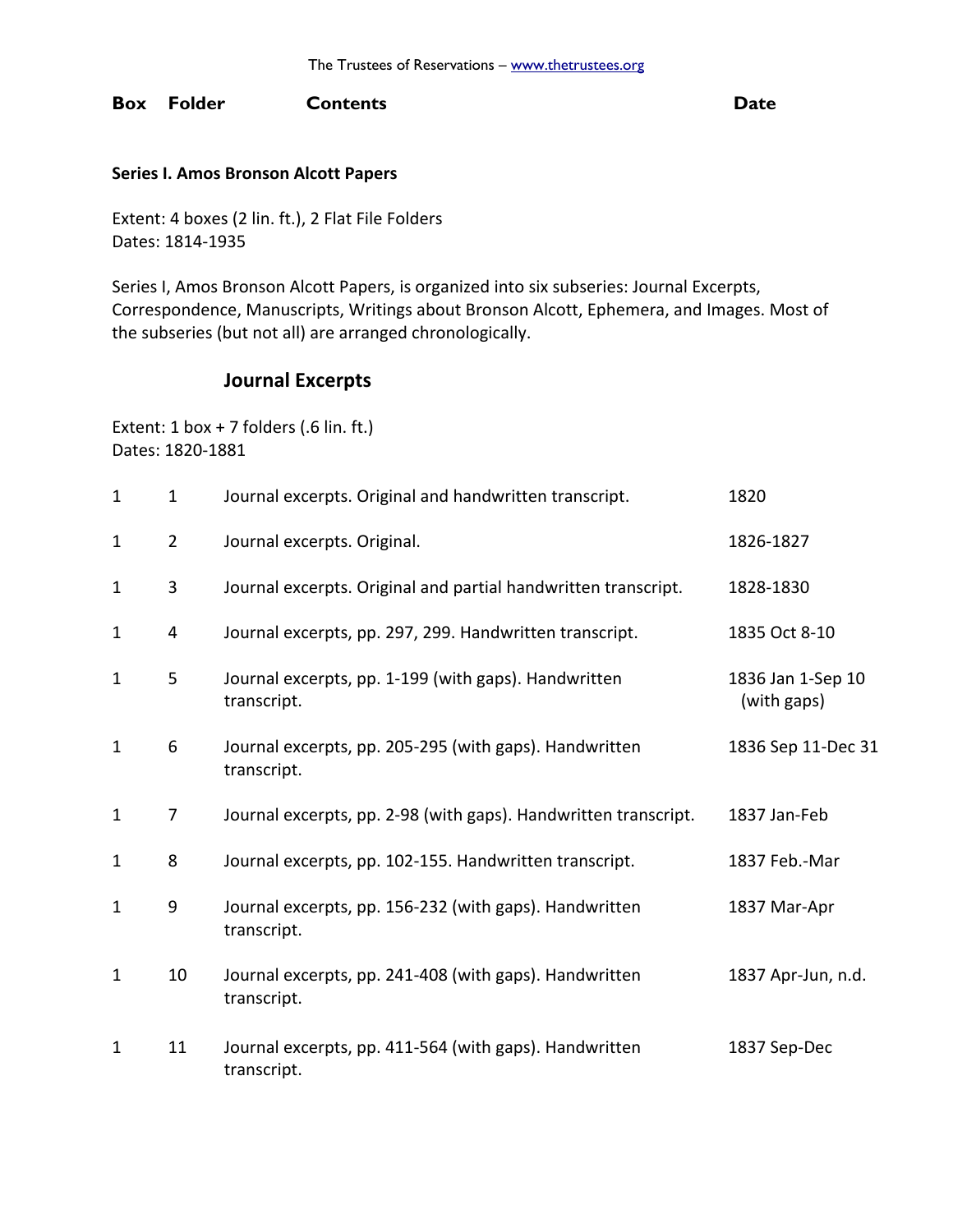| Box | Folder | Contents | Date |
|---|---|---|---|

**Series I. Amos Bronson Alcott Papers**

Extent: 4 boxes (2 lin. ft.), 2 Flat File Folders
Dates: 1814-1935

Series I, Amos Bronson Alcott Papers, is organized into six subseries: Journal Excerpts, Correspondence, Manuscripts, Writings about Bronson Alcott, Ephemera, and Images. Most of the subseries (but not all) are arranged chronologically.

## Journal Excerpts

Extent: 1 box + 7 folders (.6 lin. ft.)
Dates: 1820-1881

| Box | Folder | Contents | Date |
|---|---|---|---|
| 1 | 1 | Journal excerpts. Original and handwritten transcript. | 1820 |
| 1 | 2 | Journal excerpts. Original. | 1826-1827 |
| 1 | 3 | Journal excerpts. Original and partial handwritten transcript. | 1828-1830 |
| 1 | 4 | Journal excerpts, pp. 297, 299. Handwritten transcript. | 1835 Oct 8-10 |
| 1 | 5 | Journal excerpts, pp. 1-199 (with gaps). Handwritten transcript. | 1836 Jan 1-Sep 10 (with gaps) |
| 1 | 6 | Journal excerpts, pp. 205-295 (with gaps). Handwritten transcript. | 1836 Sep 11-Dec 31 |
| 1 | 7 | Journal excerpts, pp. 2-98 (with gaps). Handwritten transcript. | 1837 Jan-Feb |
| 1 | 8 | Journal excerpts, pp. 102-155. Handwritten transcript. | 1837 Feb.-Mar |
| 1 | 9 | Journal excerpts, pp. 156-232 (with gaps). Handwritten transcript. | 1837 Mar-Apr |
| 1 | 10 | Journal excerpts, pp. 241-408 (with gaps). Handwritten transcript. | 1837 Apr-Jun, n.d. |
| 1 | 11 | Journal excerpts, pp. 411-564 (with gaps). Handwritten transcript. | 1837 Sep-Dec |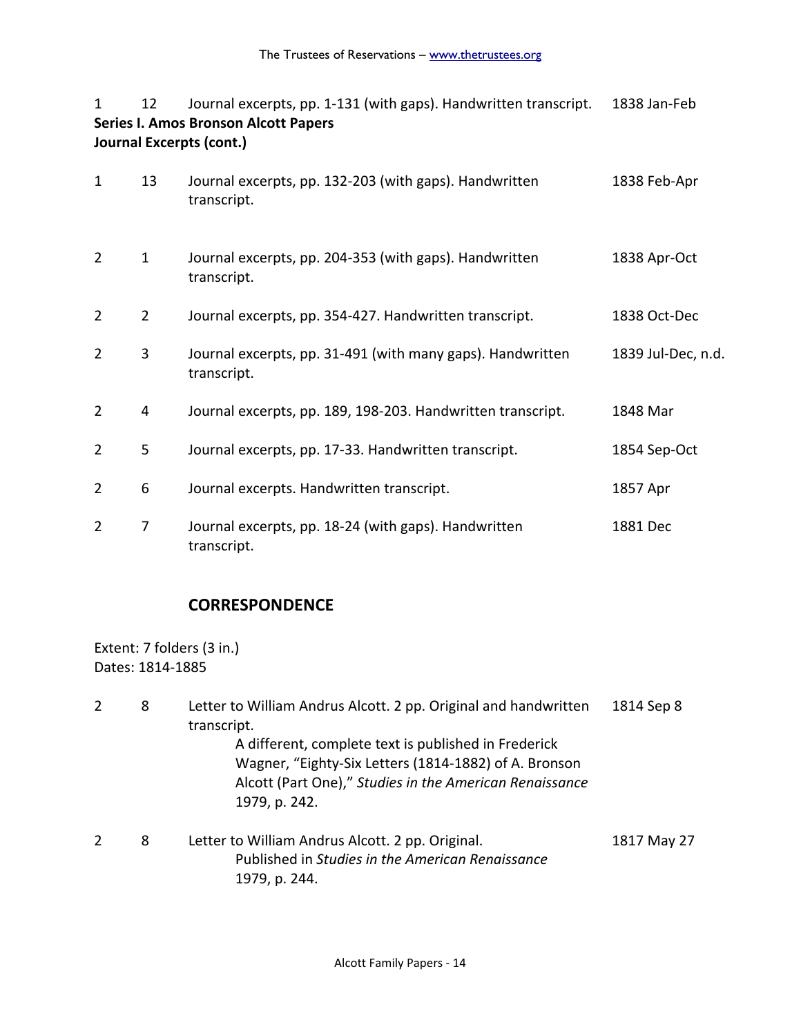| | | | |
|---|---|---|---|
| 1 | 12 | Journal excerpts, pp. 1-131 (with gaps). Handwritten transcript. | 1838 Jan-Feb |

**Series I. Amos Bronson Alcott Papers**
**Journal Excerpts (cont.)**

| | | | |
|---|---|---|---|
| 1 | 13 | Journal excerpts, pp. 132-203 (with gaps). Handwritten transcript. | 1838 Feb-Apr |
| 2 | 1 | Journal excerpts, pp. 204-353 (with gaps). Handwritten transcript. | 1838 Apr-Oct |
| 2 | 2 | Journal excerpts, pp. 354-427. Handwritten transcript. | 1838 Oct-Dec |
| 2 | 3 | Journal excerpts, pp. 31-491 (with many gaps). Handwritten transcript. | 1839 Jul-Dec, n.d. |
| 2 | 4 | Journal excerpts, pp. 189, 198-203. Handwritten transcript. | 1848 Mar |
| 2 | 5 | Journal excerpts, pp. 17-33. Handwritten transcript. | 1854 Sep-Oct |
| 2 | 6 | Journal excerpts. Handwritten transcript. | 1857 Apr |
| 2 | 7 | Journal excerpts, pp. 18-24 (with gaps). Handwritten transcript. | 1881 Dec |

## CORRESPONDENCE

Extent: 7 folders (3 in.)
Dates: 1814-1885

| | | | |
|---|---|---|---|
| 2 | 8 | Letter to William Andrus Alcott. 2 pp. Original and handwritten transcript. A different, complete text is published in Frederick Wagner, "Eighty-Six Letters (1814-1882) of A. Bronson Alcott (Part One)," *Studies in the American Renaissance* 1979, p. 242. | 1814 Sep 8 |
| 2 | 8 | Letter to William Andrus Alcott. 2 pp. Original. Published in *Studies in the American Renaissance* 1979, p. 244. | 1817 May 27 |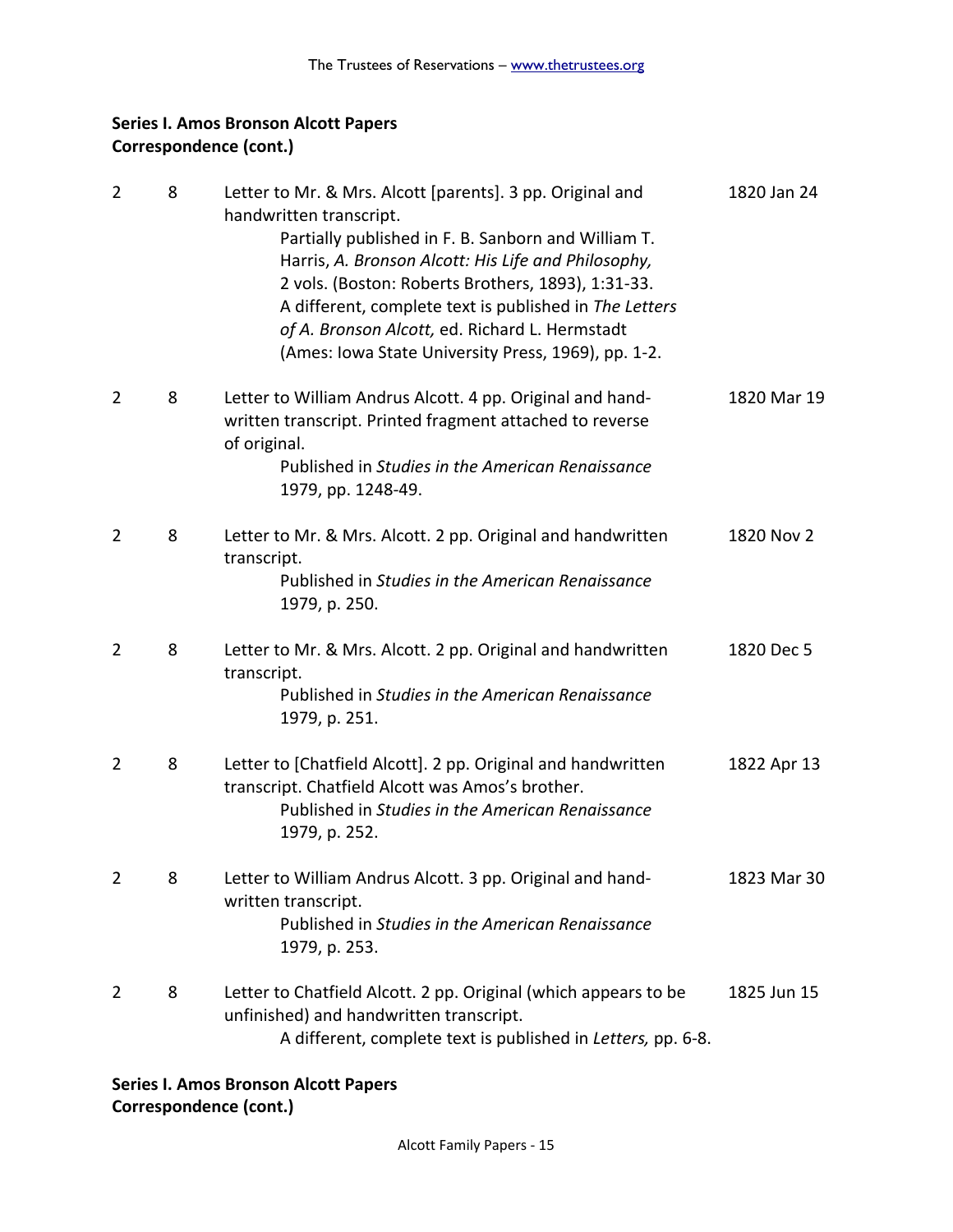**Series I. Amos Bronson Alcott Papers**
**Correspondence (cont.)**

| Box | Folder | Description | Date |
|---|---|---|---|
| 2 | 8 | Letter to Mr. & Mrs. Alcott [parents]. 3 pp. Original and handwritten transcript. Partially published in F. B. Sanborn and William T. Harris, *A. Bronson Alcott: His Life and Philosophy,* 2 vols. (Boston: Roberts Brothers, 1893), 1:31-33. A different, complete text is published in *The Letters of A. Bronson Alcott,* ed. Richard L. Hermstadt (Ames: Iowa State University Press, 1969), pp. 1-2. | 1820 Jan 24 |
| 2 | 8 | Letter to William Andrus Alcott. 4 pp. Original and handwritten transcript. Printed fragment attached to reverse of original. Published in *Studies in the American Renaissance* 1979, pp. 1248-49. | 1820 Mar 19 |
| 2 | 8 | Letter to Mr. & Mrs. Alcott. 2 pp. Original and handwritten transcript. Published in *Studies in the American Renaissance* 1979, p. 250. | 1820 Nov 2 |
| 2 | 8 | Letter to Mr. & Mrs. Alcott. 2 pp. Original and handwritten transcript. Published in *Studies in the American Renaissance* 1979, p. 251. | 1820 Dec 5 |
| 2 | 8 | Letter to [Chatfield Alcott]. 2 pp. Original and handwritten transcript. Chatfield Alcott was Amos's brother. Published in *Studies in the American Renaissance* 1979, p. 252. | 1822 Apr 13 |
| 2 | 8 | Letter to William Andrus Alcott. 3 pp. Original and handwritten transcript. Published in *Studies in the American Renaissance* 1979, p. 253. | 1823 Mar 30 |
| 2 | 8 | Letter to Chatfield Alcott. 2 pp. Original (which appears to be unfinished) and handwritten transcript. A different, complete text is published in *Letters,* pp. 6-8. | 1825 Jun 15 |

**Series I. Amos Bronson Alcott Papers**
**Correspondence (cont.)**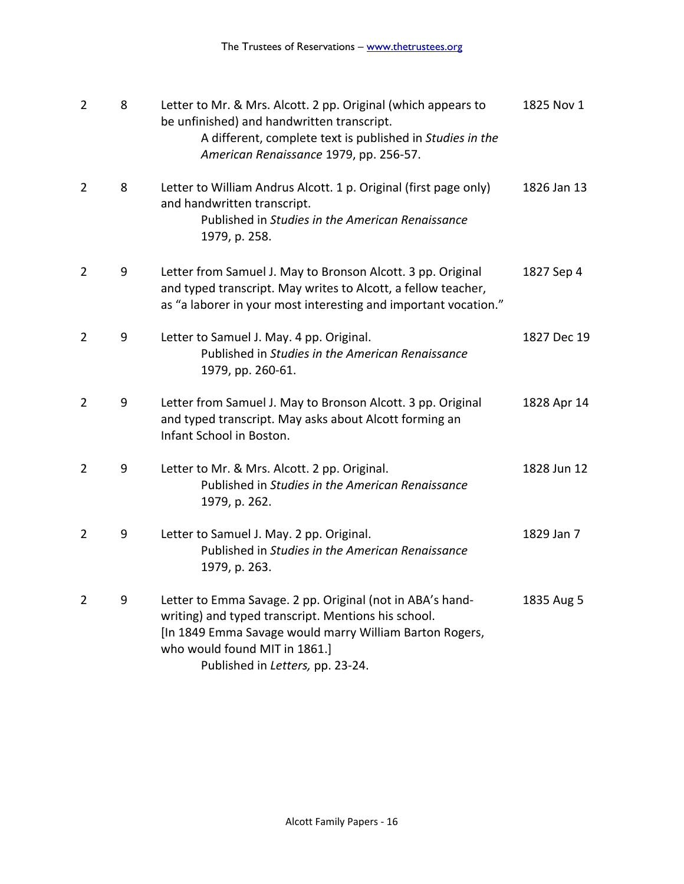| | | | |
|---|---|---|---|
| 2 | 8 | Letter to Mr. & Mrs. Alcott. 2 pp. Original (which appears to be unfinished) and handwritten transcript. A different, complete text is published in *Studies in the American Renaissance* 1979, pp. 256-57. | 1825 Nov 1 |
| 2 | 8 | Letter to William Andrus Alcott. 1 p. Original (first page only) and handwritten transcript. Published in *Studies in the American Renaissance* 1979, p. 258. | 1826 Jan 13 |
| 2 | 9 | Letter from Samuel J. May to Bronson Alcott. 3 pp. Original and typed transcript. May writes to Alcott, a fellow teacher, as "a laborer in your most interesting and important vocation." | 1827 Sep 4 |
| 2 | 9 | Letter to Samuel J. May. 4 pp. Original. Published in *Studies in the American Renaissance* 1979, pp. 260-61. | 1827 Dec 19 |
| 2 | 9 | Letter from Samuel J. May to Bronson Alcott. 3 pp. Original and typed transcript. May asks about Alcott forming an Infant School in Boston. | 1828 Apr 14 |
| 2 | 9 | Letter to Mr. & Mrs. Alcott. 2 pp. Original. Published in *Studies in the American Renaissance* 1979, p. 262. | 1828 Jun 12 |
| 2 | 9 | Letter to Samuel J. May. 2 pp. Original. Published in *Studies in the American Renaissance* 1979, p. 263. | 1829 Jan 7 |
| 2 | 9 | Letter to Emma Savage. 2 pp. Original (not in ABA's hand-writing) and typed transcript. Mentions his school. [In 1849 Emma Savage would marry William Barton Rogers, who would found MIT in 1861.] Published in *Letters,* pp. 23-24. | 1835 Aug 5 |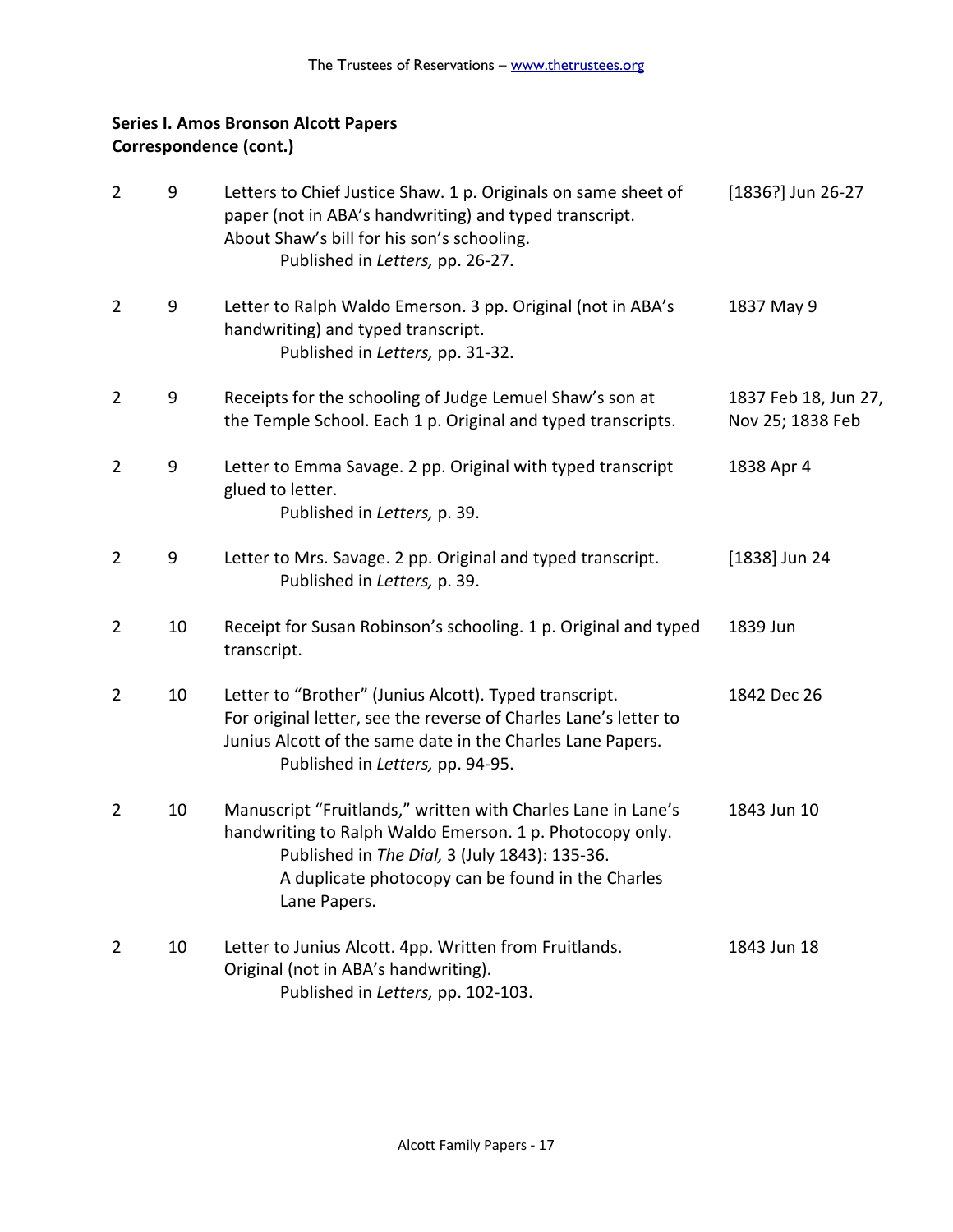**Series I. Amos Bronson Alcott Papers**
**Correspondence (cont.)**

| Box | Folder | Description | Date |
|---|---|---|---|
| 2 | 9 | Letters to Chief Justice Shaw. 1 p. Originals on same sheet of paper (not in ABA's handwriting) and typed transcript. About Shaw's bill for his son's schooling. Published in *Letters,* pp. 26-27. | [1836?] Jun 26-27 |
| 2 | 9 | Letter to Ralph Waldo Emerson. 3 pp. Original (not in ABA's handwriting) and typed transcript. Published in *Letters,* pp. 31-32. | 1837 May 9 |
| 2 | 9 | Receipts for the schooling of Judge Lemuel Shaw's son at the Temple School. Each 1 p. Original and typed transcripts. | 1837 Feb 18, Jun 27, Nov 25; 1838 Feb |
| 2 | 9 | Letter to Emma Savage. 2 pp. Original with typed transcript glued to letter. Published in *Letters,* p. 39. | 1838 Apr 4 |
| 2 | 9 | Letter to Mrs. Savage. 2 pp. Original and typed transcript. Published in *Letters,* p. 39. | [1838] Jun 24 |
| 2 | 10 | Receipt for Susan Robinson's schooling. 1 p. Original and typed transcript. | 1839 Jun |
| 2 | 10 | Letter to "Brother" (Junius Alcott). Typed transcript. For original letter, see the reverse of Charles Lane's letter to Junius Alcott of the same date in the Charles Lane Papers. Published in *Letters,* pp. 94-95. | 1842 Dec 26 |
| 2 | 10 | Manuscript "Fruitlands," written with Charles Lane in Lane's handwriting to Ralph Waldo Emerson. 1 p. Photocopy only. Published in *The Dial,* 3 (July 1843): 135-36. A duplicate photocopy can be found in the Charles Lane Papers. | 1843 Jun 10 |
| 2 | 10 | Letter to Junius Alcott. 4pp. Written from Fruitlands. Original (not in ABA's handwriting). Published in *Letters,* pp. 102-103. | 1843 Jun 18 |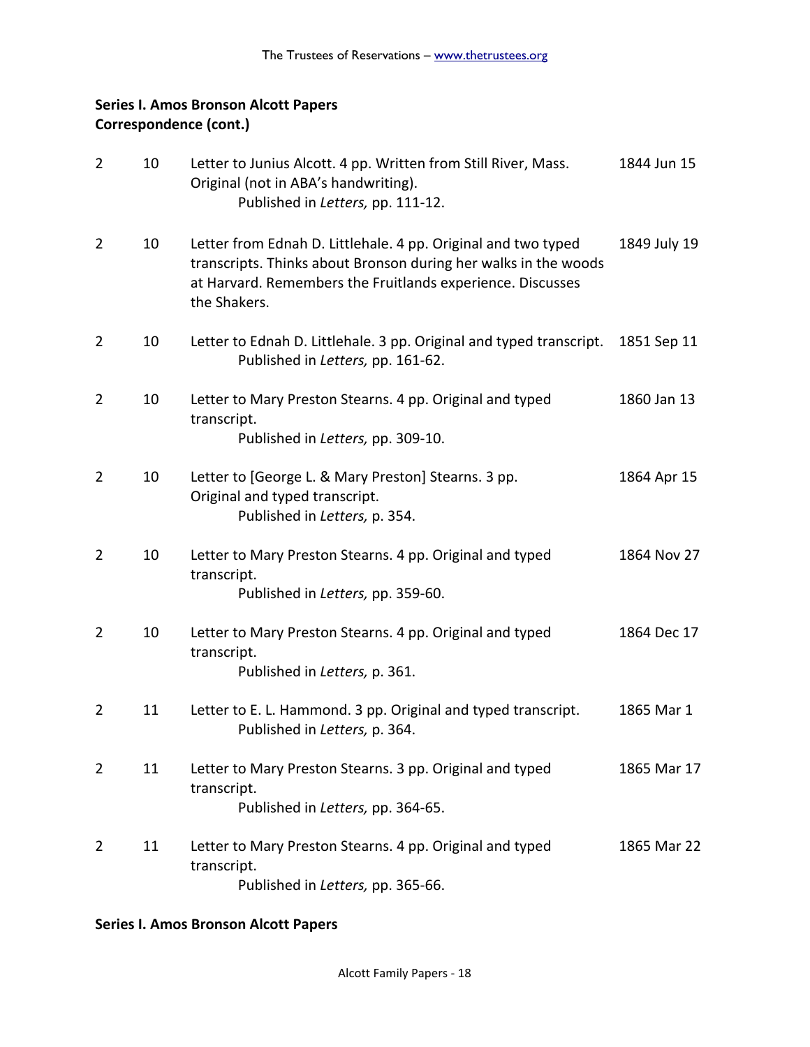**Series I. Amos Bronson Alcott Papers**
**Correspondence (cont.)**

| Box | Folder | Description | Date |
|---|---|---|---|
| 2 | 10 | Letter to Junius Alcott. 4 pp. Written from Still River, Mass. Original (not in ABA's handwriting).<br>Published in *Letters,* pp. 111-12. | 1844 Jun 15 |
| 2 | 10 | Letter from Ednah D. Littlehale. 4 pp. Original and two typed transcripts. Thinks about Bronson during her walks in the woods at Harvard. Remembers the Fruitlands experience. Discusses the Shakers. | 1849 July 19 |
| 2 | 10 | Letter to Ednah D. Littlehale. 3 pp. Original and typed transcript.<br>Published in *Letters,* pp. 161-62. | 1851 Sep 11 |
| 2 | 10 | Letter to Mary Preston Stearns. 4 pp. Original and typed transcript.<br>Published in *Letters,* pp. 309-10. | 1860 Jan 13 |
| 2 | 10 | Letter to [George L. & Mary Preston] Stearns. 3 pp. Original and typed transcript.<br>Published in *Letters,* p. 354. | 1864 Apr 15 |
| 2 | 10 | Letter to Mary Preston Stearns. 4 pp. Original and typed transcript.<br>Published in *Letters,* pp. 359-60. | 1864 Nov 27 |
| 2 | 10 | Letter to Mary Preston Stearns. 4 pp. Original and typed transcript.<br>Published in *Letters,* p. 361. | 1864 Dec 17 |
| 2 | 11 | Letter to E. L. Hammond. 3 pp. Original and typed transcript.<br>Published in *Letters,* p. 364. | 1865 Mar 1 |
| 2 | 11 | Letter to Mary Preston Stearns. 3 pp. Original and typed transcript.<br>Published in *Letters,* pp. 364-65. | 1865 Mar 17 |
| 2 | 11 | Letter to Mary Preston Stearns. 4 pp. Original and typed transcript.<br>Published in *Letters,* pp. 365-66. | 1865 Mar 22 |

**Series I. Amos Bronson Alcott Papers**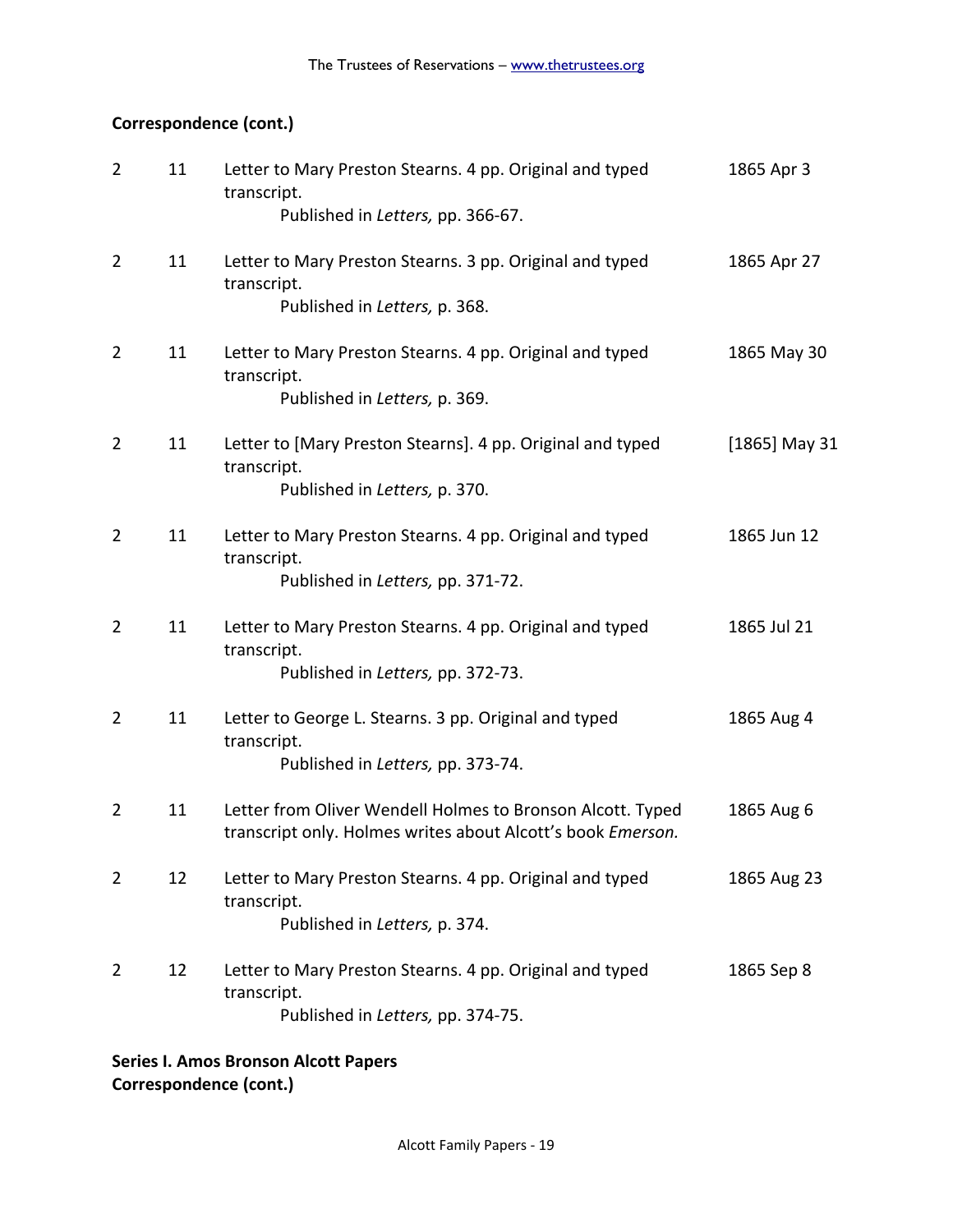**Correspondence (cont.)**

| | | | |
|---|---|---|---|
| 2 | 11 | Letter to Mary Preston Stearns. 4 pp. Original and typed transcript. Published in *Letters,* pp. 366-67. | 1865 Apr 3 |
| 2 | 11 | Letter to Mary Preston Stearns. 3 pp. Original and typed transcript. Published in *Letters,* p. 368. | 1865 Apr 27 |
| 2 | 11 | Letter to Mary Preston Stearns. 4 pp. Original and typed transcript. Published in *Letters,* p. 369. | 1865 May 30 |
| 2 | 11 | Letter to [Mary Preston Stearns]. 4 pp. Original and typed transcript. Published in *Letters,* p. 370. | [1865] May 31 |
| 2 | 11 | Letter to Mary Preston Stearns. 4 pp. Original and typed transcript. Published in *Letters,* pp. 371-72. | 1865 Jun 12 |
| 2 | 11 | Letter to Mary Preston Stearns. 4 pp. Original and typed transcript. Published in *Letters,* pp. 372-73. | 1865 Jul 21 |
| 2 | 11 | Letter to George L. Stearns. 3 pp. Original and typed transcript. Published in *Letters,* pp. 373-74. | 1865 Aug 4 |
| 2 | 11 | Letter from Oliver Wendell Holmes to Bronson Alcott. Typed transcript only. Holmes writes about Alcott's book *Emerson.* | 1865 Aug 6 |
| 2 | 12 | Letter to Mary Preston Stearns. 4 pp. Original and typed transcript. Published in *Letters,* p. 374. | 1865 Aug 23 |
| 2 | 12 | Letter to Mary Preston Stearns. 4 pp. Original and typed transcript. Published in *Letters,* pp. 374-75. | 1865 Sep 8 |

**Series I. Amos Bronson Alcott Papers**
**Correspondence (cont.)**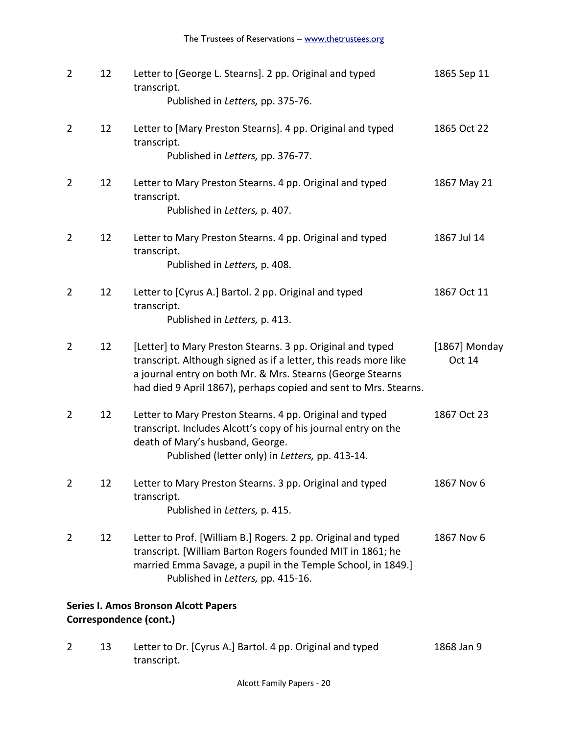| | | | |
|---|---|---|---|
| 2 | 12 | Letter to [George L. Stearns]. 2 pp. Original and typed transcript. Published in *Letters,* pp. 375-76. | 1865 Sep 11 |
| 2 | 12 | Letter to [Mary Preston Stearns]. 4 pp. Original and typed transcript. Published in *Letters,* pp. 376-77. | 1865 Oct 22 |
| 2 | 12 | Letter to Mary Preston Stearns. 4 pp. Original and typed transcript. Published in *Letters,* p. 407. | 1867 May 21 |
| 2 | 12 | Letter to Mary Preston Stearns. 4 pp. Original and typed transcript. Published in *Letters,* p. 408. | 1867 Jul 14 |
| 2 | 12 | Letter to [Cyrus A.] Bartol. 2 pp. Original and typed transcript. Published in *Letters,* p. 413. | 1867 Oct 11 |
| 2 | 12 | [Letter] to Mary Preston Stearns. 3 pp. Original and typed transcript. Although signed as if a letter, this reads more like a journal entry on both Mr. & Mrs. Stearns (George Stearns had died 9 April 1867), perhaps copied and sent to Mrs. Stearns. | [1867] Monday Oct 14 |
| 2 | 12 | Letter to Mary Preston Stearns. 4 pp. Original and typed transcript. Includes Alcott's copy of his journal entry on the death of Mary's husband, George. Published (letter only) in *Letters,* pp. 413-14. | 1867 Oct 23 |
| 2 | 12 | Letter to Mary Preston Stearns. 3 pp. Original and typed transcript. Published in *Letters,* p. 415. | 1867 Nov 6 |
| 2 | 12 | Letter to Prof. [William B.] Rogers. 2 pp. Original and typed transcript. [William Barton Rogers founded MIT in 1861; he married Emma Savage, a pupil in the Temple School, in 1849.] Published in *Letters,* pp. 415-16. | 1867 Nov 6 |

**Series I. Amos Bronson Alcott Papers**
**Correspondence (cont.)**

| | | | |
|---|---|---|---|
| 2 | 13 | Letter to Dr. [Cyrus A.] Bartol. 4 pp. Original and typed transcript. | 1868 Jan 9 |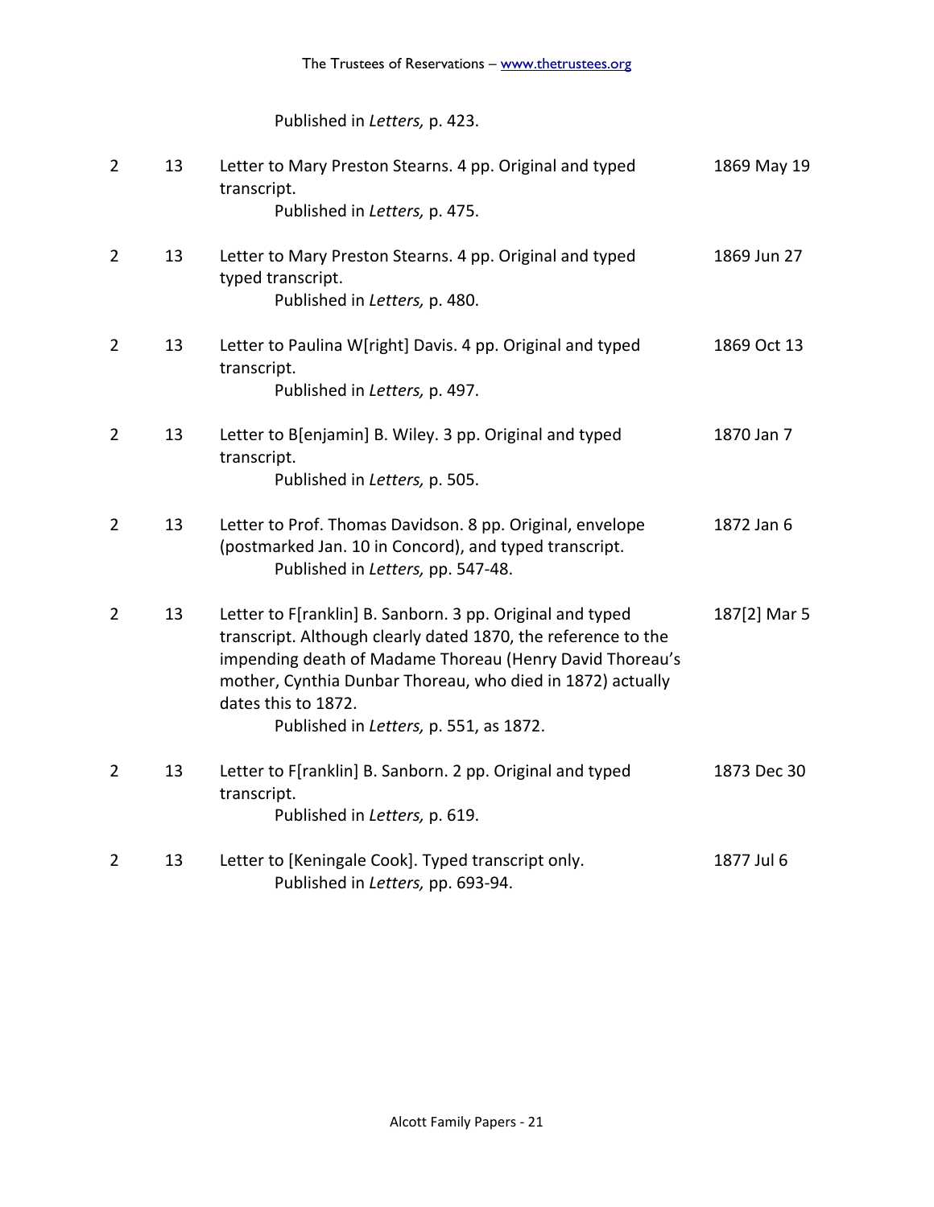Published in *Letters,* p. 423.

| | | | |
|---|---|---|---|
| 2 | 13 | Letter to Mary Preston Stearns. 4 pp. Original and typed transcript.<br>Published in *Letters,* p. 475. | 1869 May 19 |
| 2 | 13 | Letter to Mary Preston Stearns. 4 pp. Original and typed typed transcript.<br>Published in *Letters,* p. 480. | 1869 Jun 27 |
| 2 | 13 | Letter to Paulina W[right] Davis. 4 pp. Original and typed transcript.<br>Published in *Letters,* p. 497. | 1869 Oct 13 |
| 2 | 13 | Letter to B[enjamin] B. Wiley. 3 pp. Original and typed transcript.<br>Published in *Letters,* p. 505. | 1870 Jan 7 |
| 2 | 13 | Letter to Prof. Thomas Davidson. 8 pp. Original, envelope (postmarked Jan. 10 in Concord), and typed transcript.<br>Published in *Letters,* pp. 547-48. | 1872 Jan 6 |
| 2 | 13 | Letter to F[ranklin] B. Sanborn. 3 pp. Original and typed transcript. Although clearly dated 1870, the reference to the impending death of Madame Thoreau (Henry David Thoreau's mother, Cynthia Dunbar Thoreau, who died in 1872) actually dates this to 1872.<br>Published in *Letters,* p. 551, as 1872. | 187[2] Mar 5 |
| 2 | 13 | Letter to F[ranklin] B. Sanborn. 2 pp. Original and typed transcript.<br>Published in *Letters,* p. 619. | 1873 Dec 30 |
| 2 | 13 | Letter to [Keningale Cook]. Typed transcript only.<br>Published in *Letters,* pp. 693-94. | 1877 Jul 6 |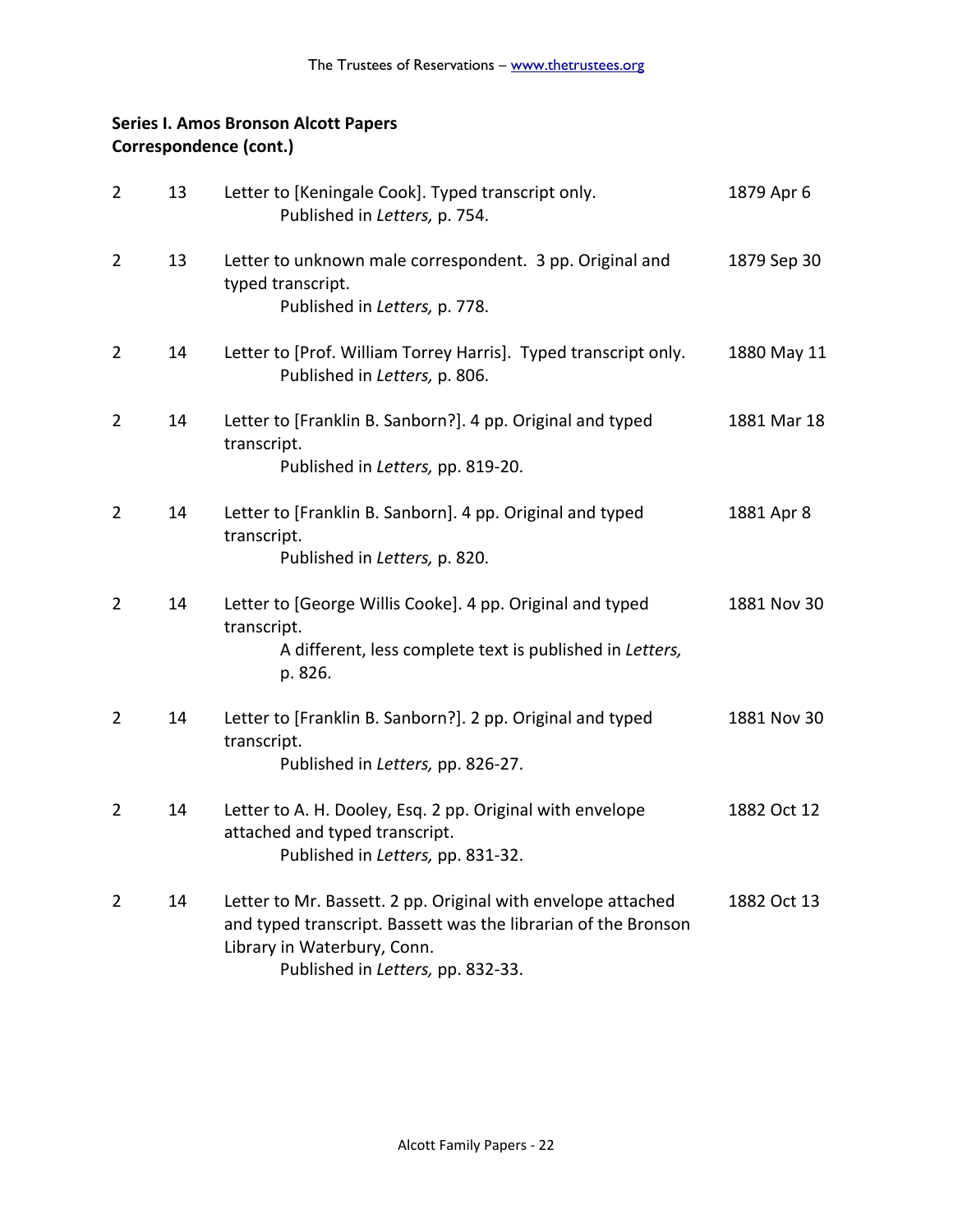**Series I. Amos Bronson Alcott Papers**
**Correspondence (cont.)**

| | | | |
|---|---|---|---|
| 2 | 13 | Letter to [Keningale Cook]. Typed transcript only.<br>Published in *Letters,* p. 754. | 1879 Apr 6 |
| 2 | 13 | Letter to unknown male correspondent. 3 pp. Original and typed transcript.<br>Published in *Letters,* p. 778. | 1879 Sep 30 |
| 2 | 14 | Letter to [Prof. William Torrey Harris]. Typed transcript only.<br>Published in *Letters,* p. 806. | 1880 May 11 |
| 2 | 14 | Letter to [Franklin B. Sanborn?]. 4 pp. Original and typed transcript.<br>Published in *Letters,* pp. 819-20. | 1881 Mar 18 |
| 2 | 14 | Letter to [Franklin B. Sanborn]. 4 pp. Original and typed transcript.<br>Published in *Letters,* p. 820. | 1881 Apr 8 |
| 2 | 14 | Letter to [George Willis Cooke]. 4 pp. Original and typed transcript.<br>A different, less complete text is published in *Letters,* p. 826. | 1881 Nov 30 |
| 2 | 14 | Letter to [Franklin B. Sanborn?]. 2 pp. Original and typed transcript.<br>Published in *Letters,* pp. 826-27. | 1881 Nov 30 |
| 2 | 14 | Letter to A. H. Dooley, Esq. 2 pp. Original with envelope attached and typed transcript.<br>Published in *Letters,* pp. 831-32. | 1882 Oct 12 |
| 2 | 14 | Letter to Mr. Bassett. 2 pp. Original with envelope attached and typed transcript. Bassett was the librarian of the Bronson Library in Waterbury, Conn.<br>Published in *Letters,* pp. 832-33. | 1882 Oct 13 |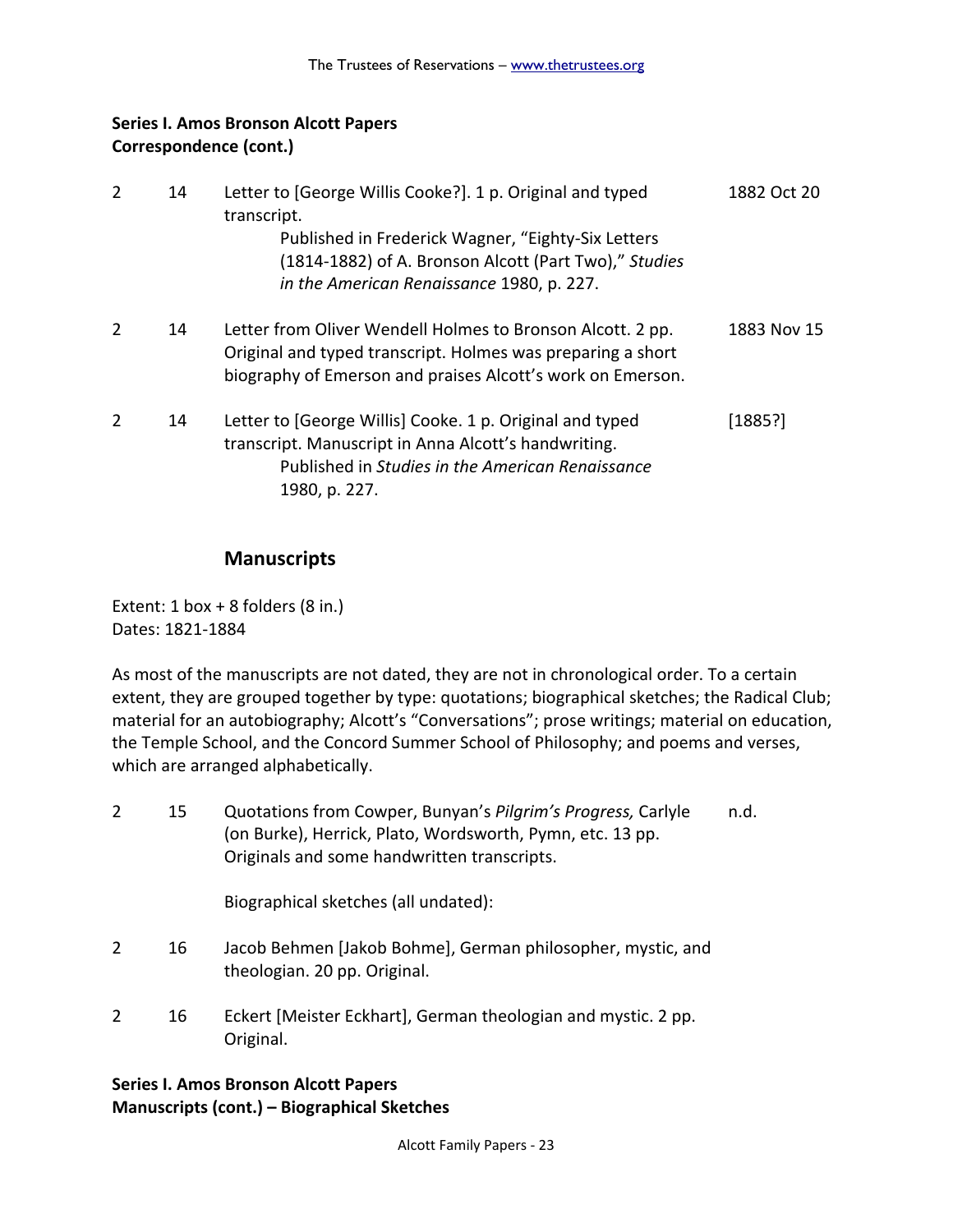**Series I. Amos Bronson Alcott Papers**
**Correspondence (cont.)**

| | | | |
|---|---|---|---|
| 2 | 14 | Letter to [George Willis Cooke?]. 1 p. Original and typed transcript. Published in Frederick Wagner, "Eighty-Six Letters (1814-1882) of A. Bronson Alcott (Part Two)," *Studies in the American Renaissance* 1980, p. 227. | 1882 Oct 20 |
| 2 | 14 | Letter from Oliver Wendell Holmes to Bronson Alcott. 2 pp. Original and typed transcript. Holmes was preparing a short biography of Emerson and praises Alcott's work on Emerson. | 1883 Nov 15 |
| 2 | 14 | Letter to [George Willis] Cooke. 1 p. Original and typed transcript. Manuscript in Anna Alcott's handwriting. Published in *Studies in the American Renaissance* 1980, p. 227. | [1885?] |

## Manuscripts

Extent: 1 box + 8 folders (8 in.)
Dates: 1821-1884

As most of the manuscripts are not dated, they are not in chronological order. To a certain extent, they are grouped together by type: quotations; biographical sketches; the Radical Club; material for an autobiography; Alcott's "Conversations"; prose writings; material on education, the Temple School, and the Concord Summer School of Philosophy; and poems and verses, which are arranged alphabetically.

| | | | |
|---|---|---|---|
| 2 | 15 | Quotations from Cowper, Bunyan's *Pilgrim's Progress,* Carlyle (on Burke), Herrick, Plato, Wordsworth, Pymn, etc. 13 pp. Originals and some handwritten transcripts. | n.d. |
| | | Biographical sketches (all undated): | |
| 2 | 16 | Jacob Behmen [Jakob Bohme], German philosopher, mystic, and theologian. 20 pp. Original. | |
| 2 | 16 | Eckert [Meister Eckhart], German theologian and mystic. 2 pp. Original. | |

**Series I. Amos Bronson Alcott Papers**
**Manuscripts (cont.) – Biographical Sketches**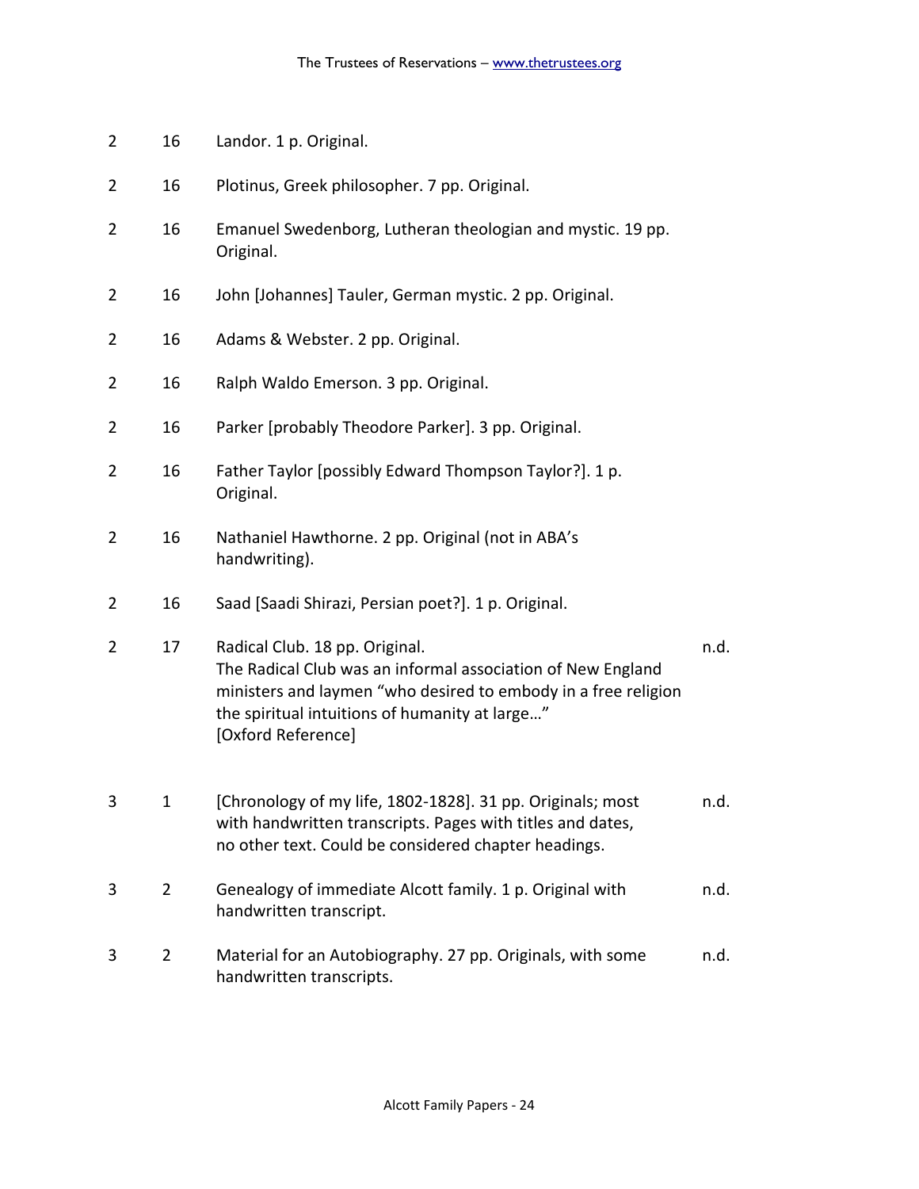| | | | |
|---|---|---|---|
| 2 | 16 | Landor. 1 p. Original. | |
| 2 | 16 | Plotinus, Greek philosopher. 7 pp. Original. | |
| 2 | 16 | Emanuel Swedenborg, Lutheran theologian and mystic. 19 pp. Original. | |
| 2 | 16 | John [Johannes] Tauler, German mystic. 2 pp. Original. | |
| 2 | 16 | Adams & Webster. 2 pp. Original. | |
| 2 | 16 | Ralph Waldo Emerson. 3 pp. Original. | |
| 2 | 16 | Parker [probably Theodore Parker]. 3 pp. Original. | |
| 2 | 16 | Father Taylor [possibly Edward Thompson Taylor?]. 1 p. Original. | |
| 2 | 16 | Nathaniel Hawthorne. 2 pp. Original (not in ABA's handwriting). | |
| 2 | 16 | Saad [Saadi Shirazi, Persian poet?]. 1 p. Original. | |
| 2 | 17 | Radical Club. 18 pp. Original.<br>The Radical Club was an informal association of New England ministers and laymen "who desired to embody in a free religion the spiritual intuitions of humanity at large…"<br>[Oxford Reference] | n.d. |
| 3 | 1 | [Chronology of my life, 1802-1828]. 31 pp. Originals; most with handwritten transcripts. Pages with titles and dates, no other text. Could be considered chapter headings. | n.d. |
| 3 | 2 | Genealogy of immediate Alcott family. 1 p. Original with handwritten transcript. | n.d. |
| 3 | 2 | Material for an Autobiography. 27 pp. Originals, with some handwritten transcripts. | n.d. |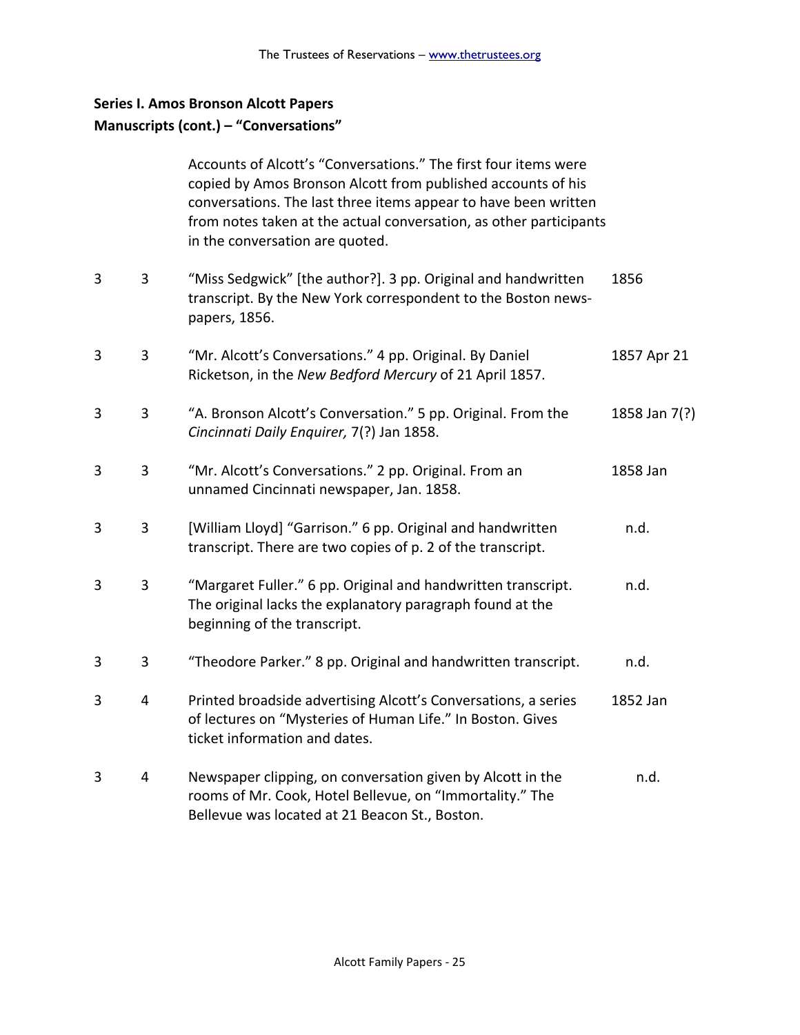**Series I. Amos Bronson Alcott Papers**
**Manuscripts (cont.) – "Conversations"**

Accounts of Alcott's "Conversations." The first four items were copied by Amos Bronson Alcott from published accounts of his conversations. The last three items appear to have been written from notes taken at the actual conversation, as other participants in the conversation are quoted.

| | | | |
|---|---|---|---|
| 3 | 3 | "Miss Sedgwick" [the author?]. 3 pp. Original and handwritten transcript. By the New York correspondent to the Boston news-papers, 1856. | 1856 |
| 3 | 3 | "Mr. Alcott's Conversations." 4 pp. Original. By Daniel Ricketson, in the *New Bedford Mercury* of 21 April 1857. | 1857 Apr 21 |
| 3 | 3 | "A. Bronson Alcott's Conversation." 5 pp. Original. From the *Cincinnati Daily Enquirer,* 7(?) Jan 1858. | 1858 Jan 7(?) |
| 3 | 3 | "Mr. Alcott's Conversations." 2 pp. Original. From an unnamed Cincinnati newspaper, Jan. 1858. | 1858 Jan |
| 3 | 3 | [William Lloyd] "Garrison." 6 pp. Original and handwritten transcript. There are two copies of p. 2 of the transcript. | n.d. |
| 3 | 3 | "Margaret Fuller." 6 pp. Original and handwritten transcript. The original lacks the explanatory paragraph found at the beginning of the transcript. | n.d. |
| 3 | 3 | "Theodore Parker." 8 pp. Original and handwritten transcript. | n.d. |
| 3 | 4 | Printed broadside advertising Alcott's Conversations, a series of lectures on "Mysteries of Human Life." In Boston. Gives ticket information and dates. | 1852 Jan |
| 3 | 4 | Newspaper clipping, on conversation given by Alcott in the rooms of Mr. Cook, Hotel Bellevue, on "Immortality." The Bellevue was located at 21 Beacon St., Boston. | n.d. |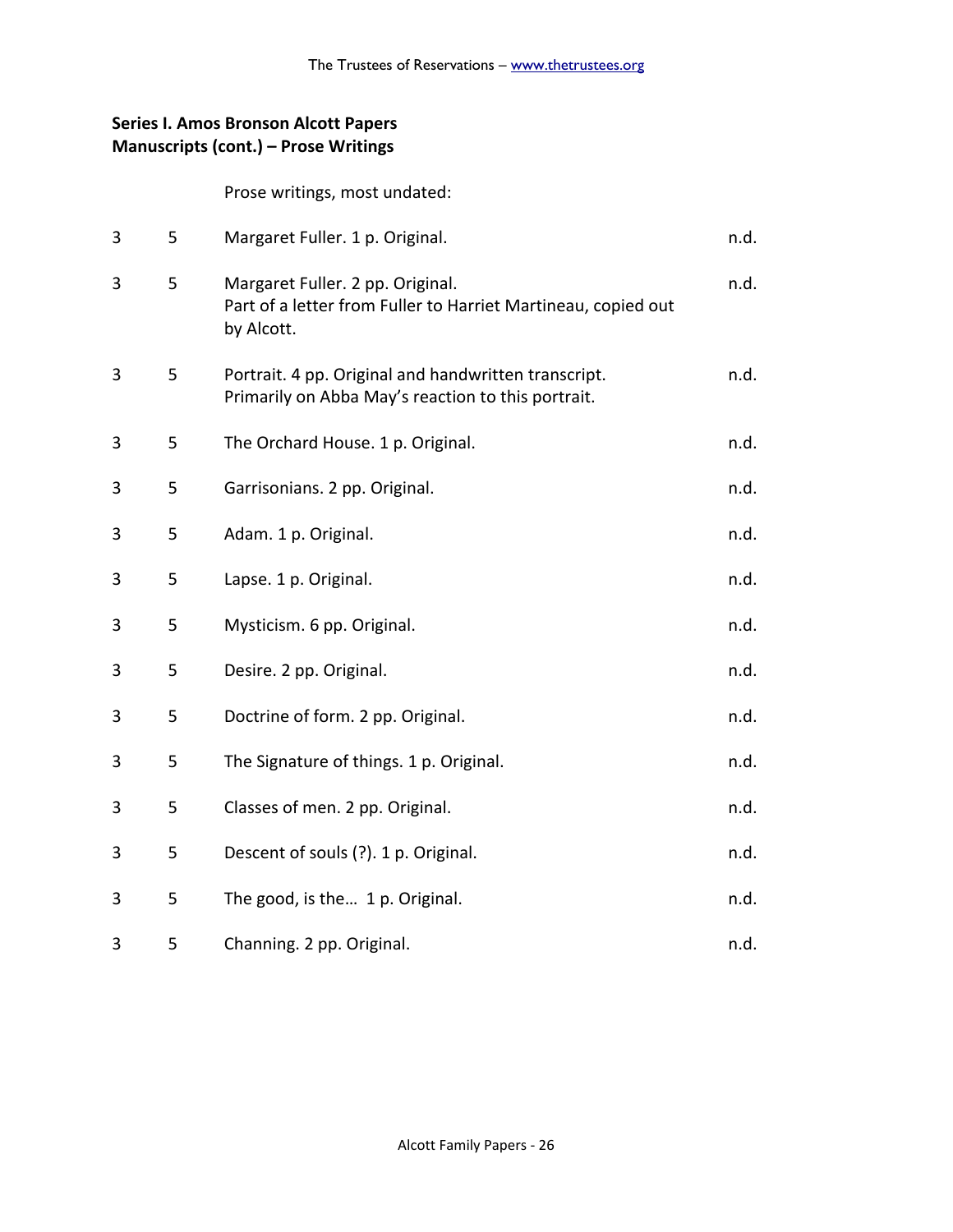**Series I. Amos Bronson Alcott Papers**
**Manuscripts (cont.) – Prose Writings**

Prose writings, most undated:

| | | | |
|---|---|---|---|
| 3 | 5 | Margaret Fuller. 1 p. Original. | n.d. |
| 3 | 5 | Margaret Fuller. 2 pp. Original.<br>Part of a letter from Fuller to Harriet Martineau, copied out by Alcott. | n.d. |
| 3 | 5 | Portrait. 4 pp. Original and handwritten transcript.<br>Primarily on Abba May's reaction to this portrait. | n.d. |
| 3 | 5 | The Orchard House. 1 p. Original. | n.d. |
| 3 | 5 | Garrisonians. 2 pp. Original. | n.d. |
| 3 | 5 | Adam. 1 p. Original. | n.d. |
| 3 | 5 | Lapse. 1 p. Original. | n.d. |
| 3 | 5 | Mysticism. 6 pp. Original. | n.d. |
| 3 | 5 | Desire. 2 pp. Original. | n.d. |
| 3 | 5 | Doctrine of form. 2 pp. Original. | n.d. |
| 3 | 5 | The Signature of things. 1 p. Original. | n.d. |
| 3 | 5 | Classes of men. 2 pp. Original. | n.d. |
| 3 | 5 | Descent of souls (?). 1 p. Original. | n.d. |
| 3 | 5 | The good, is the… 1 p. Original. | n.d. |
| 3 | 5 | Channing. 2 pp. Original. | n.d. |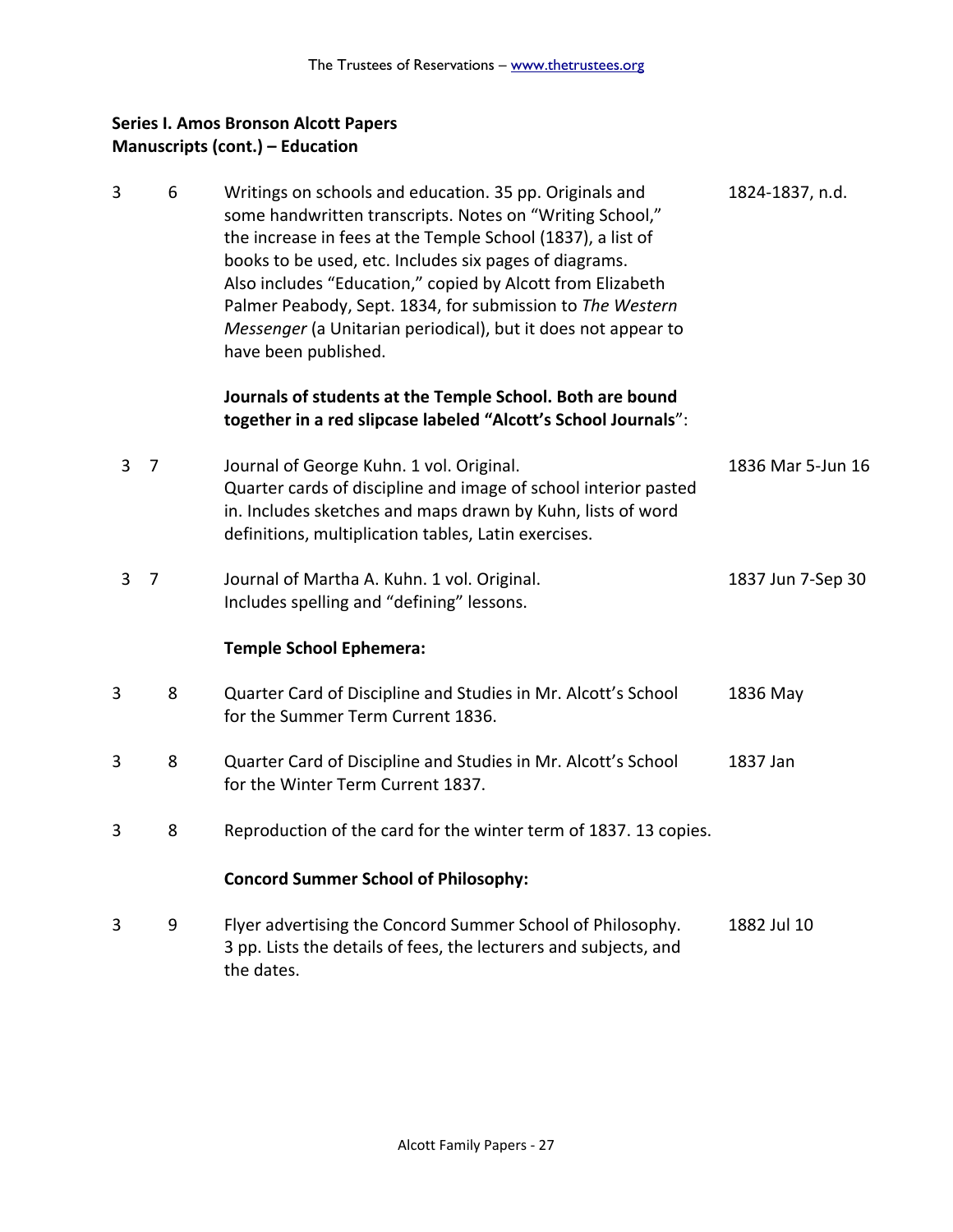**Series I. Amos Bronson Alcott Papers**
**Manuscripts (cont.) – Education**

| Box | Folder | Description | Date |
|---|---|---|---|
| 3 | 6 | Writings on schools and education. 35 pp. Originals and some handwritten transcripts. Notes on "Writing School," the increase in fees at the Temple School (1837), a list of books to be used, etc. Includes six pages of diagrams. Also includes "Education," copied by Alcott from Elizabeth Palmer Peabody, Sept. 1834, for submission to *The Western Messenger* (a Unitarian periodical), but it does not appear to have been published. | 1824-1837, n.d. |
| | | **Journals of students at the Temple School. Both are bound together in a red slipcase labeled "Alcott's School Journals"**: | |
| 3 | 7 | Journal of George Kuhn. 1 vol. Original. Quarter cards of discipline and image of school interior pasted in. Includes sketches and maps drawn by Kuhn, lists of word definitions, multiplication tables, Latin exercises. | 1836 Mar 5-Jun 16 |
| 3 | 7 | Journal of Martha A. Kuhn. 1 vol. Original. Includes spelling and "defining" lessons. | 1837 Jun 7-Sep 30 |
| | | **Temple School Ephemera:** | |
| 3 | 8 | Quarter Card of Discipline and Studies in Mr. Alcott's School for the Summer Term Current 1836. | 1836 May |
| 3 | 8 | Quarter Card of Discipline and Studies in Mr. Alcott's School for the Winter Term Current 1837. | 1837 Jan |
| 3 | 8 | Reproduction of the card for the winter term of 1837. 13 copies. | |
| | | **Concord Summer School of Philosophy:** | |
| 3 | 9 | Flyer advertising the Concord Summer School of Philosophy. 3 pp. Lists the details of fees, the lecturers and subjects, and the dates. | 1882 Jul 10 |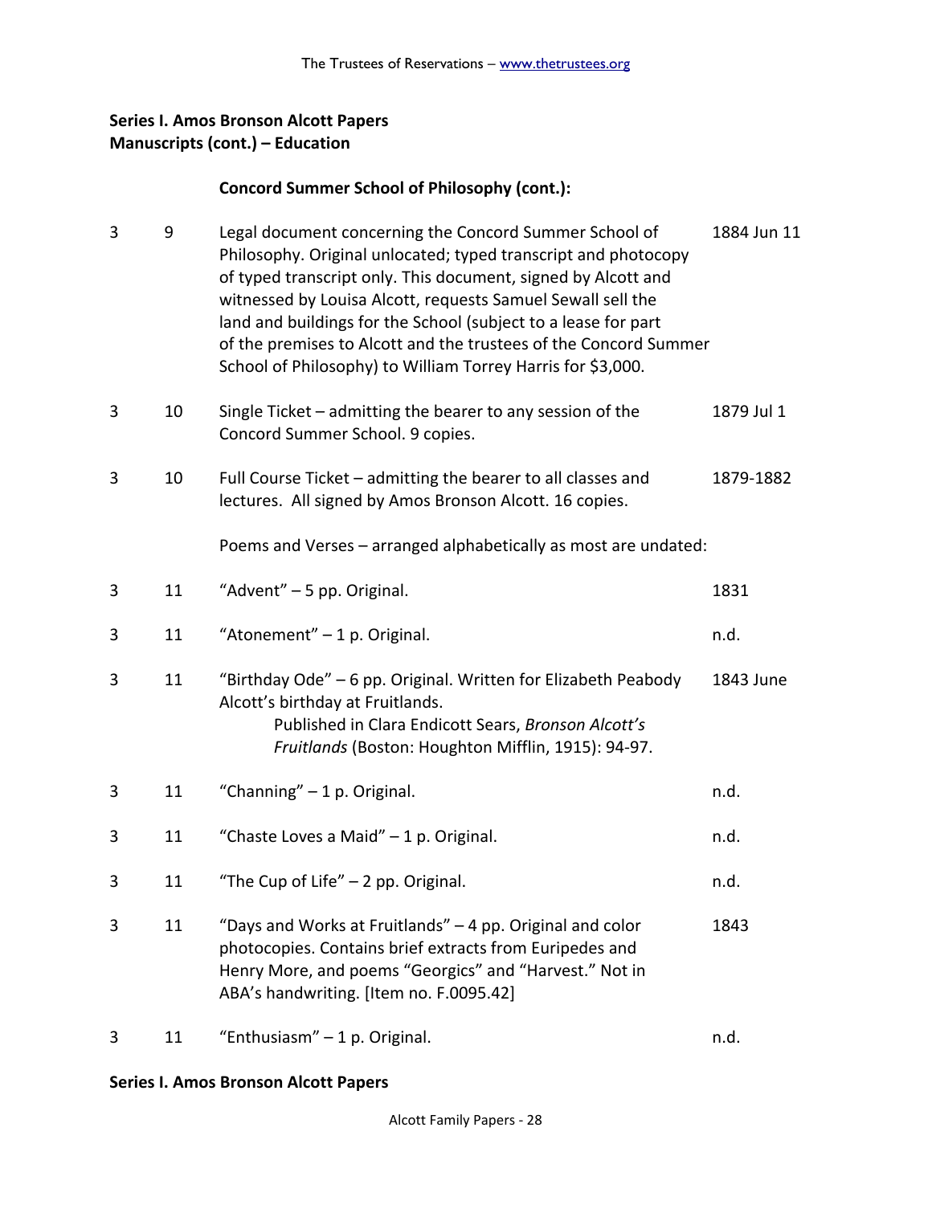**Series I. Amos Bronson Alcott Papers**
**Manuscripts (cont.) – Education**

**Concord Summer School of Philosophy (cont.):**

| Box | Folder | Description | Date |
|---|---|---|---|
| 3 | 9 | Legal document concerning the Concord Summer School of Philosophy. Original unlocated; typed transcript and photocopy of typed transcript only. This document, signed by Alcott and witnessed by Louisa Alcott, requests Samuel Sewall sell the land and buildings for the School (subject to a lease for part of the premises to Alcott and the trustees of the Concord Summer School of Philosophy) to William Torrey Harris for $3,000. | 1884 Jun 11 |
| 3 | 10 | Single Ticket – admitting the bearer to any session of the Concord Summer School. 9 copies. | 1879 Jul 1 |
| 3 | 10 | Full Course Ticket – admitting the bearer to all classes and lectures. All signed by Amos Bronson Alcott. 16 copies. | 1879-1882 |
| | | Poems and Verses – arranged alphabetically as most are undated: | |
| 3 | 11 | "Advent" – 5 pp. Original. | 1831 |
| 3 | 11 | "Atonement" – 1 p. Original. | n.d. |
| 3 | 11 | "Birthday Ode" – 6 pp. Original. Written for Elizabeth Peabody Alcott's birthday at Fruitlands. Published in Clara Endicott Sears, *Bronson Alcott's Fruitlands* (Boston: Houghton Mifflin, 1915): 94-97. | 1843 June |
| 3 | 11 | "Channing" – 1 p. Original. | n.d. |
| 3 | 11 | "Chaste Loves a Maid" – 1 p. Original. | n.d. |
| 3 | 11 | "The Cup of Life" – 2 pp. Original. | n.d. |
| 3 | 11 | "Days and Works at Fruitlands" – 4 pp. Original and color photocopies. Contains brief extracts from Euripedes and Henry More, and poems "Georgics" and "Harvest." Not in ABA's handwriting. [Item no. F.0095.42] | 1843 |
| 3 | 11 | "Enthusiasm" – 1 p. Original. | n.d. |

**Series I. Amos Bronson Alcott Papers**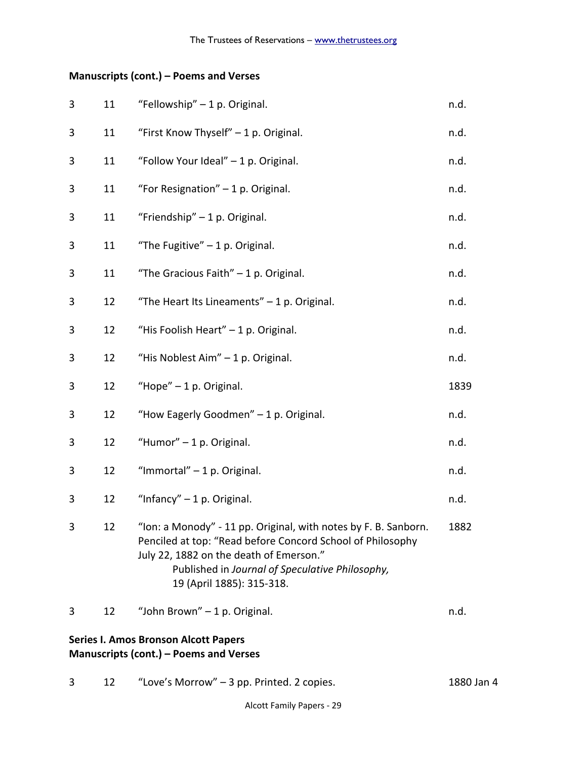**Manuscripts (cont.) – Poems and Verses**

| | | | |
|---|---|---|---|
| 3 | 11 | "Fellowship" – 1 p. Original. | n.d. |
| 3 | 11 | "First Know Thyself" – 1 p. Original. | n.d. |
| 3 | 11 | "Follow Your Ideal" – 1 p. Original. | n.d. |
| 3 | 11 | "For Resignation" – 1 p. Original. | n.d. |
| 3 | 11 | "Friendship" – 1 p. Original. | n.d. |
| 3 | 11 | "The Fugitive" – 1 p. Original. | n.d. |
| 3 | 11 | "The Gracious Faith" – 1 p. Original. | n.d. |
| 3 | 12 | "The Heart Its Lineaments" – 1 p. Original. | n.d. |
| 3 | 12 | "His Foolish Heart" – 1 p. Original. | n.d. |
| 3 | 12 | "His Noblest Aim" – 1 p. Original. | n.d. |
| 3 | 12 | "Hope" – 1 p. Original. | 1839 |
| 3 | 12 | "How Eagerly Goodmen" – 1 p. Original. | n.d. |
| 3 | 12 | "Humor" – 1 p. Original. | n.d. |
| 3 | 12 | "Immortal" – 1 p. Original. | n.d. |
| 3 | 12 | "Infancy" – 1 p. Original. | n.d. |
| 3 | 12 | "Ion: a Monody" - 11 pp. Original, with notes by F. B. Sanborn. Penciled at top: "Read before Concord School of Philosophy July 22, 1882 on the death of Emerson." Published in *Journal of Speculative Philosophy,* 19 (April 1885): 315-318. | 1882 |
| 3 | 12 | "John Brown" – 1 p. Original. | n.d. |

**Series I. Amos Bronson Alcott Papers**
**Manuscripts (cont.) – Poems and Verses**

| | | | |
|---|---|---|---|
| 3 | 12 | "Love's Morrow" – 3 pp. Printed. 2 copies. | 1880 Jan 4 |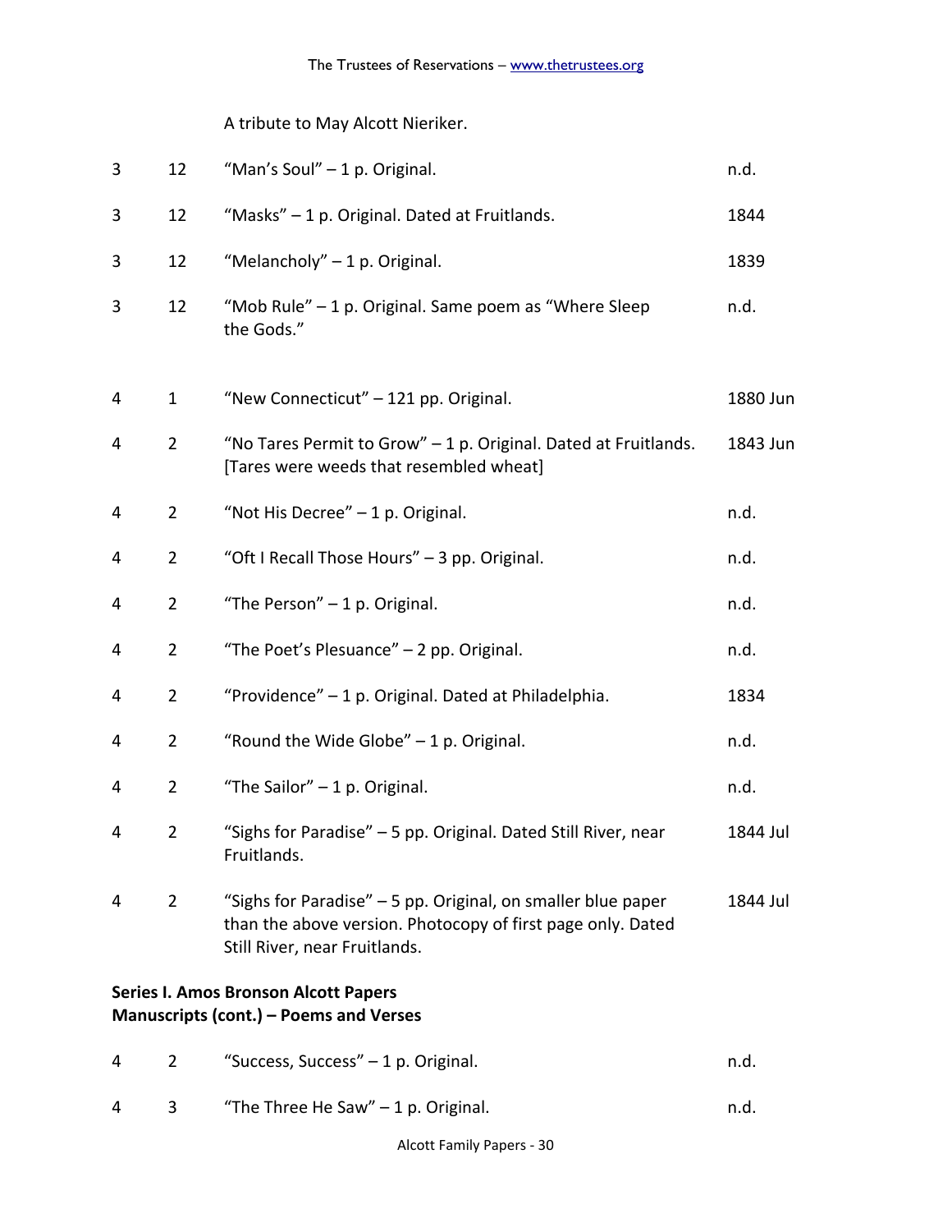A tribute to May Alcott Nieriker.

| | | | |
|---|---|---|---|
| 3 | 12 | "Man's Soul" – 1 p. Original. | n.d. |
| 3 | 12 | "Masks" – 1 p. Original. Dated at Fruitlands. | 1844 |
| 3 | 12 | "Melancholy" – 1 p. Original. | 1839 |
| 3 | 12 | "Mob Rule" – 1 p. Original. Same poem as "Where Sleep the Gods." | n.d. |
| 4 | 1 | "New Connecticut" – 121 pp. Original. | 1880 Jun |
| 4 | 2 | "No Tares Permit to Grow" – 1 p. Original. Dated at Fruitlands. [Tares were weeds that resembled wheat] | 1843 Jun |
| 4 | 2 | "Not His Decree" – 1 p. Original. | n.d. |
| 4 | 2 | "Oft I Recall Those Hours" – 3 pp. Original. | n.d. |
| 4 | 2 | "The Person" – 1 p. Original. | n.d. |
| 4 | 2 | "The Poet's Plesuance" – 2 pp. Original. | n.d. |
| 4 | 2 | "Providence" – 1 p. Original. Dated at Philadelphia. | 1834 |
| 4 | 2 | "Round the Wide Globe" – 1 p. Original. | n.d. |
| 4 | 2 | "The Sailor" – 1 p. Original. | n.d. |
| 4 | 2 | "Sighs for Paradise" – 5 pp. Original. Dated Still River, near Fruitlands. | 1844 Jul |
| 4 | 2 | "Sighs for Paradise" – 5 pp. Original, on smaller blue paper than the above version. Photocopy of first page only. Dated Still River, near Fruitlands. | 1844 Jul |

**Series I. Amos Bronson Alcott Papers**
**Manuscripts (cont.) – Poems and Verses**

| | | | |
|---|---|---|---|
| 4 | 2 | "Success, Success" – 1 p. Original. | n.d. |
| 4 | 3 | "The Three He Saw" – 1 p. Original. | n.d. |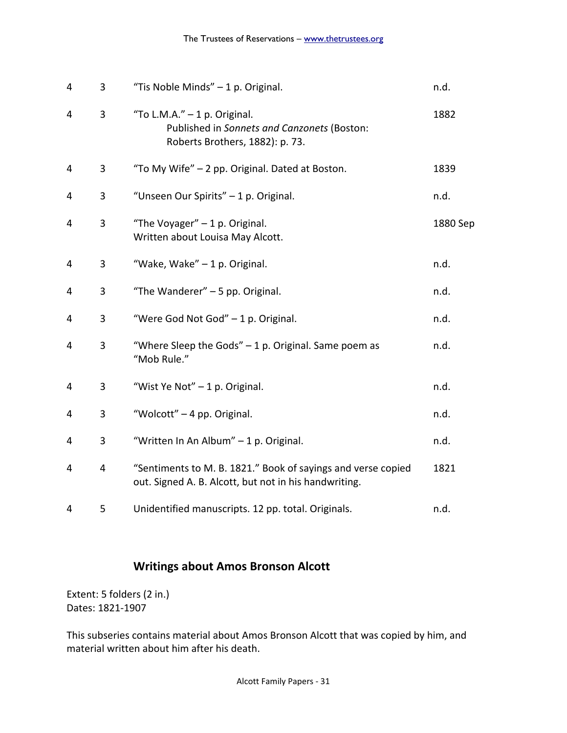| | | | |
|---|---|---|---|
| 4 | 3 | "Tis Noble Minds" – 1 p. Original. | n.d. |
| 4 | 3 | "To L.M.A." – 1 p. Original. Published in *Sonnets and Canzonets* (Boston: Roberts Brothers, 1882): p. 73. | 1882 |
| 4 | 3 | "To My Wife" – 2 pp. Original. Dated at Boston. | 1839 |
| 4 | 3 | "Unseen Our Spirits" – 1 p. Original. | n.d. |
| 4 | 3 | "The Voyager" – 1 p. Original. Written about Louisa May Alcott. | 1880 Sep |
| 4 | 3 | "Wake, Wake" – 1 p. Original. | n.d. |
| 4 | 3 | "The Wanderer" – 5 pp. Original. | n.d. |
| 4 | 3 | "Were God Not God" – 1 p. Original. | n.d. |
| 4 | 3 | "Where Sleep the Gods" – 1 p. Original. Same poem as "Mob Rule." | n.d. |
| 4 | 3 | "Wist Ye Not" – 1 p. Original. | n.d. |
| 4 | 3 | "Wolcott" – 4 pp. Original. | n.d. |
| 4 | 3 | "Written In An Album" – 1 p. Original. | n.d. |
| 4 | 4 | "Sentiments to M. B. 1821." Book of sayings and verse copied out. Signed A. B. Alcott, but not in his handwriting. | 1821 |
| 4 | 5 | Unidentified manuscripts. 12 pp. total. Originals. | n.d. |

## Writings about Amos Bronson Alcott

Extent: 5 folders (2 in.)
Dates: 1821-1907

This subseries contains material about Amos Bronson Alcott that was copied by him, and material written about him after his death.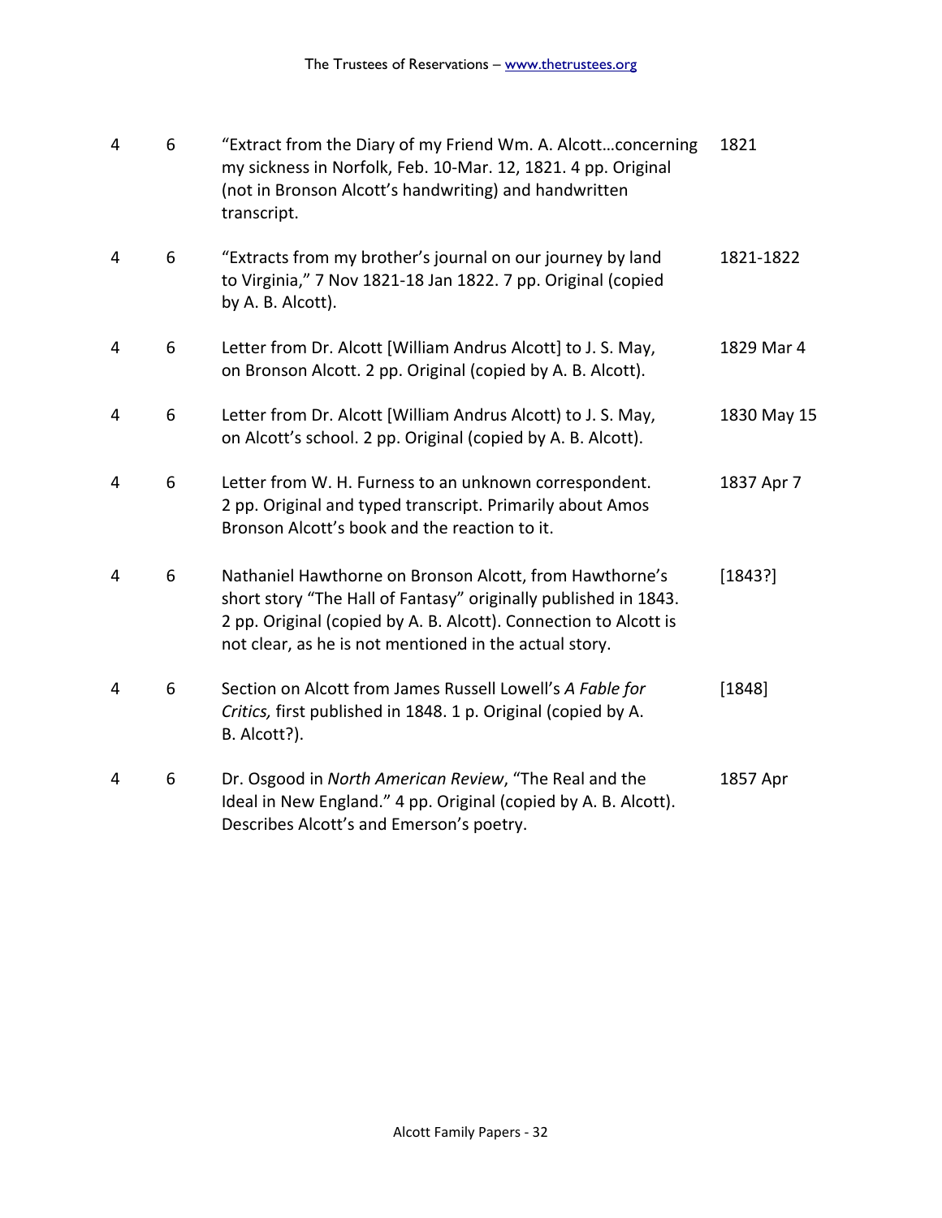| | | | |
|---|---|---|---|
| 4 | 6 | "Extract from the Diary of my Friend Wm. A. Alcott…concerning my sickness in Norfolk, Feb. 10-Mar. 12, 1821. 4 pp. Original (not in Bronson Alcott's handwriting) and handwritten transcript. | 1821 |
| 4 | 6 | "Extracts from my brother's journal on our journey by land to Virginia," 7 Nov 1821-18 Jan 1822. 7 pp. Original (copied by A. B. Alcott). | 1821-1822 |
| 4 | 6 | Letter from Dr. Alcott [William Andrus Alcott] to J. S. May, on Bronson Alcott. 2 pp. Original (copied by A. B. Alcott). | 1829 Mar 4 |
| 4 | 6 | Letter from Dr. Alcott [William Andrus Alcott) to J. S. May, on Alcott's school. 2 pp. Original (copied by A. B. Alcott). | 1830 May 15 |
| 4 | 6 | Letter from W. H. Furness to an unknown correspondent. 2 pp. Original and typed transcript. Primarily about Amos Bronson Alcott's book and the reaction to it. | 1837 Apr 7 |
| 4 | 6 | Nathaniel Hawthorne on Bronson Alcott, from Hawthorne's short story "The Hall of Fantasy" originally published in 1843. 2 pp. Original (copied by A. B. Alcott). Connection to Alcott is not clear, as he is not mentioned in the actual story. | [1843?] |
| 4 | 6 | Section on Alcott from James Russell Lowell's *A Fable for Critics,* first published in 1848. 1 p. Original (copied by A. B. Alcott?). | [1848] |
| 4 | 6 | Dr. Osgood in *North American Review*, "The Real and the Ideal in New England." 4 pp. Original (copied by A. B. Alcott). Describes Alcott's and Emerson's poetry. | 1857 Apr |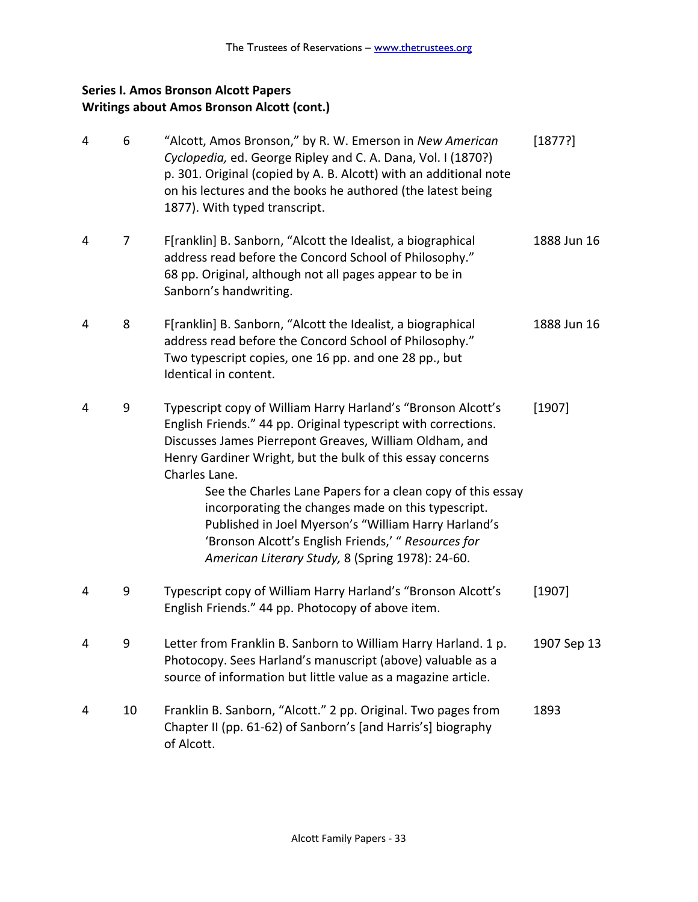**Series I. Amos Bronson Alcott Papers**
**Writings about Amos Bronson Alcott (cont.)**

| | | | |
|---|---|---|---|
| 4 | 6 | "Alcott, Amos Bronson," by R. W. Emerson in *New American Cyclopedia,* ed. George Ripley and C. A. Dana, Vol. I (1870?) p. 301. Original (copied by A. B. Alcott) with an additional note on his lectures and the books he authored (the latest being 1877). With typed transcript. | [1877?] |
| 4 | 7 | F[ranklin] B. Sanborn, "Alcott the Idealist, a biographical address read before the Concord School of Philosophy." 68 pp. Original, although not all pages appear to be in Sanborn's handwriting. | 1888 Jun 16 |
| 4 | 8 | F[ranklin] B. Sanborn, "Alcott the Idealist, a biographical address read before the Concord School of Philosophy." Two typescript copies, one 16 pp. and one 28 pp., but Identical in content. | 1888 Jun 16 |
| 4 | 9 | Typescript copy of William Harry Harland's "Bronson Alcott's English Friends." 44 pp. Original typescript with corrections. Discusses James Pierrepont Greaves, William Oldham, and Henry Gardiner Wright, but the bulk of this essay concerns Charles Lane.<br>See the Charles Lane Papers for a clean copy of this essay incorporating the changes made on this typescript. Published in Joel Myerson's "William Harry Harland's 'Bronson Alcott's English Friends,' " *Resources for American Literary Study,* 8 (Spring 1978): 24-60. | [1907] |
| 4 | 9 | Typescript copy of William Harry Harland's "Bronson Alcott's English Friends." 44 pp. Photocopy of above item. | [1907] |
| 4 | 9 | Letter from Franklin B. Sanborn to William Harry Harland. 1 p. Photocopy. Sees Harland's manuscript (above) valuable as a source of information but little value as a magazine article. | 1907 Sep 13 |
| 4 | 10 | Franklin B. Sanborn, "Alcott." 2 pp. Original. Two pages from Chapter II (pp. 61-62) of Sanborn's [and Harris's] biography of Alcott. | 1893 |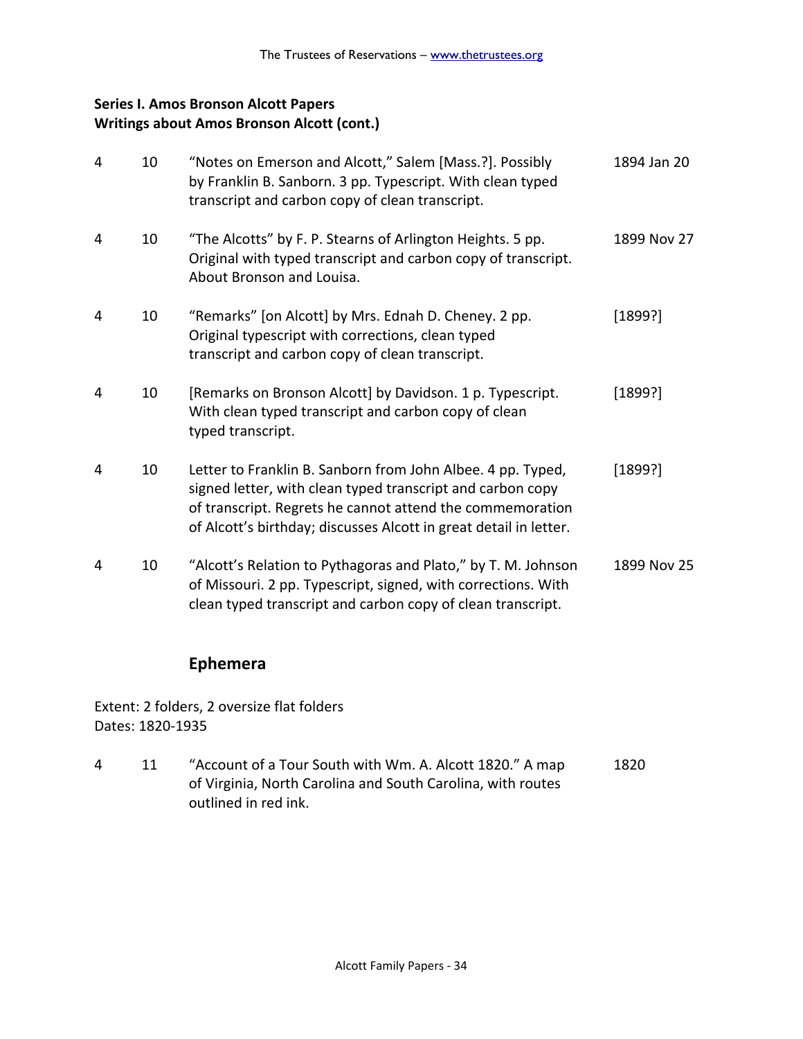**Series I. Amos Bronson Alcott Papers**
**Writings about Amos Bronson Alcott (cont.)**

| Box | Folder | Description | Date |
|---|---|---|---|
| 4 | 10 | "Notes on Emerson and Alcott," Salem [Mass.?]. Possibly by Franklin B. Sanborn. 3 pp. Typescript. With clean typed transcript and carbon copy of clean transcript. | 1894 Jan 20 |
| 4 | 10 | "The Alcotts" by F. P. Stearns of Arlington Heights. 5 pp. Original with typed transcript and carbon copy of transcript. About Bronson and Louisa. | 1899 Nov 27 |
| 4 | 10 | "Remarks" [on Alcott] by Mrs. Ednah D. Cheney. 2 pp. Original typescript with corrections, clean typed transcript and carbon copy of clean transcript. | [1899?] |
| 4 | 10 | [Remarks on Bronson Alcott] by Davidson. 1 p. Typescript. With clean typed transcript and carbon copy of clean typed transcript. | [1899?] |
| 4 | 10 | Letter to Franklin B. Sanborn from John Albee. 4 pp. Typed, signed letter, with clean typed transcript and carbon copy of transcript. Regrets he cannot attend the commemoration of Alcott's birthday; discusses Alcott in great detail in letter. | [1899?] |
| 4 | 10 | "Alcott's Relation to Pythagoras and Plato," by T. M. Johnson of Missouri. 2 pp. Typescript, signed, with corrections. With clean typed transcript and carbon copy of clean transcript. | 1899 Nov 25 |

## Ephemera

Extent: 2 folders, 2 oversize flat folders
Dates: 1820-1935

| Box | Folder | Description | Date |
|---|---|---|---|
| 4 | 11 | "Account of a Tour South with Wm. A. Alcott 1820." A map of Virginia, North Carolina and South Carolina, with routes outlined in red ink. | 1820 |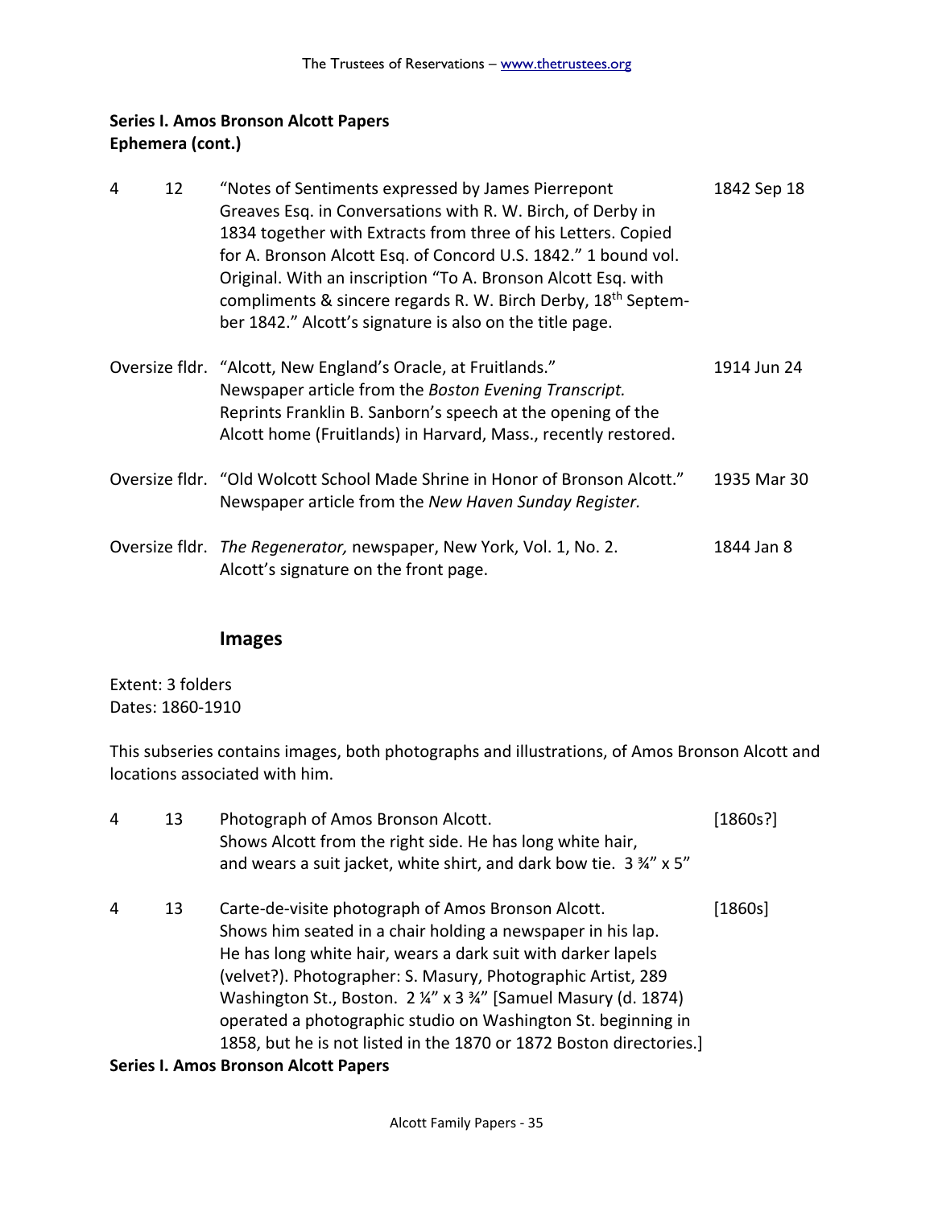**Series I. Amos Bronson Alcott Papers**
**Ephemera (cont.)**

| Box | Folder | Description | Date |
|---|---|---|---|
| 4 | 12 | "Notes of Sentiments expressed by James Pierrepont Greaves Esq. in Conversations with R. W. Birch, of Derby in 1834 together with Extracts from three of his Letters. Copied for A. Bronson Alcott Esq. of Concord U.S. 1842." 1 bound vol. Original. With an inscription "To A. Bronson Alcott Esq. with compliments & sincere regards R. W. Birch Derby, 18th September 1842." Alcott's signature is also on the title page. | 1842 Sep 18 |
| Oversize fldr. | | "Alcott, New England's Oracle, at Fruitlands." Newspaper article from the *Boston Evening Transcript.* Reprints Franklin B. Sanborn's speech at the opening of the Alcott home (Fruitlands) in Harvard, Mass., recently restored. | 1914 Jun 24 |
| Oversize fldr. | | "Old Wolcott School Made Shrine in Honor of Bronson Alcott." Newspaper article from the *New Haven Sunday Register.* | 1935 Mar 30 |
| Oversize fldr. | | *The Regenerator,* newspaper, New York, Vol. 1, No. 2. Alcott's signature on the front page. | 1844 Jan 8 |

## Images

Extent: 3 folders
Dates: 1860-1910

This subseries contains images, both photographs and illustrations, of Amos Bronson Alcott and locations associated with him.

| Box | Folder | Description | Date |
|---|---|---|---|
| 4 | 13 | Photograph of Amos Bronson Alcott. Shows Alcott from the right side. He has long white hair, and wears a suit jacket, white shirt, and dark bow tie. 3 ¾" x 5" | [1860s?] |
| 4 | 13 | Carte-de-visite photograph of Amos Bronson Alcott. Shows him seated in a chair holding a newspaper in his lap. He has long white hair, wears a dark suit with darker lapels (velvet?). Photographer: S. Masury, Photographic Artist, 289 Washington St., Boston. 2 ¼" x 3 ¾" [Samuel Masury (d. 1874) operated a photographic studio on Washington St. beginning in 1858, but he is not listed in the 1870 or 1872 Boston directories.] | [1860s] |

**Series I. Amos Bronson Alcott Papers**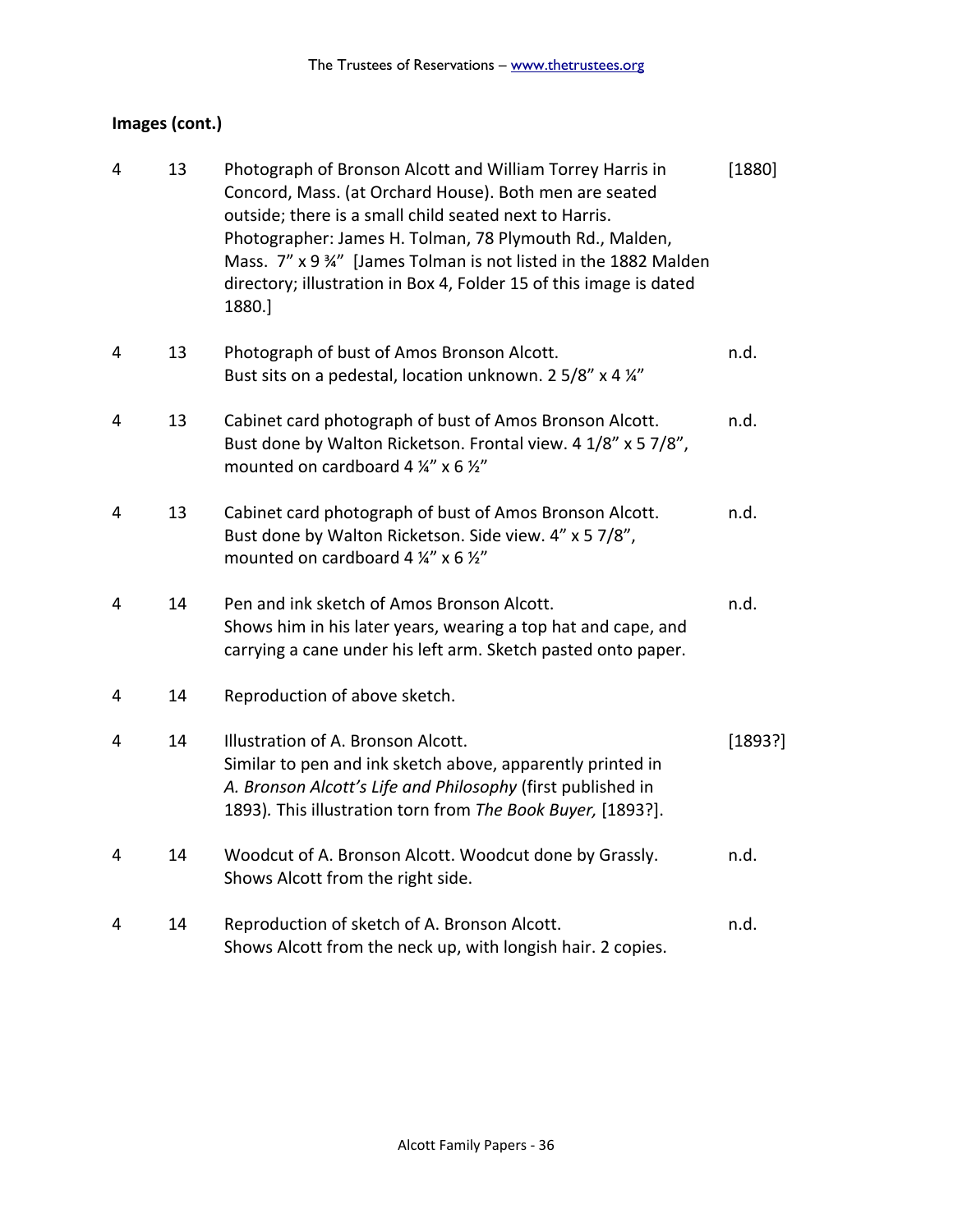**Images (cont.)**

| Box | Folder | Description | Date |
|---|---|---|---|
| 4 | 13 | Photograph of Bronson Alcott and William Torrey Harris in Concord, Mass. (at Orchard House). Both men are seated outside; there is a small child seated next to Harris. Photographer: James H. Tolman, 78 Plymouth Rd., Malden, Mass. 7" x 9 ¾" [James Tolman is not listed in the 1882 Malden directory; illustration in Box 4, Folder 15 of this image is dated 1880.] | [1880] |
| 4 | 13 | Photograph of bust of Amos Bronson Alcott. Bust sits on a pedestal, location unknown. 2 5/8" x 4 ¼" | n.d. |
| 4 | 13 | Cabinet card photograph of bust of Amos Bronson Alcott. Bust done by Walton Ricketson. Frontal view. 4 1/8" x 5 7/8", mounted on cardboard 4 ¼" x 6 ½" | n.d. |
| 4 | 13 | Cabinet card photograph of bust of Amos Bronson Alcott. Bust done by Walton Ricketson. Side view. 4" x 5 7/8", mounted on cardboard 4 ¼" x 6 ½" | n.d. |
| 4 | 14 | Pen and ink sketch of Amos Bronson Alcott. Shows him in his later years, wearing a top hat and cape, and carrying a cane under his left arm. Sketch pasted onto paper. | n.d. |
| 4 | 14 | Reproduction of above sketch. | |
| 4 | 14 | Illustration of A. Bronson Alcott. Similar to pen and ink sketch above, apparently printed in *A. Bronson Alcott's Life and Philosophy* (first published in 1893). This illustration torn from *The Book Buyer,* [1893?]. | [1893?] |
| 4 | 14 | Woodcut of A. Bronson Alcott. Woodcut done by Grassly. Shows Alcott from the right side. | n.d. |
| 4 | 14 | Reproduction of sketch of A. Bronson Alcott. Shows Alcott from the neck up, with longish hair. 2 copies. | n.d. |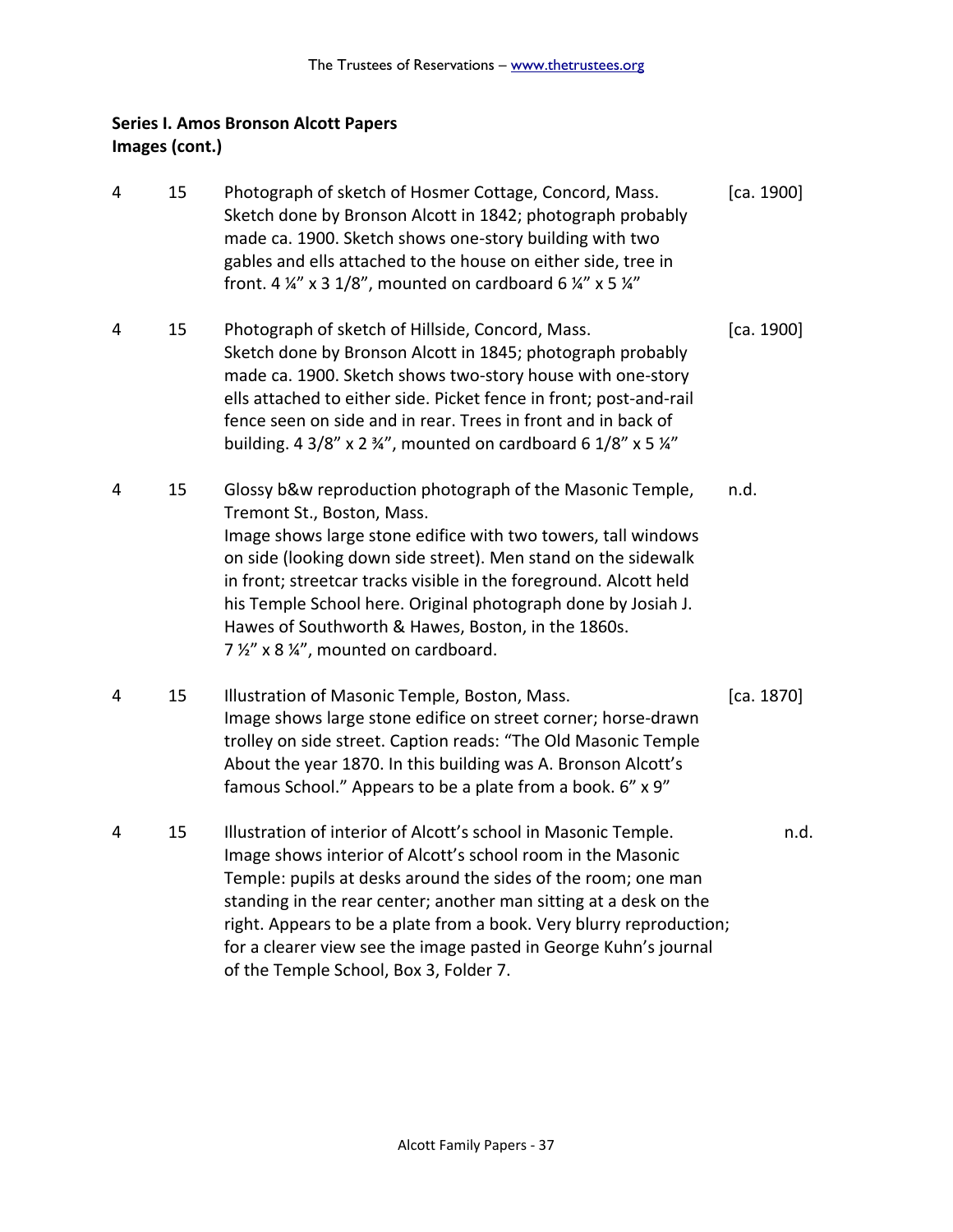**Series I. Amos Bronson Alcott Papers**
**Images (cont.)**

| Box | Folder | Description | Date |
|---|---|---|---|
| 4 | 15 | Photograph of sketch of Hosmer Cottage, Concord, Mass. Sketch done by Bronson Alcott in 1842; photograph probably made ca. 1900. Sketch shows one-story building with two gables and ells attached to the house on either side, tree in front. 4 ¼" x 3 1/8", mounted on cardboard 6 ¼" x 5 ¼" | [ca. 1900] |
| 4 | 15 | Photograph of sketch of Hillside, Concord, Mass. Sketch done by Bronson Alcott in 1845; photograph probably made ca. 1900. Sketch shows two-story house with one-story ells attached to either side. Picket fence in front; post-and-rail fence seen on side and in rear. Trees in front and in back of building. 4 3/8" x 2 ¾", mounted on cardboard 6 1/8" x 5 ¼" | [ca. 1900] |
| 4 | 15 | Glossy b&w reproduction photograph of the Masonic Temple, Tremont St., Boston, Mass. Image shows large stone edifice with two towers, tall windows on side (looking down side street). Men stand on the sidewalk in front; streetcar tracks visible in the foreground. Alcott held his Temple School here. Original photograph done by Josiah J. Hawes of Southworth & Hawes, Boston, in the 1860s. 7 ½" x 8 ¼", mounted on cardboard. | n.d. |
| 4 | 15 | Illustration of Masonic Temple, Boston, Mass. Image shows large stone edifice on street corner; horse-drawn trolley on side street. Caption reads: "The Old Masonic Temple About the year 1870. In this building was A. Bronson Alcott's famous School." Appears to be a plate from a book. 6" x 9" | [ca. 1870] |
| 4 | 15 | Illustration of interior of Alcott's school in Masonic Temple. Image shows interior of Alcott's school room in the Masonic Temple: pupils at desks around the sides of the room; one man standing in the rear center; another man sitting at a desk on the right. Appears to be a plate from a book. Very blurry reproduction; for a clearer view see the image pasted in George Kuhn's journal of the Temple School, Box 3, Folder 7. | n.d. |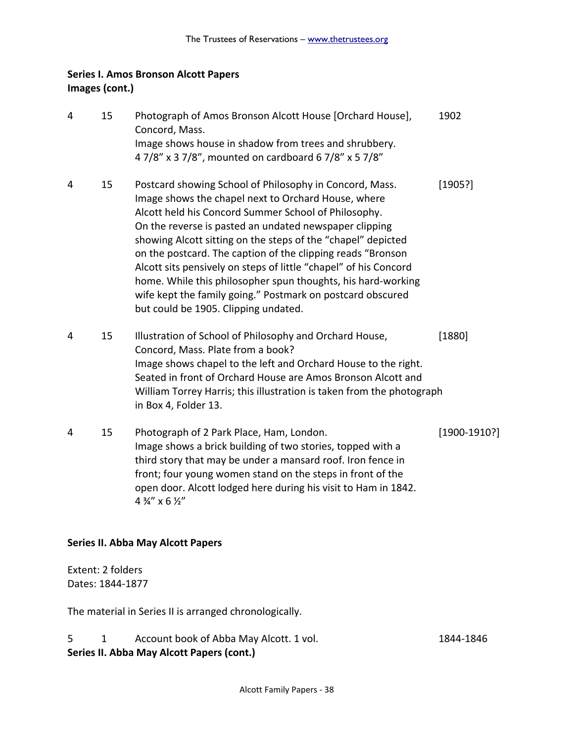**Series I. Amos Bronson Alcott Papers**
**Images (cont.)**

| | | | |
|---|---|---|---|
| 4 | 15 | Photograph of Amos Bronson Alcott House [Orchard House], Concord, Mass.<br>Image shows house in shadow from trees and shrubbery.<br>4 7/8" x 3 7/8", mounted on cardboard 6 7/8" x 5 7/8" | 1902 |
| 4 | 15 | Postcard showing School of Philosophy in Concord, Mass.<br>Image shows the chapel next to Orchard House, where Alcott held his Concord Summer School of Philosophy. On the reverse is pasted an undated newspaper clipping showing Alcott sitting on the steps of the "chapel" depicted on the postcard. The caption of the clipping reads "Bronson Alcott sits pensively on steps of little "chapel" of his Concord home. While this philosopher spun thoughts, his hard-working wife kept the family going." Postmark on postcard obscured but could be 1905. Clipping undated. | [1905?] |
| 4 | 15 | Illustration of School of Philosophy and Orchard House, Concord, Mass. Plate from a book?<br>Image shows chapel to the left and Orchard House to the right. Seated in front of Orchard House are Amos Bronson Alcott and William Torrey Harris; this illustration is taken from the photograph in Box 4, Folder 13. | [1880] |
| 4 | 15 | Photograph of 2 Park Place, Ham, London.<br>Image shows a brick building of two stories, topped with a third story that may be under a mansard roof. Iron fence in front; four young women stand on the steps in front of the open door. Alcott lodged here during his visit to Ham in 1842.<br>4 ¾" x 6 ½" | [1900-1910?] |

**Series II. Abba May Alcott Papers**

Extent: 2 folders
Dates: 1844-1877

The material in Series II is arranged chronologically.

| | | | |
|---|---|---|---|
| 5 | 1 | Account book of Abba May Alcott. 1 vol. | 1844-1846 |

**Series II. Abba May Alcott Papers (cont.)**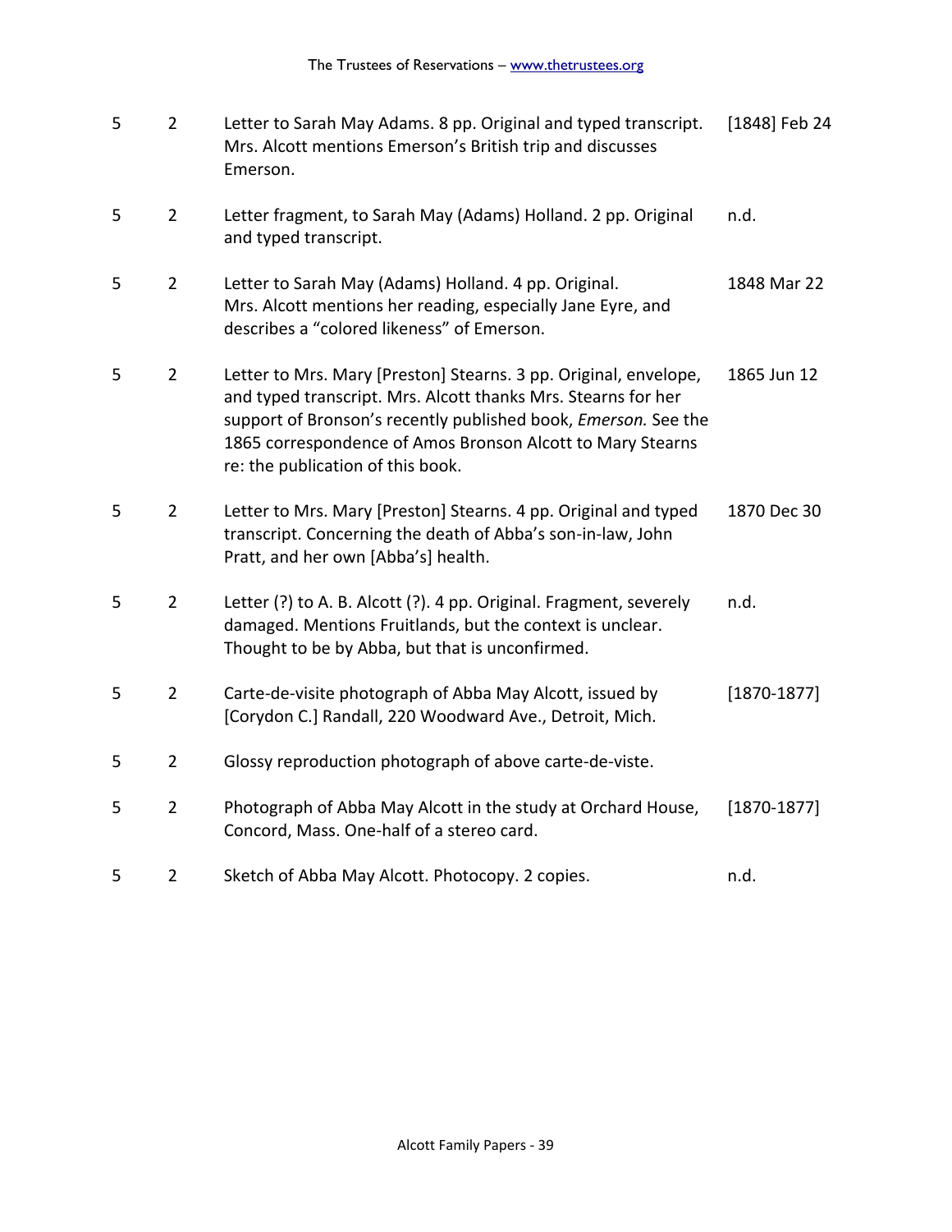| | | | |
|---|---|---|---|
| 5 | 2 | Letter to Sarah May Adams. 8 pp. Original and typed transcript. Mrs. Alcott mentions Emerson's British trip and discusses Emerson. | [1848] Feb 24 |
| 5 | 2 | Letter fragment, to Sarah May (Adams) Holland. 2 pp. Original and typed transcript. | n.d. |
| 5 | 2 | Letter to Sarah May (Adams) Holland. 4 pp. Original. Mrs. Alcott mentions her reading, especially Jane Eyre, and describes a "colored likeness" of Emerson. | 1848 Mar 22 |
| 5 | 2 | Letter to Mrs. Mary [Preston] Stearns. 3 pp. Original, envelope, and typed transcript. Mrs. Alcott thanks Mrs. Stearns for her support of Bronson's recently published book, *Emerson.* See the 1865 correspondence of Amos Bronson Alcott to Mary Stearns re: the publication of this book. | 1865 Jun 12 |
| 5 | 2 | Letter to Mrs. Mary [Preston] Stearns. 4 pp. Original and typed transcript. Concerning the death of Abba's son-in-law, John Pratt, and her own [Abba's] health. | 1870 Dec 30 |
| 5 | 2 | Letter (?) to A. B. Alcott (?). 4 pp. Original. Fragment, severely damaged. Mentions Fruitlands, but the context is unclear. Thought to be by Abba, but that is unconfirmed. | n.d. |
| 5 | 2 | Carte-de-visite photograph of Abba May Alcott, issued by [Corydon C.] Randall, 220 Woodward Ave., Detroit, Mich. | [1870-1877] |
| 5 | 2 | Glossy reproduction photograph of above carte-de-viste. | |
| 5 | 2 | Photograph of Abba May Alcott in the study at Orchard House, Concord, Mass. One-half of a stereo card. | [1870-1877] |
| 5 | 2 | Sketch of Abba May Alcott. Photocopy. 2 copies. | n.d. |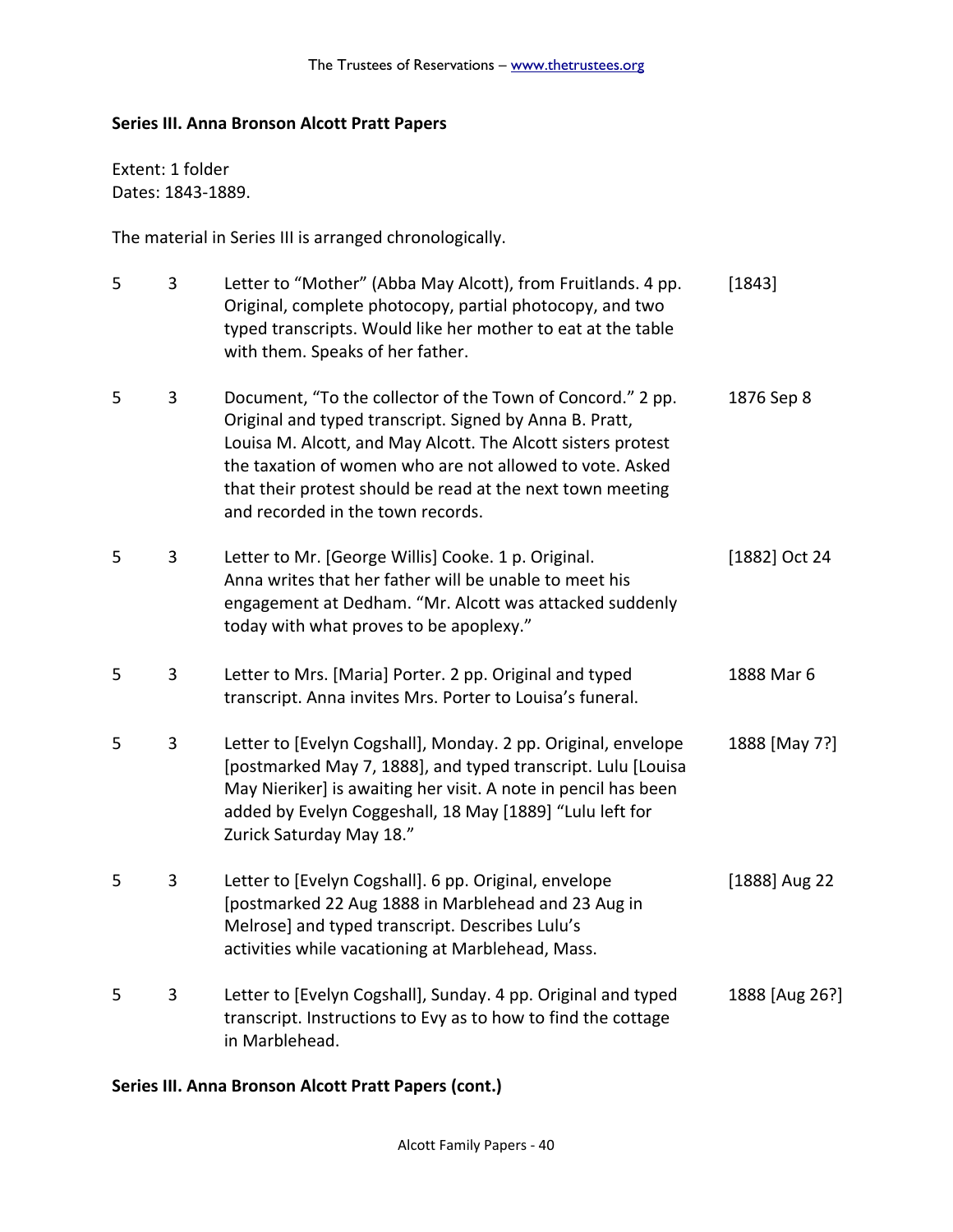**Series III. Anna Bronson Alcott Pratt Papers**

Extent: 1 folder
Dates: 1843-1889.

The material in Series III is arranged chronologically.

| | | | |
|---|---|---|---|
| 5 | 3 | Letter to "Mother" (Abba May Alcott), from Fruitlands. 4 pp. Original, complete photocopy, partial photocopy, and two typed transcripts. Would like her mother to eat at the table with them. Speaks of her father. | [1843] |
| 5 | 3 | Document, "To the collector of the Town of Concord." 2 pp. Original and typed transcript. Signed by Anna B. Pratt, Louisa M. Alcott, and May Alcott. The Alcott sisters protest the taxation of women who are not allowed to vote. Asked that their protest should be read at the next town meeting and recorded in the town records. | 1876 Sep 8 |
| 5 | 3 | Letter to Mr. [George Willis] Cooke. 1 p. Original. Anna writes that her father will be unable to meet his engagement at Dedham. "Mr. Alcott was attacked suddenly today with what proves to be apoplexy." | [1882] Oct 24 |
| 5 | 3 | Letter to Mrs. [Maria] Porter. 2 pp. Original and typed transcript. Anna invites Mrs. Porter to Louisa's funeral. | 1888 Mar 6 |
| 5 | 3 | Letter to [Evelyn Cogshall], Monday. 2 pp. Original, envelope [postmarked May 7, 1888], and typed transcript. Lulu [Louisa May Nieriker] is awaiting her visit. A note in pencil has been added by Evelyn Coggeshall, 18 May [1889] "Lulu left for Zurick Saturday May 18." | 1888 [May 7?] |
| 5 | 3 | Letter to [Evelyn Cogshall]. 6 pp. Original, envelope [postmarked 22 Aug 1888 in Marblehead and 23 Aug in Melrose] and typed transcript. Describes Lulu's activities while vacationing at Marblehead, Mass. | [1888] Aug 22 |
| 5 | 3 | Letter to [Evelyn Cogshall], Sunday. 4 pp. Original and typed transcript. Instructions to Evy as to how to find the cottage in Marblehead. | 1888 [Aug 26?] |

**Series III. Anna Bronson Alcott Pratt Papers (cont.)**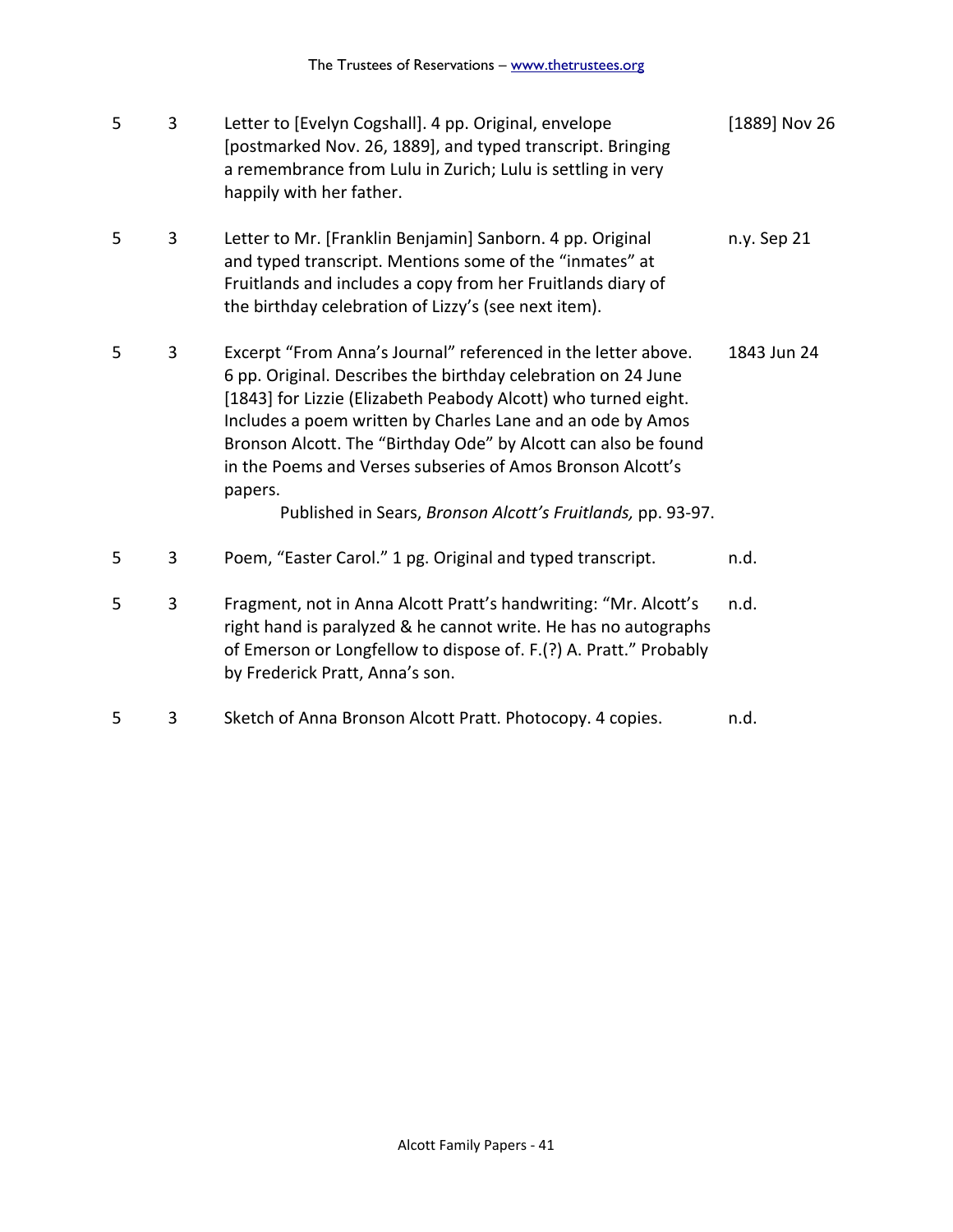| | | | |
|---|---|---|---|
| 5 | 3 | Letter to [Evelyn Cogshall]. 4 pp. Original, envelope [postmarked Nov. 26, 1889], and typed transcript. Bringing a remembrance from Lulu in Zurich; Lulu is settling in very happily with her father. | [1889] Nov 26 |
| 5 | 3 | Letter to Mr. [Franklin Benjamin] Sanborn. 4 pp. Original and typed transcript. Mentions some of the "inmates" at Fruitlands and includes a copy from her Fruitlands diary of the birthday celebration of Lizzy's (see next item). | n.y. Sep 21 |
| 5 | 3 | Excerpt "From Anna's Journal" referenced in the letter above. 6 pp. Original. Describes the birthday celebration on 24 June [1843] for Lizzie (Elizabeth Peabody Alcott) who turned eight. Includes a poem written by Charles Lane and an ode by Amos Bronson Alcott. The "Birthday Ode" by Alcott can also be found in the Poems and Verses subseries of Amos Bronson Alcott's papers. Published in Sears, *Bronson Alcott's Fruitlands,* pp. 93-97. | 1843 Jun 24 |
| 5 | 3 | Poem, "Easter Carol." 1 pg. Original and typed transcript. | n.d. |
| 5 | 3 | Fragment, not in Anna Alcott Pratt's handwriting: "Mr. Alcott's right hand is paralyzed & he cannot write. He has no autographs of Emerson or Longfellow to dispose of. F.(?) A. Pratt." Probably by Frederick Pratt, Anna's son. | n.d. |
| 5 | 3 | Sketch of Anna Bronson Alcott Pratt. Photocopy. 4 copies. | n.d. |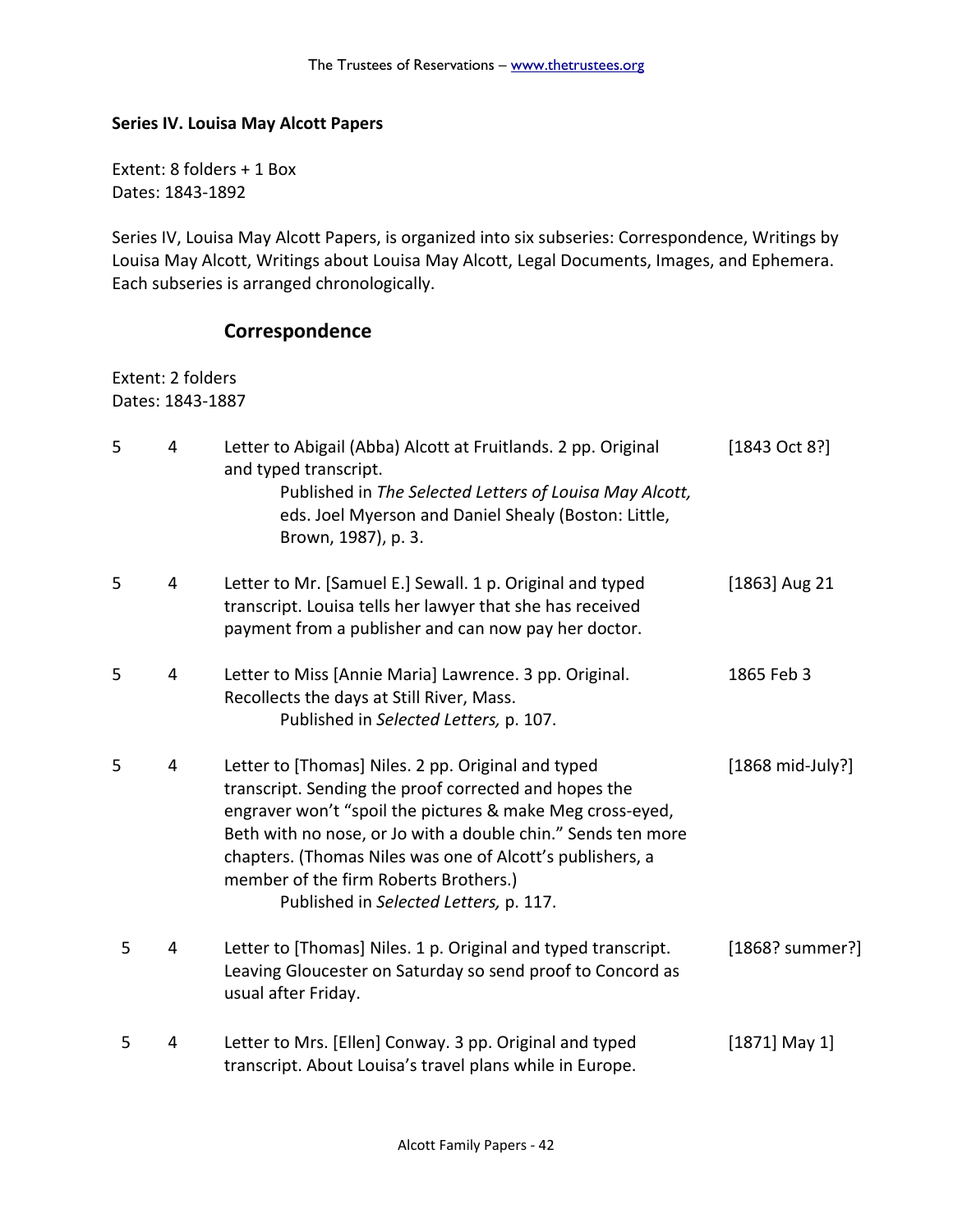**Series IV. Louisa May Alcott Papers**

Extent: 8 folders + 1 Box
Dates: 1843-1892

Series IV, Louisa May Alcott Papers, is organized into six subseries: Correspondence, Writings by Louisa May Alcott, Writings about Louisa May Alcott, Legal Documents, Images, and Ephemera. Each subseries is arranged chronologically.

## Correspondence

Extent: 2 folders
Dates: 1843-1887

| | | | |
|---|---|---|---|
| 5 | 4 | Letter to Abigail (Abba) Alcott at Fruitlands. 2 pp. Original and typed transcript. Published in *The Selected Letters of Louisa May Alcott,* eds. Joel Myerson and Daniel Shealy (Boston: Little, Brown, 1987), p. 3. | [1843 Oct 8?] |
| 5 | 4 | Letter to Mr. [Samuel E.] Sewall. 1 p. Original and typed transcript. Louisa tells her lawyer that she has received payment from a publisher and can now pay her doctor. | [1863] Aug 21 |
| 5 | 4 | Letter to Miss [Annie Maria] Lawrence. 3 pp. Original. Recollects the days at Still River, Mass. Published in *Selected Letters,* p. 107. | 1865 Feb 3 |
| 5 | 4 | Letter to [Thomas] Niles. 2 pp. Original and typed transcript. Sending the proof corrected and hopes the engraver won't "spoil the pictures & make Meg cross-eyed, Beth with no nose, or Jo with a double chin." Sends ten more chapters. (Thomas Niles was one of Alcott's publishers, a member of the firm Roberts Brothers.) Published in *Selected Letters,* p. 117. | [1868 mid-July?] |
| 5 | 4 | Letter to [Thomas] Niles. 1 p. Original and typed transcript. Leaving Gloucester on Saturday so send proof to Concord as usual after Friday. | [1868? summer?] |
| 5 | 4 | Letter to Mrs. [Ellen] Conway. 3 pp. Original and typed transcript. About Louisa's travel plans while in Europe. | [1871] May 1] |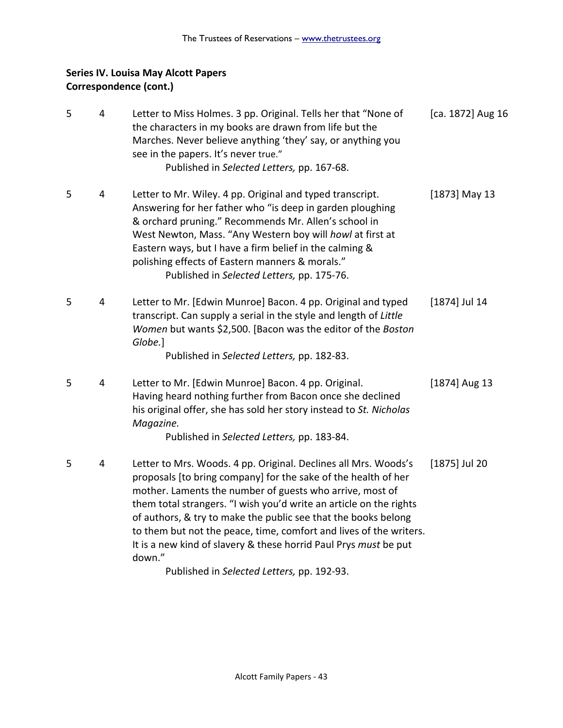**Series IV. Louisa May Alcott Papers**
**Correspondence (cont.)**

| | | | |
|---|---|---|---|
| 5 | 4 | Letter to Miss Holmes. 3 pp. Original. Tells her that "None of the characters in my books are drawn from life but the Marches. Never believe anything 'they' say, or anything you see in the papers. It's never true."<br>Published in *Selected Letters,* pp. 167-68. | [ca. 1872] Aug 16 |
| 5 | 4 | Letter to Mr. Wiley. 4 pp. Original and typed transcript. Answering for her father who "is deep in garden ploughing & orchard pruning." Recommends Mr. Allen's school in West Newton, Mass. "Any Western boy will *howl* at first at Eastern ways, but I have a firm belief in the calming & polishing effects of Eastern manners & morals."<br>Published in *Selected Letters,* pp. 175-76. | [1873] May 13 |
| 5 | 4 | Letter to Mr. [Edwin Munroe] Bacon. 4 pp. Original and typed transcript. Can supply a serial in the style and length of *Little Women* but wants $2,500. [Bacon was the editor of the *Boston Globe*.]<br>Published in *Selected Letters,* pp. 182-83. | [1874] Jul 14 |
| 5 | 4 | Letter to Mr. [Edwin Munroe] Bacon. 4 pp. Original. Having heard nothing further from Bacon once she declined his original offer, she has sold her story instead to *St. Nicholas Magazine.*<br>Published in *Selected Letters,* pp. 183-84. | [1874] Aug 13 |
| 5 | 4 | Letter to Mrs. Woods. 4 pp. Original. Declines all Mrs. Woods's proposals [to bring company] for the sake of the health of her mother. Laments the number of guests who arrive, most of them total strangers. "I wish you'd write an article on the rights of authors, & try to make the public see that the books belong to them but not the peace, time, comfort and lives of the writers. It is a new kind of slavery & these horrid Paul Prys *must* be put down."<br>Published in *Selected Letters,* pp. 192-93. | [1875] Jul 20 |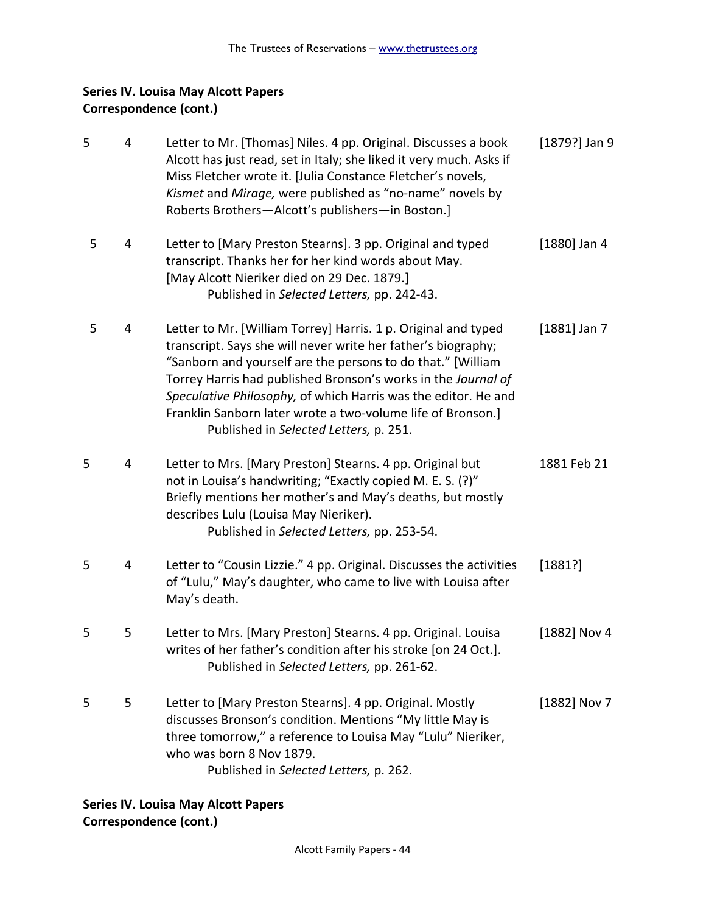**Series IV. Louisa May Alcott Papers**
**Correspondence (cont.)**

| | | | |
|---|---|---|---|
| 5 | 4 | Letter to Mr. [Thomas] Niles. 4 pp. Original. Discusses a book Alcott has just read, set in Italy; she liked it very much. Asks if Miss Fletcher wrote it. [Julia Constance Fletcher's novels, *Kismet* and *Mirage,* were published as "no-name" novels by Roberts Brothers—Alcott's publishers—in Boston.] | [1879?] Jan 9 |
| 5 | 4 | Letter to [Mary Preston Stearns]. 3 pp. Original and typed transcript. Thanks her for her kind words about May. [May Alcott Nieriker died on 29 Dec. 1879.] Published in *Selected Letters,* pp. 242-43. | [1880] Jan 4 |
| 5 | 4 | Letter to Mr. [William Torrey] Harris. 1 p. Original and typed transcript. Says she will never write her father's biography; "Sanborn and yourself are the persons to do that." [William Torrey Harris had published Bronson's works in the *Journal of Speculative Philosophy,* of which Harris was the editor. He and Franklin Sanborn later wrote a two-volume life of Bronson.] Published in *Selected Letters,* p. 251. | [1881] Jan 7 |
| 5 | 4 | Letter to Mrs. [Mary Preston] Stearns. 4 pp. Original but not in Louisa's handwriting; "Exactly copied M. E. S. (?)" Briefly mentions her mother's and May's deaths, but mostly describes Lulu (Louisa May Nieriker). Published in *Selected Letters,* pp. 253-54. | 1881 Feb 21 |
| 5 | 4 | Letter to "Cousin Lizzie." 4 pp. Original. Discusses the activities of "Lulu," May's daughter, who came to live with Louisa after May's death. | [1881?] |
| 5 | 5 | Letter to Mrs. [Mary Preston] Stearns. 4 pp. Original. Louisa writes of her father's condition after his stroke [on 24 Oct.]. Published in *Selected Letters,* pp. 261-62. | [1882] Nov 4 |
| 5 | 5 | Letter to [Mary Preston Stearns]. 4 pp. Original. Mostly discusses Bronson's condition. Mentions "My little May is three tomorrow," a reference to Louisa May "Lulu" Nieriker, who was born 8 Nov 1879. Published in *Selected Letters,* p. 262. | [1882] Nov 7 |

**Series IV. Louisa May Alcott Papers**
**Correspondence (cont.)**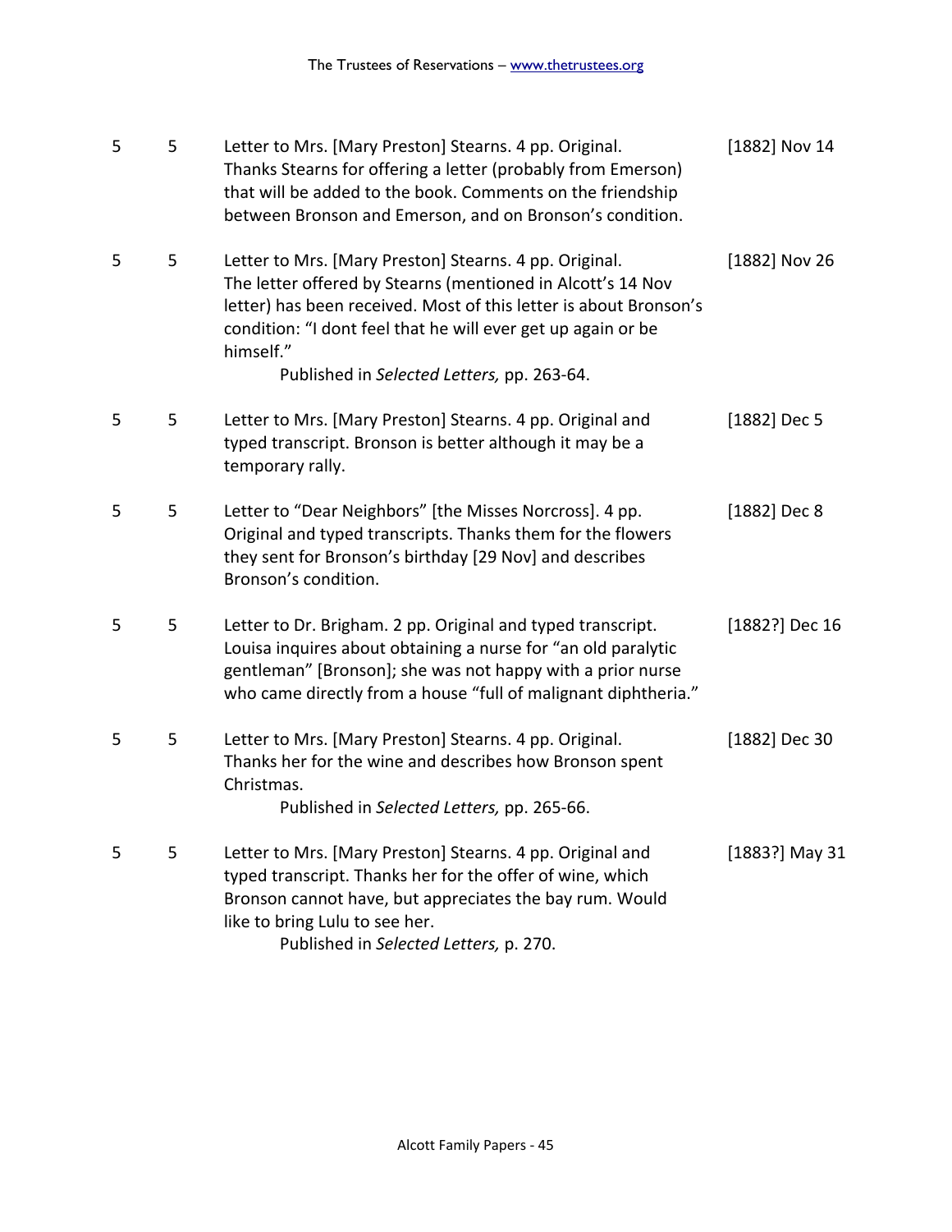| | | | |
|---|---|---|---|
| 5 | 5 | Letter to Mrs. [Mary Preston] Stearns. 4 pp. Original. Thanks Stearns for offering a letter (probably from Emerson) that will be added to the book. Comments on the friendship between Bronson and Emerson, and on Bronson's condition. | [1882] Nov 14 |
| 5 | 5 | Letter to Mrs. [Mary Preston] Stearns. 4 pp. Original. The letter offered by Stearns (mentioned in Alcott's 14 Nov letter) has been received. Most of this letter is about Bronson's condition: "I dont feel that he will ever get up again or be himself."<br>Published in *Selected Letters,* pp. 263-64. | [1882] Nov 26 |
| 5 | 5 | Letter to Mrs. [Mary Preston] Stearns. 4 pp. Original and typed transcript. Bronson is better although it may be a temporary rally. | [1882] Dec 5 |
| 5 | 5 | Letter to "Dear Neighbors" [the Misses Norcross]. 4 pp. Original and typed transcripts. Thanks them for the flowers they sent for Bronson's birthday [29 Nov] and describes Bronson's condition. | [1882] Dec 8 |
| 5 | 5 | Letter to Dr. Brigham. 2 pp. Original and typed transcript. Louisa inquires about obtaining a nurse for "an old paralytic gentleman" [Bronson]; she was not happy with a prior nurse who came directly from a house "full of malignant diphtheria." | [1882?] Dec 16 |
| 5 | 5 | Letter to Mrs. [Mary Preston] Stearns. 4 pp. Original. Thanks her for the wine and describes how Bronson spent Christmas.<br>Published in *Selected Letters,* pp. 265-66. | [1882] Dec 30 |
| 5 | 5 | Letter to Mrs. [Mary Preston] Stearns. 4 pp. Original and typed transcript. Thanks her for the offer of wine, which Bronson cannot have, but appreciates the bay rum. Would like to bring Lulu to see her.<br>Published in *Selected Letters,* p. 270. | [1883?] May 31 |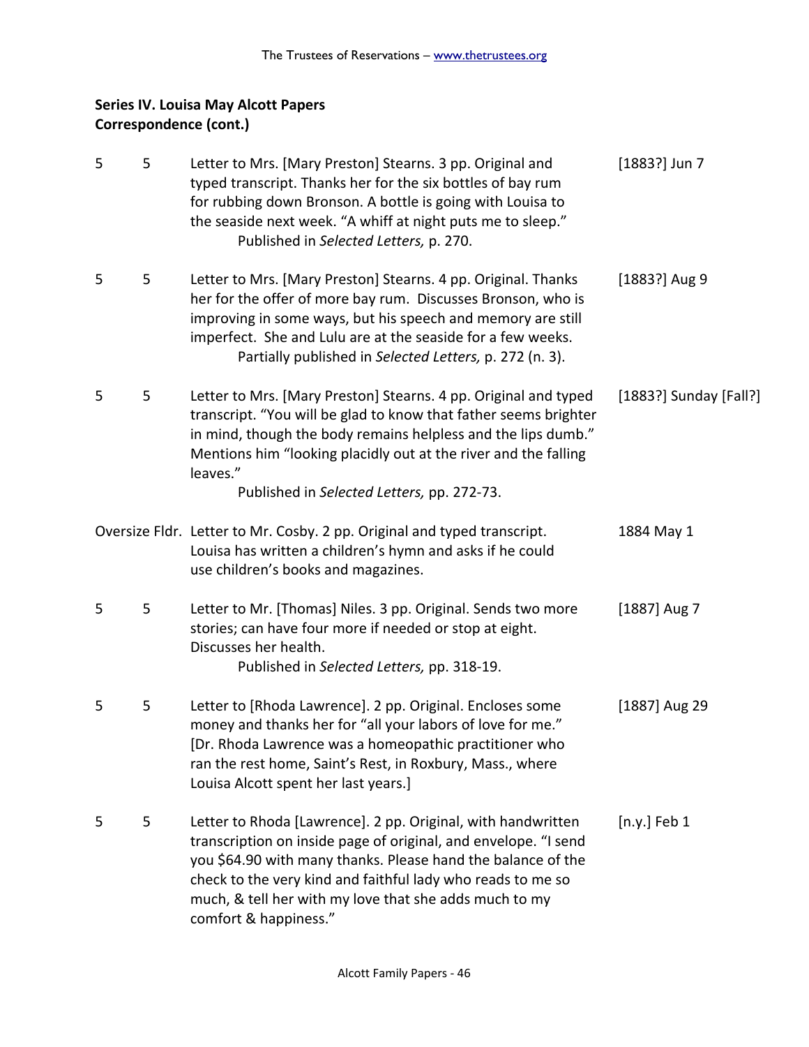**Series IV. Louisa May Alcott Papers**
**Correspondence (cont.)**

| Box | Folder | Description | Date |
|---|---|---|---|
| 5 | 5 | Letter to Mrs. [Mary Preston] Stearns. 3 pp. Original and typed transcript. Thanks her for the six bottles of bay rum for rubbing down Bronson. A bottle is going with Louisa to the seaside next week. "A whiff at night puts me to sleep." Published in *Selected Letters,* p. 270. | [1883?] Jun 7 |
| 5 | 5 | Letter to Mrs. [Mary Preston] Stearns. 4 pp. Original. Thanks her for the offer of more bay rum. Discusses Bronson, who is improving in some ways, but his speech and memory are still imperfect. She and Lulu are at the seaside for a few weeks. Partially published in *Selected Letters,* p. 272 (n. 3). | [1883?] Aug 9 |
| 5 | 5 | Letter to Mrs. [Mary Preston] Stearns. 4 pp. Original and typed transcript. "You will be glad to know that father seems brighter in mind, though the body remains helpless and the lips dumb." Mentions him "looking placidly out at the river and the falling leaves." Published in *Selected Letters,* pp. 272-73. | [1883?] Sunday [Fall?] |
| Oversize Fldr. | | Letter to Mr. Cosby. 2 pp. Original and typed transcript. Louisa has written a children's hymn and asks if he could use children's books and magazines. | 1884 May 1 |
| 5 | 5 | Letter to Mr. [Thomas] Niles. 3 pp. Original. Sends two more stories; can have four more if needed or stop at eight. Discusses her health. Published in *Selected Letters,* pp. 318-19. | [1887] Aug 7 |
| 5 | 5 | Letter to [Rhoda Lawrence]. 2 pp. Original. Encloses some money and thanks her for "all your labors of love for me." [Dr. Rhoda Lawrence was a homeopathic practitioner who ran the rest home, Saint's Rest, in Roxbury, Mass., where Louisa Alcott spent her last years.] | [1887] Aug 29 |
| 5 | 5 | Letter to Rhoda [Lawrence]. 2 pp. Original, with handwritten transcription on inside page of original, and envelope. "I send you $64.90 with many thanks. Please hand the balance of the check to the very kind and faithful lady who reads to me so much, & tell her with my love that she adds much to my comfort & happiness." | [n.y.] Feb 1 |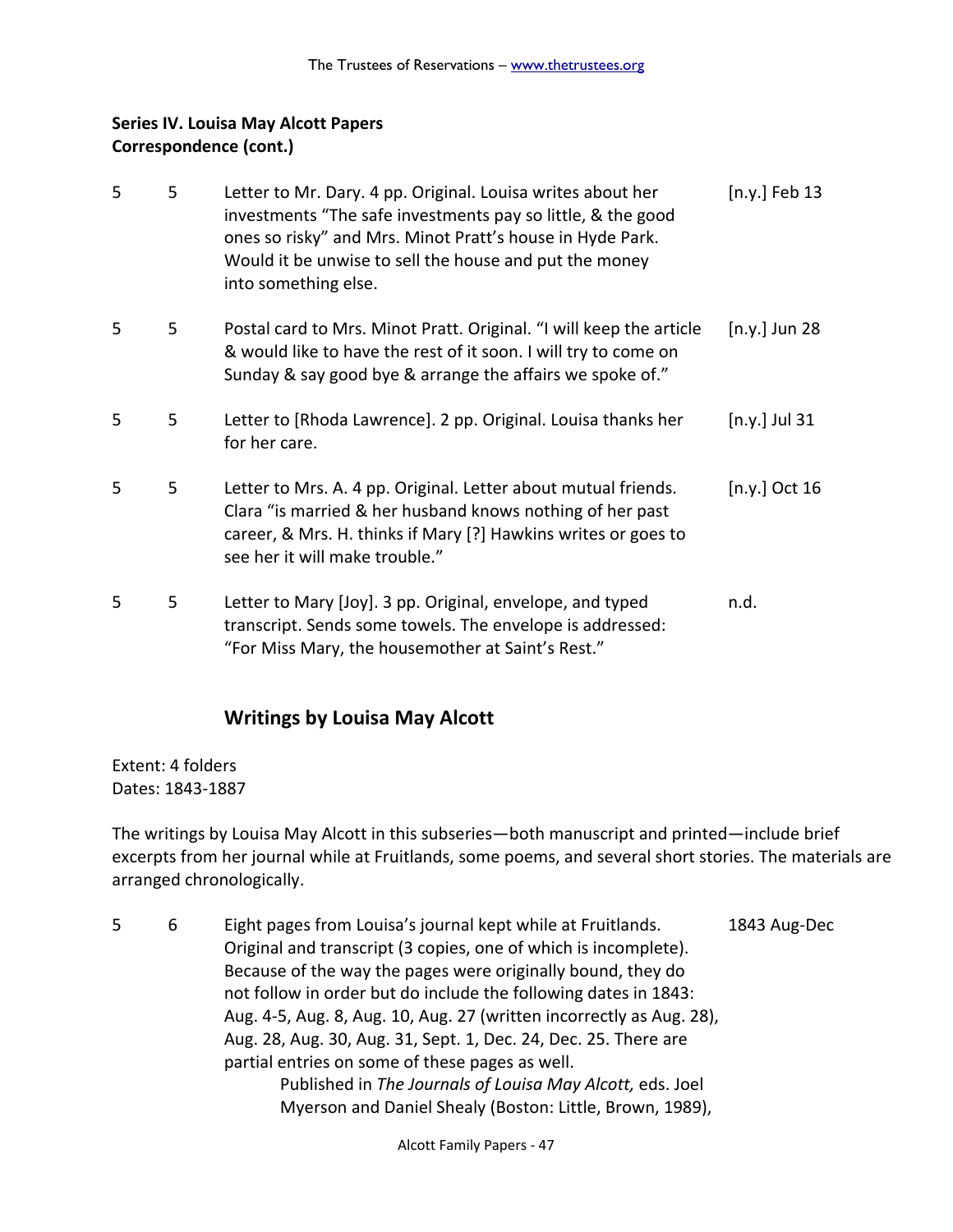**Series IV. Louisa May Alcott Papers**
**Correspondence (cont.)**

| | | | |
|---|---|---|---|
| 5 | 5 | Letter to Mr. Dary. 4 pp. Original. Louisa writes about her investments "The safe investments pay so little, & the good ones so risky" and Mrs. Minot Pratt's house in Hyde Park. Would it be unwise to sell the house and put the money into something else. | [n.y.] Feb 13 |
| 5 | 5 | Postal card to Mrs. Minot Pratt. Original. "I will keep the article & would like to have the rest of it soon. I will try to come on Sunday & say good bye & arrange the affairs we spoke of." | [n.y.] Jun 28 |
| 5 | 5 | Letter to [Rhoda Lawrence]. 2 pp. Original. Louisa thanks her for her care. | [n.y.] Jul 31 |
| 5 | 5 | Letter to Mrs. A. 4 pp. Original. Letter about mutual friends. Clara "is married & her husband knows nothing of her past career, & Mrs. H. thinks if Mary [?] Hawkins writes or goes to see her it will make trouble." | [n.y.] Oct 16 |
| 5 | 5 | Letter to Mary [Joy]. 3 pp. Original, envelope, and typed transcript. Sends some towels. The envelope is addressed: "For Miss Mary, the housemother at Saint's Rest." | n.d. |

## Writings by Louisa May Alcott

Extent: 4 folders
Dates: 1843-1887

The writings by Louisa May Alcott in this subseries—both manuscript and printed—include brief excerpts from her journal while at Fruitlands, some poems, and several short stories. The materials are arranged chronologically.

| | | | |
|---|---|---|---|
| 5 | 6 | Eight pages from Louisa's journal kept while at Fruitlands. Original and transcript (3 copies, one of which is incomplete). Because of the way the pages were originally bound, they do not follow in order but do include the following dates in 1843: Aug. 4-5, Aug. 8, Aug. 10, Aug. 27 (written incorrectly as Aug. 28), Aug. 28, Aug. 30, Aug. 31, Sept. 1, Dec. 24, Dec. 25. There are partial entries on some of these pages as well. Published in *The Journals of Louisa May Alcott,* eds. Joel Myerson and Daniel Shealy (Boston: Little, Brown, 1989), | 1843 Aug-Dec |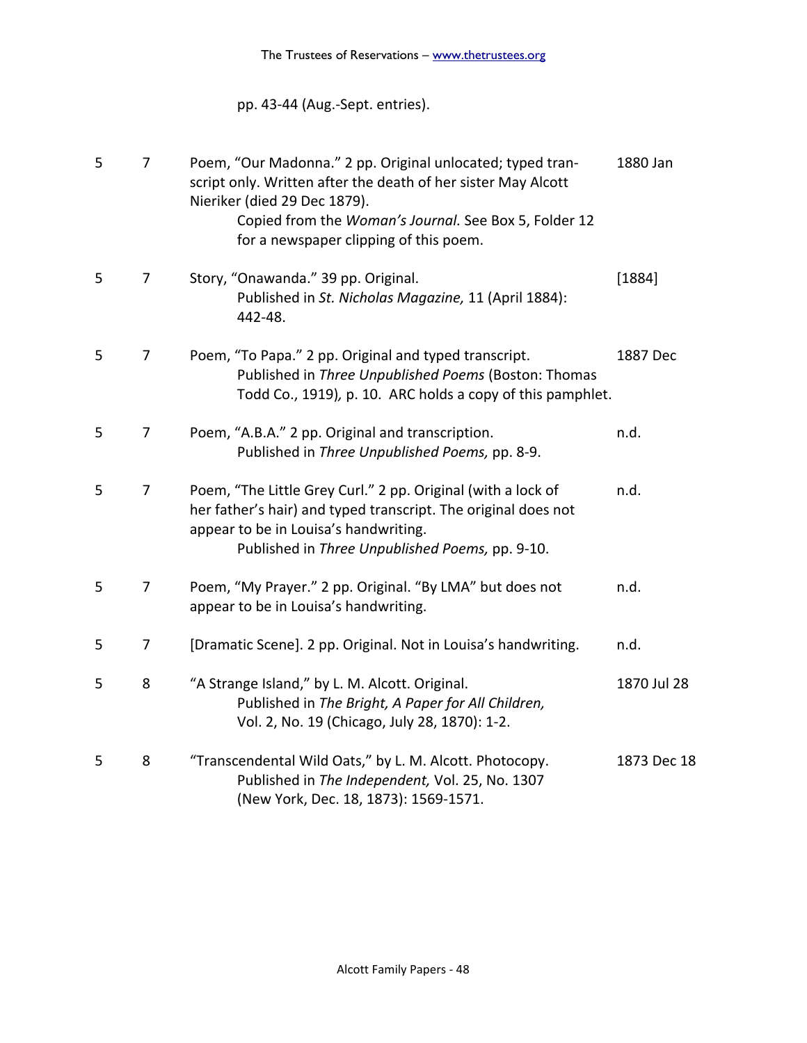pp. 43-44 (Aug.-Sept. entries).

| | | | |
|---|---|---|---|
| 5 | 7 | Poem, "Our Madonna." 2 pp. Original unlocated; typed transcript only. Written after the death of her sister May Alcott Nieriker (died 29 Dec 1879).<br>Copied from the *Woman's Journal.* See Box 5, Folder 12 for a newspaper clipping of this poem. | 1880 Jan |
| 5 | 7 | Story, "Onawanda." 39 pp. Original.<br>Published in *St. Nicholas Magazine,* 11 (April 1884): 442-48. | [1884] |
| 5 | 7 | Poem, "To Papa." 2 pp. Original and typed transcript.<br>Published in *Three Unpublished Poems* (Boston: Thomas Todd Co., 1919), p. 10. ARC holds a copy of this pamphlet. | 1887 Dec |
| 5 | 7 | Poem, "A.B.A." 2 pp. Original and transcription.<br>Published in *Three Unpublished Poems,* pp. 8-9. | n.d. |
| 5 | 7 | Poem, "The Little Grey Curl." 2 pp. Original (with a lock of her father's hair) and typed transcript. The original does not appear to be in Louisa's handwriting.<br>Published in *Three Unpublished Poems,* pp. 9-10. | n.d. |
| 5 | 7 | Poem, "My Prayer." 2 pp. Original. "By LMA" but does not appear to be in Louisa's handwriting. | n.d. |
| 5 | 7 | [Dramatic Scene]. 2 pp. Original. Not in Louisa's handwriting. | n.d. |
| 5 | 8 | "A Strange Island," by L. M. Alcott. Original.<br>Published in *The Bright, A Paper for All Children,* Vol. 2, No. 19 (Chicago, July 28, 1870): 1-2. | 1870 Jul 28 |
| 5 | 8 | "Transcendental Wild Oats," by L. M. Alcott. Photocopy.<br>Published in *The Independent,* Vol. 25, No. 1307 (New York, Dec. 18, 1873): 1569-1571. | 1873 Dec 18 |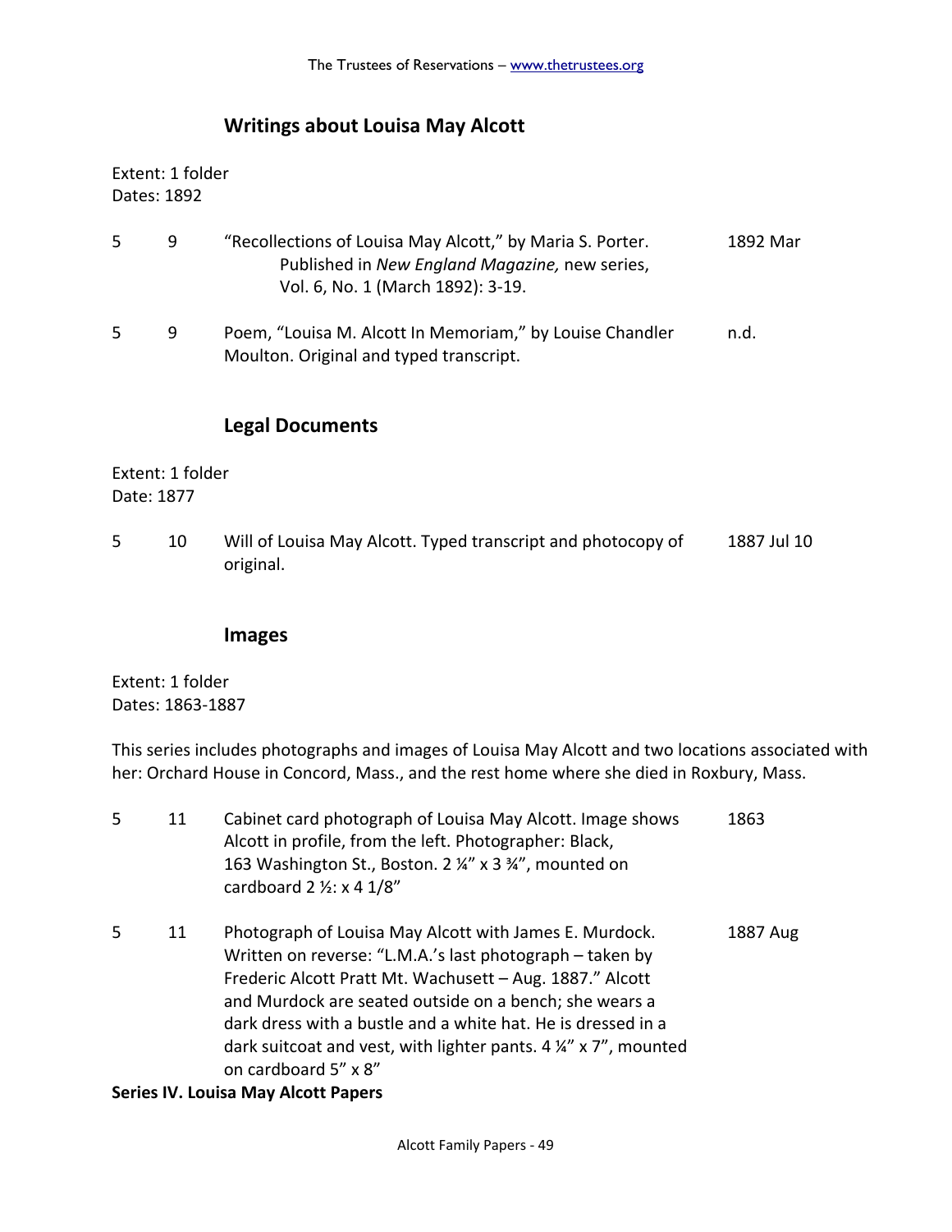## Writings about Louisa May Alcott

Extent: 1 folder
Dates: 1892

| Box | Folder | Description | Date |
|---|---|---|---|
| 5 | 9 | "Recollections of Louisa May Alcott," by Maria S. Porter. Published in *New England Magazine,* new series, Vol. 6, No. 1 (March 1892): 3-19. | 1892 Mar |
| 5 | 9 | Poem, "Louisa M. Alcott In Memoriam," by Louise Chandler Moulton. Original and typed transcript. | n.d. |

## Legal Documents

Extent: 1 folder
Date: 1877

| Box | Folder | Description | Date |
|---|---|---|---|
| 5 | 10 | Will of Louisa May Alcott. Typed transcript and photocopy of original. | 1887 Jul 10 |

## Images

Extent: 1 folder
Dates: 1863-1887

This series includes photographs and images of Louisa May Alcott and two locations associated with her: Orchard House in Concord, Mass., and the rest home where she died in Roxbury, Mass.

| Box | Folder | Description | Date |
|---|---|---|---|
| 5 | 11 | Cabinet card photograph of Louisa May Alcott. Image shows Alcott in profile, from the left. Photographer: Black, 163 Washington St., Boston. 2 ¼" x 3 ¾", mounted on cardboard 2 ½: x 4 1/8" | 1863 |
| 5 | 11 | Photograph of Louisa May Alcott with James E. Murdock. Written on reverse: "L.M.A.'s last photograph – taken by Frederic Alcott Pratt Mt. Wachusett – Aug. 1887." Alcott and Murdock are seated outside on a bench; she wears a dark dress with a bustle and a white hat. He is dressed in a dark suitcoat and vest, with lighter pants. 4 ¼" x 7", mounted on cardboard 5" x 8" | 1887 Aug |

**Series IV. Louisa May Alcott Papers**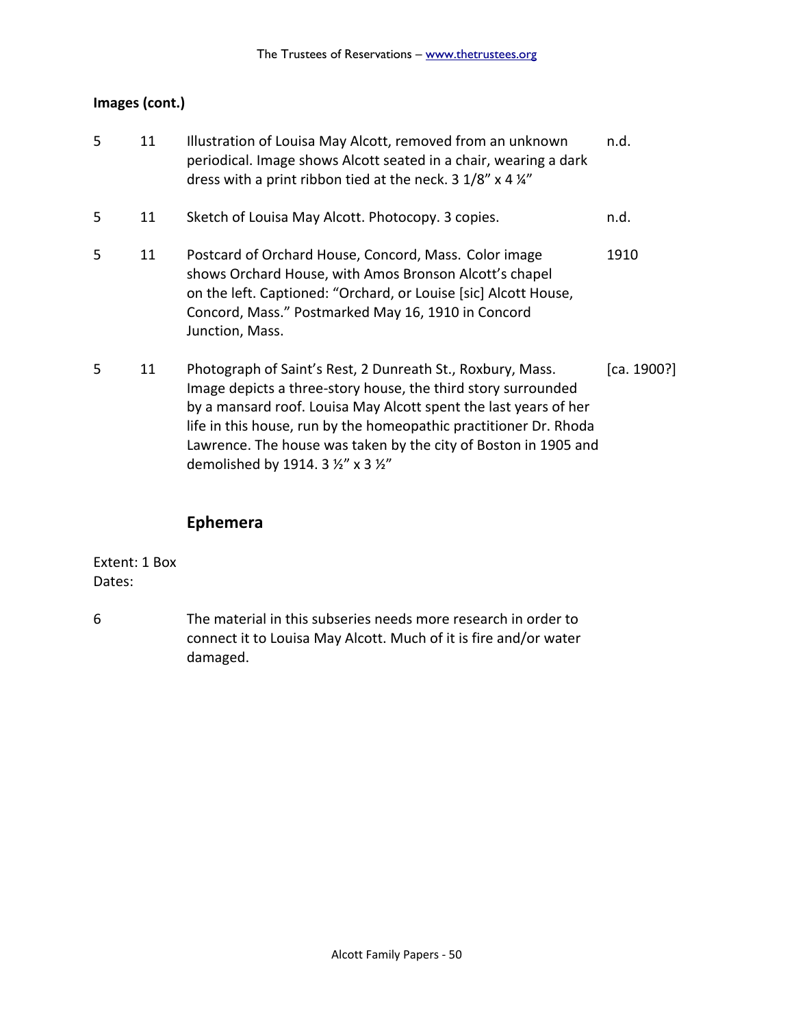**Images (cont.)**

| Box | Folder | Description | Date |
|---|---|---|---|
| 5 | 11 | Illustration of Louisa May Alcott, removed from an unknown periodical. Image shows Alcott seated in a chair, wearing a dark dress with a print ribbon tied at the neck. 3 1/8" x 4 ¼" | n.d. |
| 5 | 11 | Sketch of Louisa May Alcott. Photocopy. 3 copies. | n.d. |
| 5 | 11 | Postcard of Orchard House, Concord, Mass. Color image shows Orchard House, with Amos Bronson Alcott's chapel on the left. Captioned: "Orchard, or Louise [sic] Alcott House, Concord, Mass." Postmarked May 16, 1910 in Concord Junction, Mass. | 1910 |
| 5 | 11 | Photograph of Saint's Rest, 2 Dunreath St., Roxbury, Mass. Image depicts a three-story house, the third story surrounded by a mansard roof. Louisa May Alcott spent the last years of her life in this house, run by the homeopathic practitioner Dr. Rhoda Lawrence. The house was taken by the city of Boston in 1905 and demolished by 1914. 3 ½" x 3 ½" | [ca. 1900?] |

## Ephemera

Extent: 1 Box
Dates:

6 The material in this subseries needs more research in order to connect it to Louisa May Alcott. Much of it is fire and/or water damaged.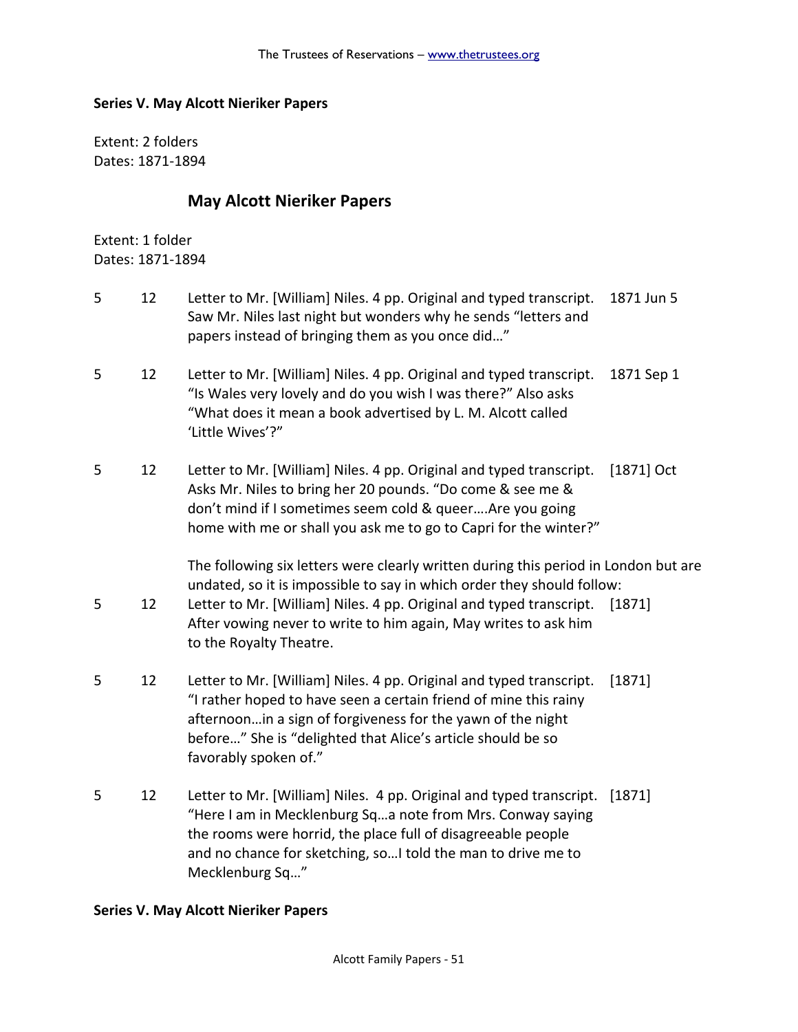**Series V. May Alcott Nieriker Papers**

Extent: 2 folders
Dates: 1871-1894

## May Alcott Nieriker Papers

Extent: 1 folder
Dates: 1871-1894

| Box | Folder | Description | Date |
|---|---|---|---|
| 5 | 12 | Letter to Mr. [William] Niles. 4 pp. Original and typed transcript. Saw Mr. Niles last night but wonders why he sends "letters and papers instead of bringing them as you once did…" | 1871 Jun 5 |
| 5 | 12 | Letter to Mr. [William] Niles. 4 pp. Original and typed transcript. "Is Wales very lovely and do you wish I was there?" Also asks "What does it mean a book advertised by L. M. Alcott called 'Little Wives'?" | 1871 Sep 1 |
| 5 | 12 | Letter to Mr. [William] Niles. 4 pp. Original and typed transcript. Asks Mr. Niles to bring her 20 pounds. "Do come & see me & don't mind if I sometimes seem cold & queer….Are you going home with me or shall you ask me to go to Capri for the winter?" | [1871] Oct |
| | | The following six letters were clearly written during this period in London but are undated, so it is impossible to say in which order they should follow: | |
| 5 | 12 | Letter to Mr. [William] Niles. 4 pp. Original and typed transcript. After vowing never to write to him again, May writes to ask him to the Royalty Theatre. | [1871] |
| 5 | 12 | Letter to Mr. [William] Niles. 4 pp. Original and typed transcript. "I rather hoped to have seen a certain friend of mine this rainy afternoon…in a sign of forgiveness for the yawn of the night before…" She is "delighted that Alice's article should be so favorably spoken of." | [1871] |
| 5 | 12 | Letter to Mr. [William] Niles. 4 pp. Original and typed transcript. "Here I am in Mecklenburg Sq…a note from Mrs. Conway saying the rooms were horrid, the place full of disagreeable people and no chance for sketching, so…I told the man to drive me to Mecklenburg Sq…" | [1871] |

**Series V. May Alcott Nieriker Papers**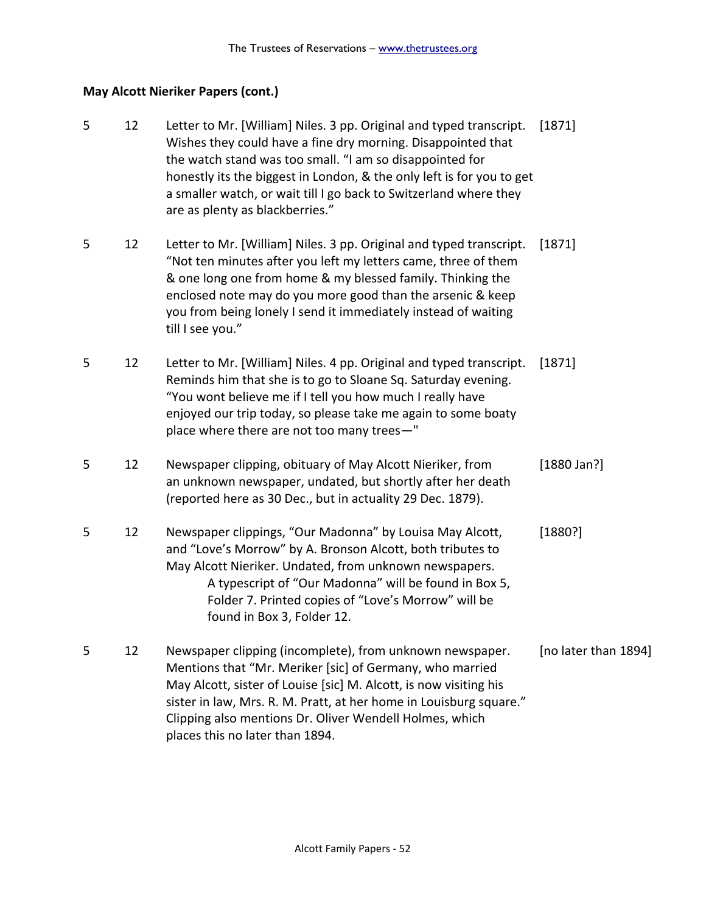**May Alcott Nieriker Papers (cont.)**

| Box | Folder | Description | Date |
|---|---|---|---|
| 5 | 12 | Letter to Mr. [William] Niles. 3 pp. Original and typed transcript. Wishes they could have a fine dry morning. Disappointed that the watch stand was too small. "I am so disappointed for honestly its the biggest in London, & the only left is for you to get a smaller watch, or wait till I go back to Switzerland where they are as plenty as blackberries." | [1871] |
| 5 | 12 | Letter to Mr. [William] Niles. 3 pp. Original and typed transcript. "Not ten minutes after you left my letters came, three of them & one long one from home & my blessed family. Thinking the enclosed note may do you more good than the arsenic & keep you from being lonely I send it immediately instead of waiting till I see you." | [1871] |
| 5 | 12 | Letter to Mr. [William] Niles. 4 pp. Original and typed transcript. Reminds him that she is to go to Sloane Sq. Saturday evening. "You wont believe me if I tell you how much I really have enjoyed our trip today, so please take me again to some boaty place where there are not too many trees—" | [1871] |
| 5 | 12 | Newspaper clipping, obituary of May Alcott Nieriker, from an unknown newspaper, undated, but shortly after her death (reported here as 30 Dec., but in actuality 29 Dec. 1879). | [1880 Jan?] |
| 5 | 12 | Newspaper clippings, "Our Madonna" by Louisa May Alcott, and "Love's Morrow" by A. Bronson Alcott, both tributes to May Alcott Nieriker. Undated, from unknown newspapers. A typescript of "Our Madonna" will be found in Box 5, Folder 7. Printed copies of "Love's Morrow" will be found in Box 3, Folder 12. | [1880?] |
| 5 | 12 | Newspaper clipping (incomplete), from unknown newspaper. Mentions that "Mr. Meriker [sic] of Germany, who married May Alcott, sister of Louise [sic] M. Alcott, is now visiting his sister in law, Mrs. R. M. Pratt, at her home in Louisburg square." Clipping also mentions Dr. Oliver Wendell Holmes, which places this no later than 1894. | [no later than 1894] |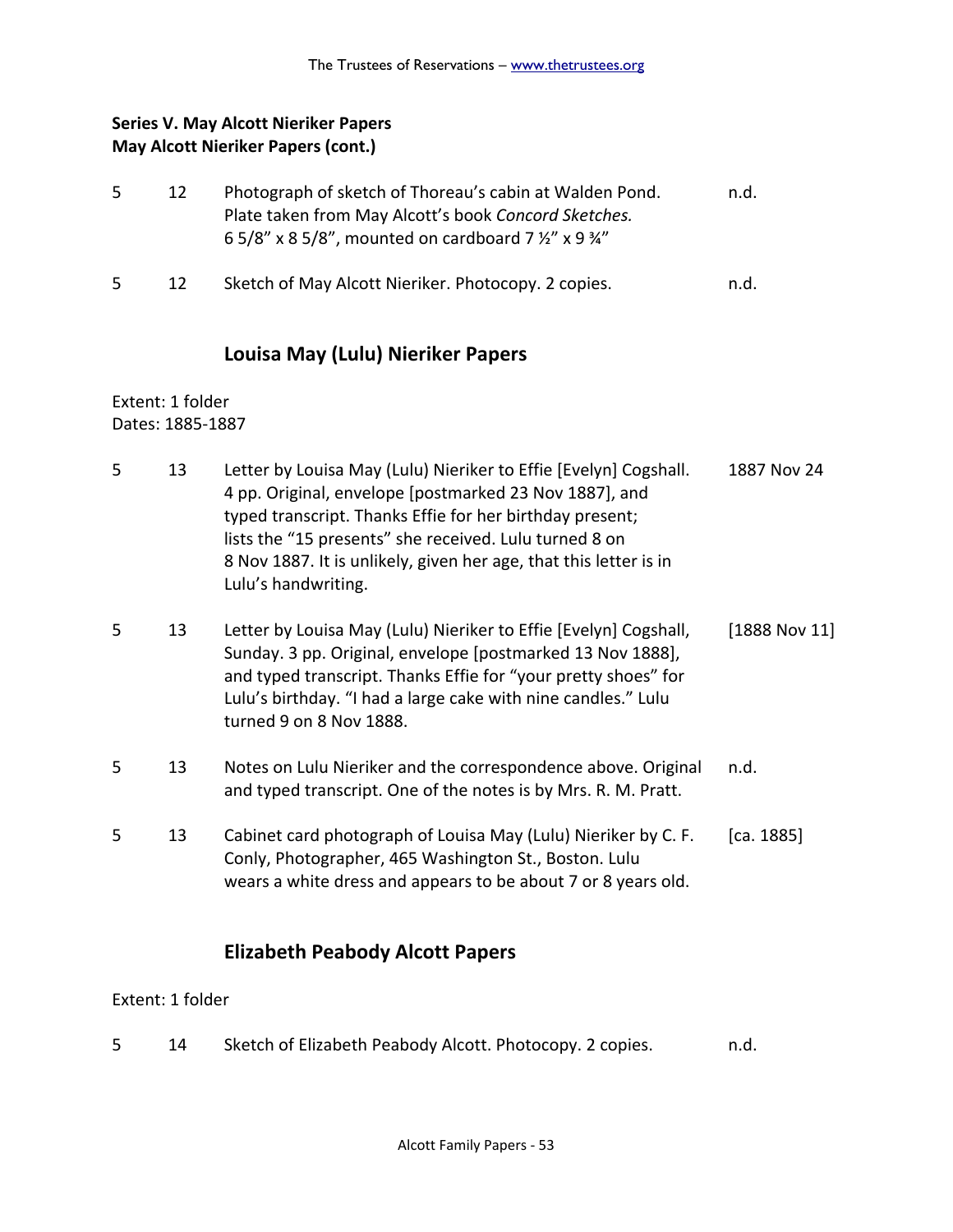**Series V. May Alcott Nieriker Papers**
**May Alcott Nieriker Papers (cont.)**

| | | | |
|---|---|---|---|
| 5 | 12 | Photograph of sketch of Thoreau's cabin at Walden Pond. Plate taken from May Alcott's book *Concord Sketches.* 6 5/8" x 8 5/8", mounted on cardboard 7 ½" x 9 ¾" | n.d. |
| 5 | 12 | Sketch of May Alcott Nieriker. Photocopy. 2 copies. | n.d. |

## Louisa May (Lulu) Nieriker Papers

Extent: 1 folder
Dates: 1885-1887

| | | | |
|---|---|---|---|
| 5 | 13 | Letter by Louisa May (Lulu) Nieriker to Effie [Evelyn] Cogshall. 4 pp. Original, envelope [postmarked 23 Nov 1887], and typed transcript. Thanks Effie for her birthday present; lists the "15 presents" she received. Lulu turned 8 on 8 Nov 1887. It is unlikely, given her age, that this letter is in Lulu's handwriting. | 1887 Nov 24 |
| 5 | 13 | Letter by Louisa May (Lulu) Nieriker to Effie [Evelyn] Cogshall, Sunday. 3 pp. Original, envelope [postmarked 13 Nov 1888], and typed transcript. Thanks Effie for "your pretty shoes" for Lulu's birthday. "I had a large cake with nine candles." Lulu turned 9 on 8 Nov 1888. | [1888 Nov 11] |
| 5 | 13 | Notes on Lulu Nieriker and the correspondence above. Original and typed transcript. One of the notes is by Mrs. R. M. Pratt. | n.d. |
| 5 | 13 | Cabinet card photograph of Louisa May (Lulu) Nieriker by C. F. Conly, Photographer, 465 Washington St., Boston. Lulu wears a white dress and appears to be about 7 or 8 years old. | [ca. 1885] |

## Elizabeth Peabody Alcott Papers

Extent: 1 folder

| | | | |
|---|---|---|---|
| 5 | 14 | Sketch of Elizabeth Peabody Alcott. Photocopy. 2 copies. | n.d. |